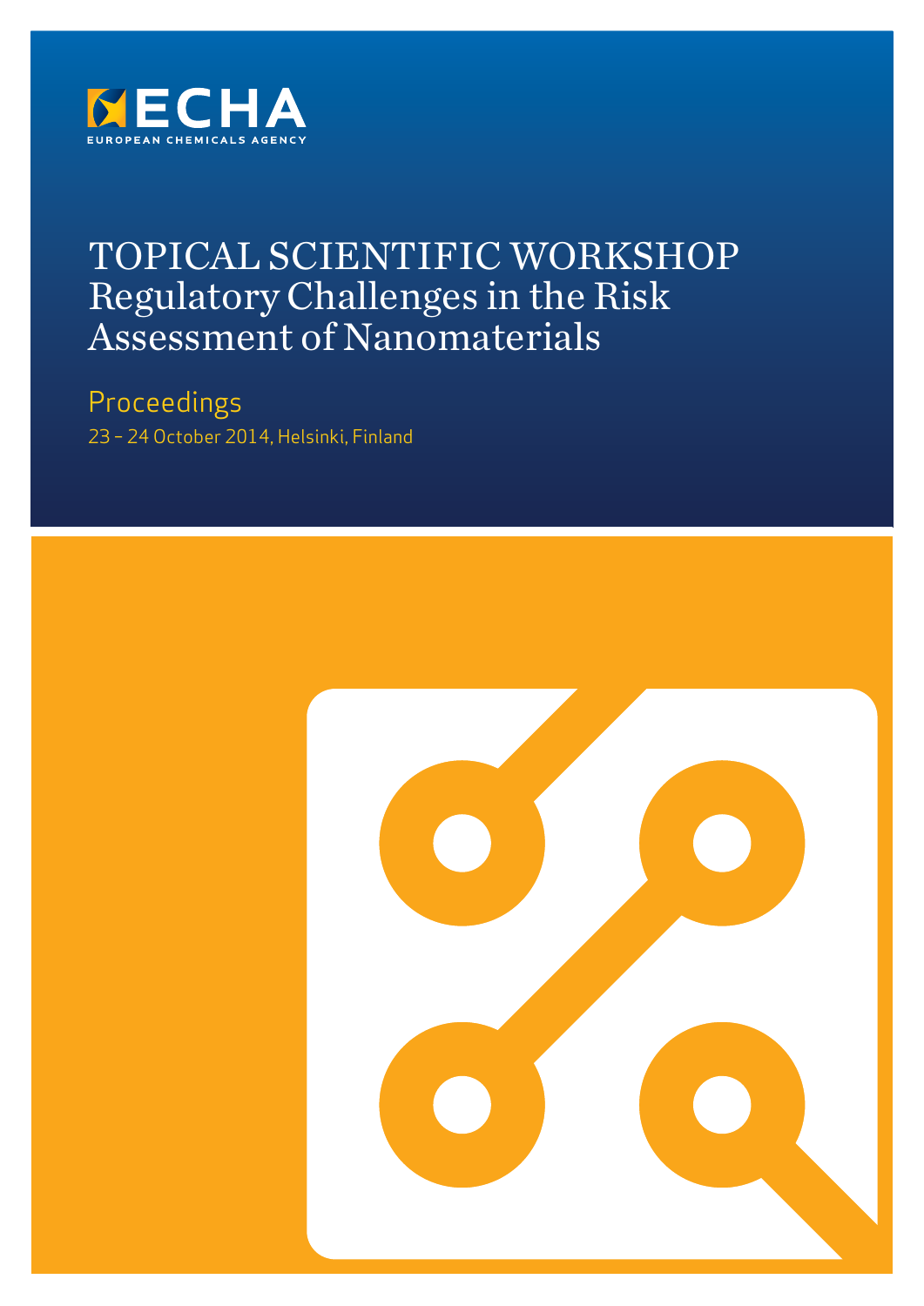ECHA

EUROPEAN CHEMICALS AGENCY

# TOPICAL SCIENTIFIC WORKSHOP
# Regulatory Challenges in the Risk Assessment of Nanomaterials

## Proceedings

23 – 24 October 2014, Helsinki, Finland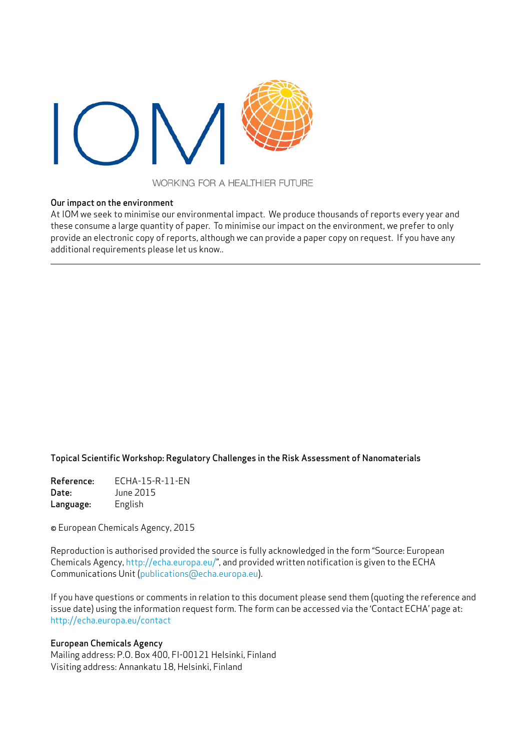IOM

WORKING FOR A HEALTHIER FUTURE

**Our impact on the environment**

At IOM we seek to minimise our environmental impact. We produce thousands of reports every year and these consume a large quantity of paper. To minimise our impact on the environment, we prefer to only provide an electronic copy of reports, although we can provide a paper copy on request. If you have any additional requirements please let us know..

---

**Topical Scientific Workshop: Regulatory Challenges in the Risk Assessment of Nanomaterials**

**Reference:** ECHA-15-R-11-EN
**Date:** June 2015
**Language:** English

© European Chemicals Agency, 2015

Reproduction is authorised provided the source is fully acknowledged in the form "Source: European Chemicals Agency, http://echa.europa.eu/", and provided written notification is given to the ECHA Communications Unit (publications@echa.europa.eu).

If you have questions or comments in relation to this document please send them (quoting the reference and issue date) using the information request form. The form can be accessed via the 'Contact ECHA' page at: http://echa.europa.eu/contact

**European Chemicals Agency**
Mailing address: P.O. Box 400, FI-00121 Helsinki, Finland
Visiting address: Annankatu 18, Helsinki, Finland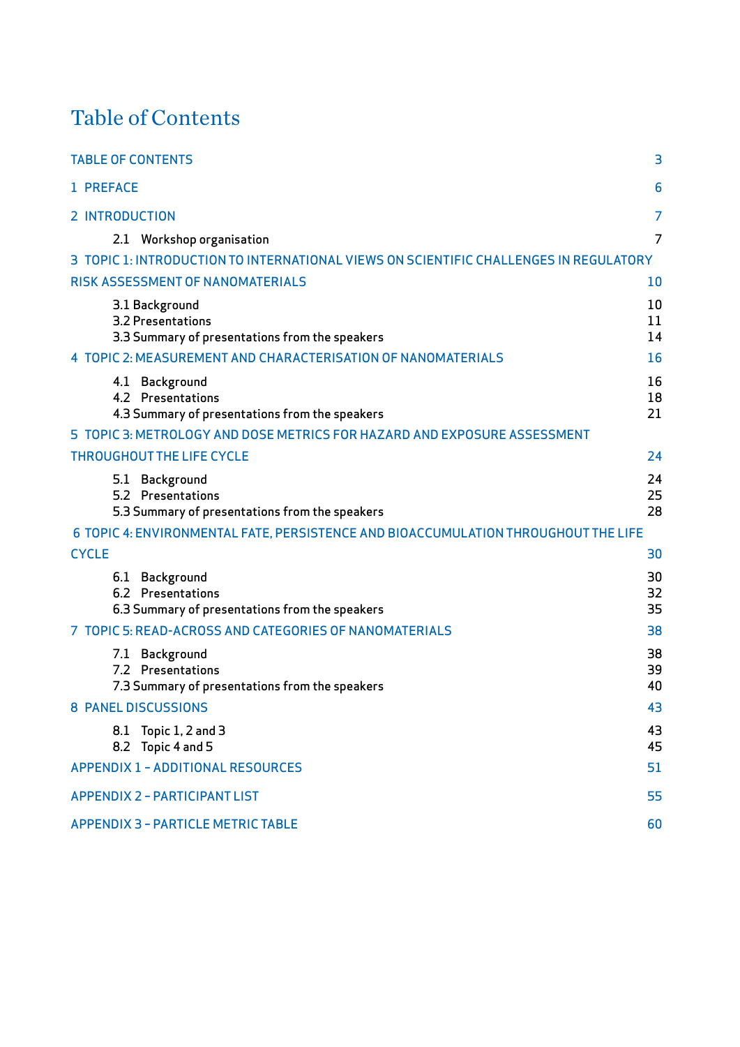# Table of Contents

| | |
|---|---|
| TABLE OF CONTENTS | 3 |
| 1 PREFACE | 6 |
| 2 INTRODUCTION | 7 |
| 2.1 Workshop organisation | 7 |
| 3 TOPIC 1: INTRODUCTION TO INTERNATIONAL VIEWS ON SCIENTIFIC CHALLENGES IN REGULATORY RISK ASSESSMENT OF NANOMATERIALS | 10 |
| 3.1 Background | 10 |
| 3.2 Presentations | 11 |
| 3.3 Summary of presentations from the speakers | 14 |
| 4 TOPIC 2: MEASUREMENT AND CHARACTERISATION OF NANOMATERIALS | 16 |
| 4.1 Background | 16 |
| 4.2 Presentations | 18 |
| 4.3 Summary of presentations from the speakers | 21 |
| 5 TOPIC 3: METROLOGY AND DOSE METRICS FOR HAZARD AND EXPOSURE ASSESSMENT THROUGHOUT THE LIFE CYCLE | 24 |
| 5.1 Background | 24 |
| 5.2 Presentations | 25 |
| 5.3 Summary of presentations from the speakers | 28 |
| 6 TOPIC 4: ENVIRONMENTAL FATE, PERSISTENCE AND BIOACCUMULATION THROUGHOUT THE LIFE CYCLE | 30 |
| 6.1 Background | 30 |
| 6.2 Presentations | 32 |
| 6.3 Summary of presentations from the speakers | 35 |
| 7 TOPIC 5: READ-ACROSS AND CATEGORIES OF NANOMATERIALS | 38 |
| 7.1 Background | 38 |
| 7.2 Presentations | 39 |
| 7.3 Summary of presentations from the speakers | 40 |
| 8 PANEL DISCUSSIONS | 43 |
| 8.1 Topic 1, 2 and 3 | 43 |
| 8.2 Topic 4 and 5 | 45 |
| APPENDIX 1 – ADDITIONAL RESOURCES | 51 |
| APPENDIX 2 – PARTICIPANT LIST | 55 |
| APPENDIX 3 – PARTICLE METRIC TABLE | 60 |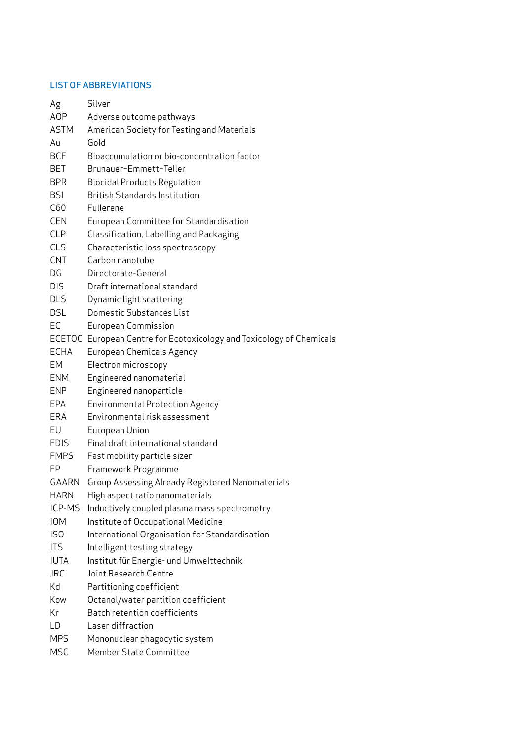## LIST OF ABBREVIATIONS

| | |
|---|---|
| Ag | Silver |
| AOP | Adverse outcome pathways |
| ASTM | American Society for Testing and Materials |
| Au | Gold |
| BCF | Bioaccumulation or bio-concentration factor |
| BET | Brunauer–Emmett–Teller |
| BPR | Biocidal Products Regulation |
| BSI | British Standards Institution |
| C60 | Fullerene |
| CEN | European Committee for Standardisation |
| CLP | Classification, Labelling and Packaging |
| CLS | Characteristic loss spectroscopy |
| CNT | Carbon nanotube |
| DG | Directorate-General |
| DIS | Draft international standard |
| DLS | Dynamic light scattering |
| DSL | Domestic Substances List |
| EC | European Commission |
| ECETOC | European Centre for Ecotoxicology and Toxicology of Chemicals |
| ECHA | European Chemicals Agency |
| EM | Electron microscopy |
| ENM | Engineered nanomaterial |
| ENP | Engineered nanoparticle |
| EPA | Environmental Protection Agency |
| ERA | Environmental risk assessment |
| EU | European Union |
| FDIS | Final draft international standard |
| FMPS | Fast mobility particle sizer |
| FP | Framework Programme |
| GAARN | Group Assessing Already Registered Nanomaterials |
| HARN | High aspect ratio nanomaterials |
| ICP-MS | Inductively coupled plasma mass spectrometry |
| IOM | Institute of Occupational Medicine |
| ISO | International Organisation for Standardisation |
| ITS | Intelligent testing strategy |
| IUTA | Institut für Energie- und Umwelttechnik |
| JRC | Joint Research Centre |
| Kd | Partitioning coefficient |
| Kow | Octanol/water partition coefficient |
| Kr | Batch retention coefficients |
| LD | Laser diffraction |
| MPS | Mononuclear phagocytic system |
| MSC | Member State Committee |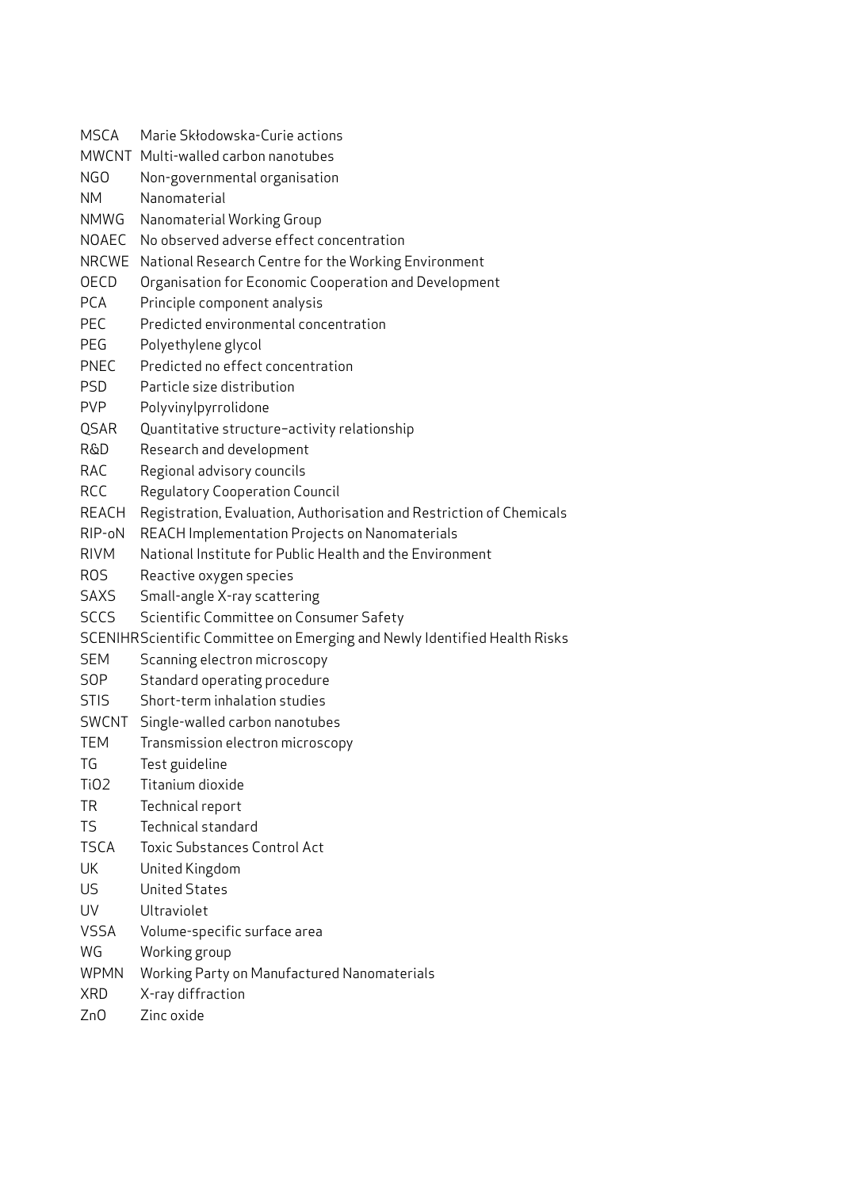| | |
|---|---|
| MSCA | Marie Skłodowska-Curie actions |
| MWCNT | Multi-walled carbon nanotubes |
| NGO | Non-governmental organisation |
| NM | Nanomaterial |
| NMWG | Nanomaterial Working Group |
| NOAEC | No observed adverse effect concentration |
| NRCWE | National Research Centre for the Working Environment |
| OECD | Organisation for Economic Cooperation and Development |
| PCA | Principle component analysis |
| PEC | Predicted environmental concentration |
| PEG | Polyethylene glycol |
| PNEC | Predicted no effect concentration |
| PSD | Particle size distribution |
| PVP | Polyvinylpyrrolidone |
| QSAR | Quantitative structure–activity relationship |
| R&D | Research and development |
| RAC | Regional advisory councils |
| RCC | Regulatory Cooperation Council |
| REACH | Registration, Evaluation, Authorisation and Restriction of Chemicals |
| RIP-oN | REACH Implementation Projects on Nanomaterials |
| RIVM | National Institute for Public Health and the Environment |
| ROS | Reactive oxygen species |
| SAXS | Small-angle X-ray scattering |
| SCCS | Scientific Committee on Consumer Safety |
| SCENIHR | Scientific Committee on Emerging and Newly Identified Health Risks |
| SEM | Scanning electron microscopy |
| SOP | Standard operating procedure |
| STIS | Short-term inhalation studies |
| SWCNT | Single-walled carbon nanotubes |
| TEM | Transmission electron microscopy |
| TG | Test guideline |
| TiO2 | Titanium dioxide |
| TR | Technical report |
| TS | Technical standard |
| TSCA | Toxic Substances Control Act |
| UK | United Kingdom |
| US | United States |
| UV | Ultraviolet |
| VSSA | Volume-specific surface area |
| WG | Working group |
| WPMN | Working Party on Manufactured Nanomaterials |
| XRD | X-ray diffraction |
| ZnO | Zinc oxide |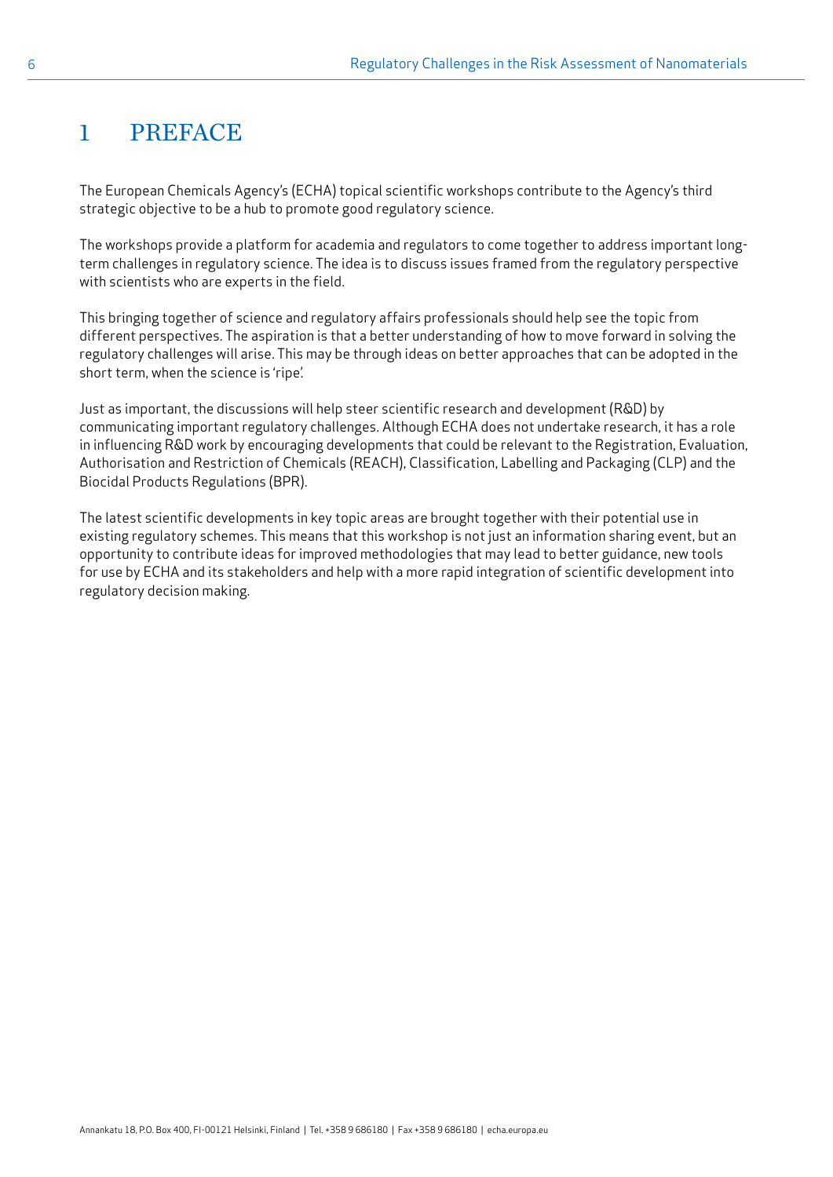# 1 PREFACE

The European Chemicals Agency's (ECHA) topical scientific workshops contribute to the Agency's third strategic objective to be a hub to promote good regulatory science.

The workshops provide a platform for academia and regulators to come together to address important long-term challenges in regulatory science. The idea is to discuss issues framed from the regulatory perspective with scientists who are experts in the field.

This bringing together of science and regulatory affairs professionals should help see the topic from different perspectives. The aspiration is that a better understanding of how to move forward in solving the regulatory challenges will arise. This may be through ideas on better approaches that can be adopted in the short term, when the science is 'ripe'.

Just as important, the discussions will help steer scientific research and development (R&D) by communicating important regulatory challenges. Although ECHA does not undertake research, it has a role in influencing R&D work by encouraging developments that could be relevant to the Registration, Evaluation, Authorisation and Restriction of Chemicals (REACH), Classification, Labelling and Packaging (CLP) and the Biocidal Products Regulations (BPR).

The latest scientific developments in key topic areas are brought together with their potential use in existing regulatory schemes. This means that this workshop is not just an information sharing event, but an opportunity to contribute ideas for improved methodologies that may lead to better guidance, new tools for use by ECHA and its stakeholders and help with a more rapid integration of scientific development into regulatory decision making.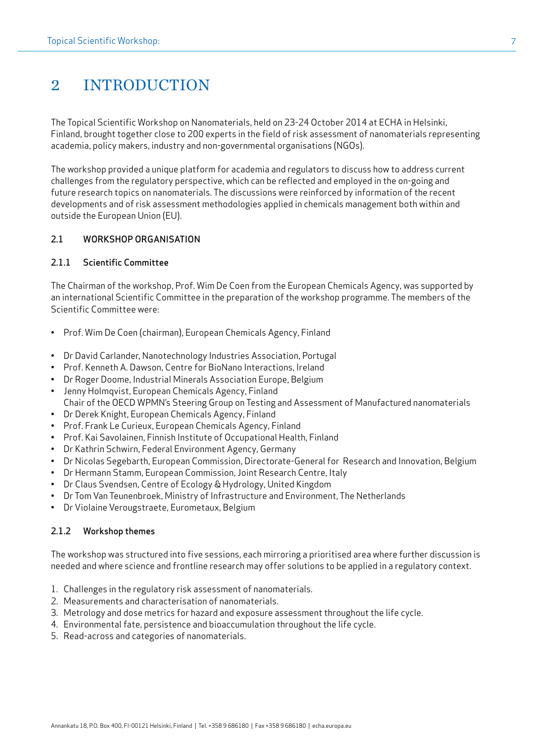# 2 INTRODUCTION

The Topical Scientific Workshop on Nanomaterials, held on 23-24 October 2014 at ECHA in Helsinki, Finland, brought together close to 200 experts in the field of risk assessment of nanomaterials representing academia, policy makers, industry and non-governmental organisations (NGOs).

The workshop provided a unique platform for academia and regulators to discuss how to address current challenges from the regulatory perspective, which can be reflected and employed in the on-going and future research topics on nanomaterials. The discussions were reinforced by information of the recent developments and of risk assessment methodologies applied in chemicals management both within and outside the European Union (EU).

## 2.1 WORKSHOP ORGANISATION

### 2.1.1 Scientific Committee

The Chairman of the workshop, Prof. Wim De Coen from the European Chemicals Agency, was supported by an international Scientific Committee in the preparation of the workshop programme. The members of the Scientific Committee were:

- Prof. Wim De Coen (chairman), European Chemicals Agency, Finland
- Dr David Carlander, Nanotechnology Industries Association, Portugal
- Prof. Kenneth A. Dawson, Centre for BioNano Interactions, Ireland
- Dr Roger Doome, Industrial Minerals Association Europe, Belgium
- Jenny Holmqvist, European Chemicals Agency, Finland
  Chair of the OECD WPMN's Steering Group on Testing and Assessment of Manufactured nanomaterials
- Dr Derek Knight, European Chemicals Agency, Finland
- Prof. Frank Le Curieux, European Chemicals Agency, Finland
- Prof. Kai Savolainen, Finnish Institute of Occupational Health, Finland
- Dr Kathrin Schwirn, Federal Environment Agency, Germany
- Dr Nicolas Segebarth, European Commission, Directorate-General for Research and Innovation, Belgium
- Dr Hermann Stamm, European Commission, Joint Research Centre, Italy
- Dr Claus Svendsen, Centre of Ecology & Hydrology, United Kingdom
- Dr Tom Van Teunenbroek, Ministry of Infrastructure and Environment, The Netherlands
- Dr Violaine Verougstraete, Eurometaux, Belgium

### 2.1.2 Workshop themes

The workshop was structured into five sessions, each mirroring a prioritised area where further discussion is needed and where science and frontline research may offer solutions to be applied in a regulatory context.

1. Challenges in the regulatory risk assessment of nanomaterials.
2. Measurements and characterisation of nanomaterials.
3. Metrology and dose metrics for hazard and exposure assessment throughout the life cycle.
4. Environmental fate, persistence and bioaccumulation throughout the life cycle.
5. Read-across and categories of nanomaterials.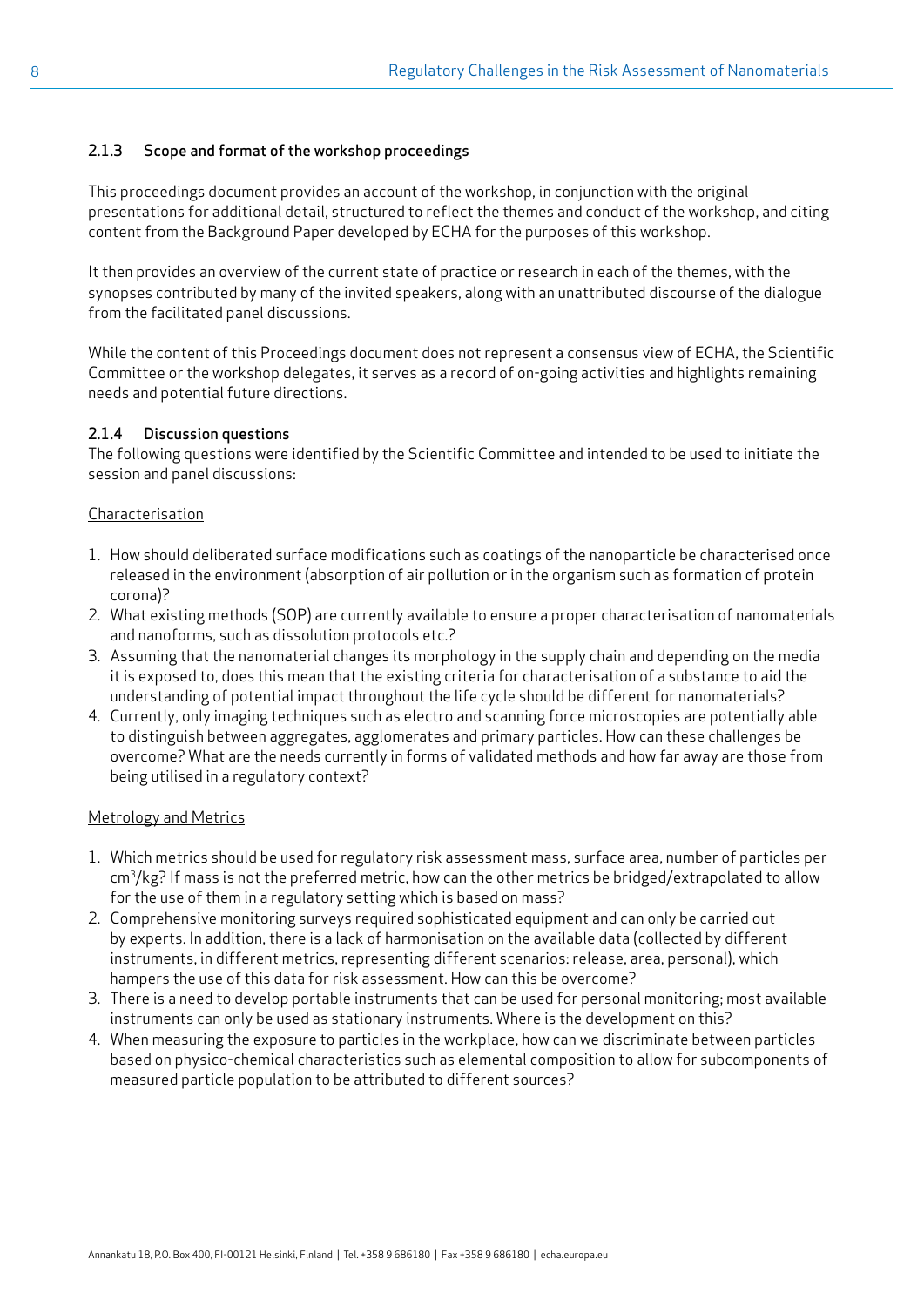### 2.1.3 Scope and format of the workshop proceedings

This proceedings document provides an account of the workshop, in conjunction with the original presentations for additional detail, structured to reflect the themes and conduct of the workshop, and citing content from the Background Paper developed by ECHA for the purposes of this workshop.

It then provides an overview of the current state of practice or research in each of the themes, with the synopses contributed by many of the invited speakers, along with an unattributed discourse of the dialogue from the facilitated panel discussions.

While the content of this Proceedings document does not represent a consensus view of ECHA, the Scientific Committee or the workshop delegates, it serves as a record of on-going activities and highlights remaining needs and potential future directions.

### 2.1.4 Discussion questions

The following questions were identified by the Scientific Committee and intended to be used to initiate the session and panel discussions:

Characterisation

1. How should deliberated surface modifications such as coatings of the nanoparticle be characterised once released in the environment (absorption of air pollution or in the organism such as formation of protein corona)?
2. What existing methods (SOP) are currently available to ensure a proper characterisation of nanomaterials and nanoforms, such as dissolution protocols etc.?
3. Assuming that the nanomaterial changes its morphology in the supply chain and depending on the media it is exposed to, does this mean that the existing criteria for characterisation of a substance to aid the understanding of potential impact throughout the life cycle should be different for nanomaterials?
4. Currently, only imaging techniques such as electro and scanning force microscopies are potentially able to distinguish between aggregates, agglomerates and primary particles. How can these challenges be overcome? What are the needs currently in forms of validated methods and how far away are those from being utilised in a regulatory context?

Metrology and Metrics

1. Which metrics should be used for regulatory risk assessment mass, surface area, number of particles per $cm^3$/kg? If mass is not the preferred metric, how can the other metrics be bridged/extrapolated to allow for the use of them in a regulatory setting which is based on mass?
2. Comprehensive monitoring surveys required sophisticated equipment and can only be carried out by experts. In addition, there is a lack of harmonisation on the available data (collected by different instruments, in different metrics, representing different scenarios: release, area, personal), which hampers the use of this data for risk assessment. How can this be overcome?
3. There is a need to develop portable instruments that can be used for personal monitoring; most available instruments can only be used as stationary instruments. Where is the development on this?
4. When measuring the exposure to particles in the workplace, how can we discriminate between particles based on physico-chemical characteristics such as elemental composition to allow for subcomponents of measured particle population to be attributed to different sources?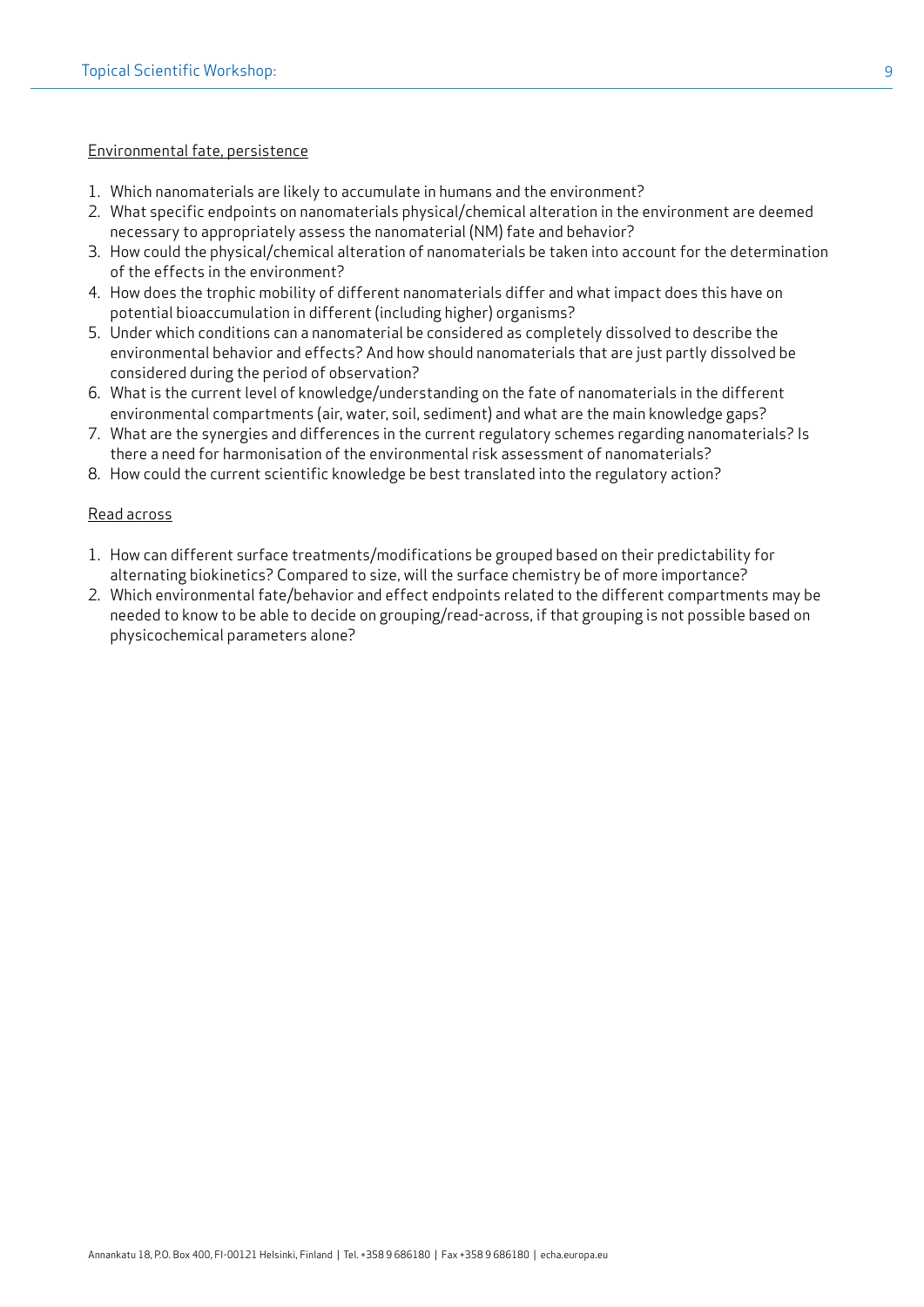Environmental fate, persistence

1. Which nanomaterials are likely to accumulate in humans and the environment?
2. What specific endpoints on nanomaterials physical/chemical alteration in the environment are deemed necessary to appropriately assess the nanomaterial (NM) fate and behavior?
3. How could the physical/chemical alteration of nanomaterials be taken into account for the determination of the effects in the environment?
4. How does the trophic mobility of different nanomaterials differ and what impact does this have on potential bioaccumulation in different (including higher) organisms?
5. Under which conditions can a nanomaterial be considered as completely dissolved to describe the environmental behavior and effects? And how should nanomaterials that are just partly dissolved be considered during the period of observation?
6. What is the current level of knowledge/understanding on the fate of nanomaterials in the different environmental compartments (air, water, soil, sediment) and what are the main knowledge gaps?
7. What are the synergies and differences in the current regulatory schemes regarding nanomaterials? Is there a need for harmonisation of the environmental risk assessment of nanomaterials?
8. How could the current scientific knowledge be best translated into the regulatory action?

Read across

1. How can different surface treatments/modifications be grouped based on their predictability for alternating biokinetics? Compared to size, will the surface chemistry be of more importance?
2. Which environmental fate/behavior and effect endpoints related to the different compartments may be needed to know to be able to decide on grouping/read-across, if that grouping is not possible based on physicochemical parameters alone?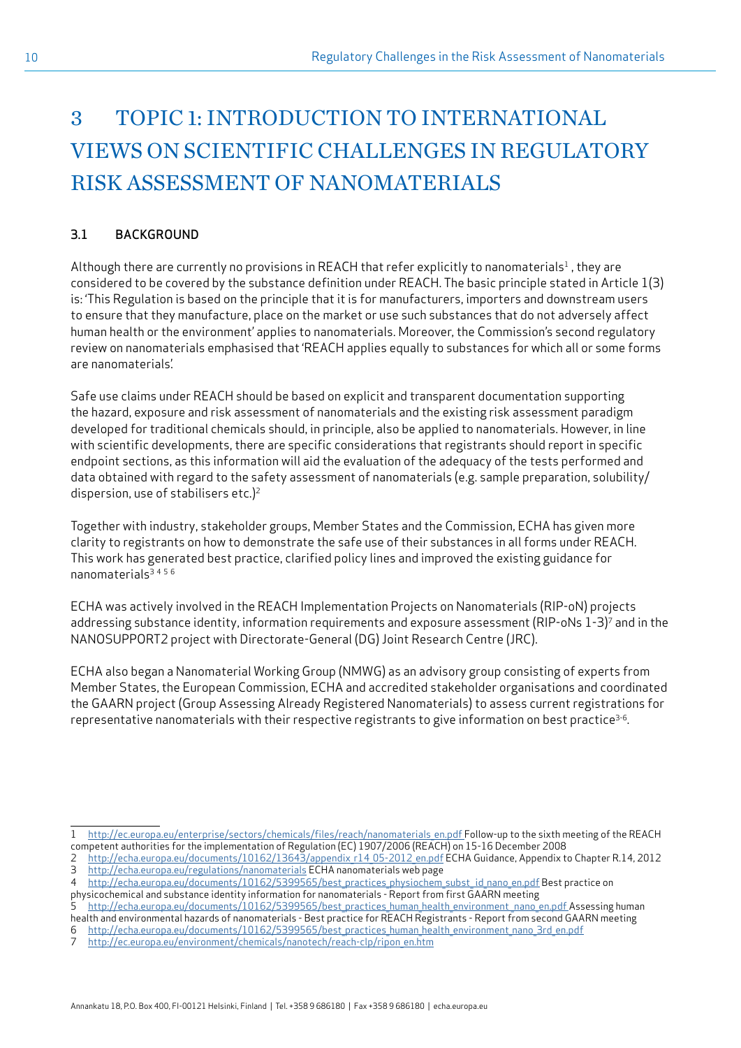# 3 TOPIC 1: INTRODUCTION TO INTERNATIONAL VIEWS ON SCIENTIFIC CHALLENGES IN REGULATORY RISK ASSESSMENT OF NANOMATERIALS

## 3.1 BACKGROUND

Although there are currently no provisions in REACH that refer explicitly to nanomaterials[1] , they are considered to be covered by the substance definition under REACH. The basic principle stated in Article 1(3) is: 'This Regulation is based on the principle that it is for manufacturers, importers and downstream users to ensure that they manufacture, place on the market or use such substances that do not adversely affect human health or the environment' applies to nanomaterials. Moreover, the Commission's second regulatory review on nanomaterials emphasised that 'REACH applies equally to substances for which all or some forms are nanomaterials'.

Safe use claims under REACH should be based on explicit and transparent documentation supporting the hazard, exposure and risk assessment of nanomaterials and the existing risk assessment paradigm developed for traditional chemicals should, in principle, also be applied to nanomaterials. However, in line with scientific developments, there are specific considerations that registrants should report in specific endpoint sections, as this information will aid the evaluation of the adequacy of the tests performed and data obtained with regard to the safety assessment of nanomaterials (e.g. sample preparation, solubility/ dispersion, use of stabilisers etc.)[2]

Together with industry, stakeholder groups, Member States and the Commission, ECHA has given more clarity to registrants on how to demonstrate the safe use of their substances in all forms under REACH. This work has generated best practice, clarified policy lines and improved the existing guidance for nanomaterials[3 4 5 6]

ECHA was actively involved in the REACH Implementation Projects on Nanomaterials (RIP-oN) projects addressing substance identity, information requirements and exposure assessment (RIP-oNs 1-3)[7] and in the NANOSUPPORT2 project with Directorate-General (DG) Joint Research Centre (JRC).

ECHA also began a Nanomaterial Working Group (NMWG) as an advisory group consisting of experts from Member States, the European Commission, ECHA and accredited stakeholder organisations and coordinated the GAARN project (Group Assessing Already Registered Nanomaterials) to assess current registrations for representative nanomaterials with their respective registrants to give information on best practice[3-6].

---

1 http://ec.europa.eu/enterprise/sectors/chemicals/files/reach/nanomaterials_en.pdf Follow-up to the sixth meeting of the REACH competent authorities for the implementation of Regulation (EC) 1907/2006 (REACH) on 15-16 December 2008

2 http://echa.europa.eu/documents/10162/13643/appendix_r14_05-2012_en.pdf ECHA Guidance, Appendix to Chapter R.14, 2012

3 http://echa.europa.eu/regulations/nanomaterials ECHA nanomaterials web page

4 http://echa.europa.eu/documents/10162/5399565/best_practices_physiochem_subst_id_nano_en.pdf Best practice on physicochemical and substance identity information for nanomaterials - Report from first GAARN meeting

5 http://echa.europa.eu/documents/10162/5399565/best_practices_human_health_environment_nano_en.pdf Assessing human health and environmental hazards of nanomaterials - Best practice for REACH Registrants - Report from second GAARN meeting

6 http://echa.europa.eu/documents/10162/5399565/best_practices_human_health_environment_nano_3rd_en.pdf

7 http://ec.europa.eu/environment/chemicals/nanotech/reach-clp/ripon_en.htm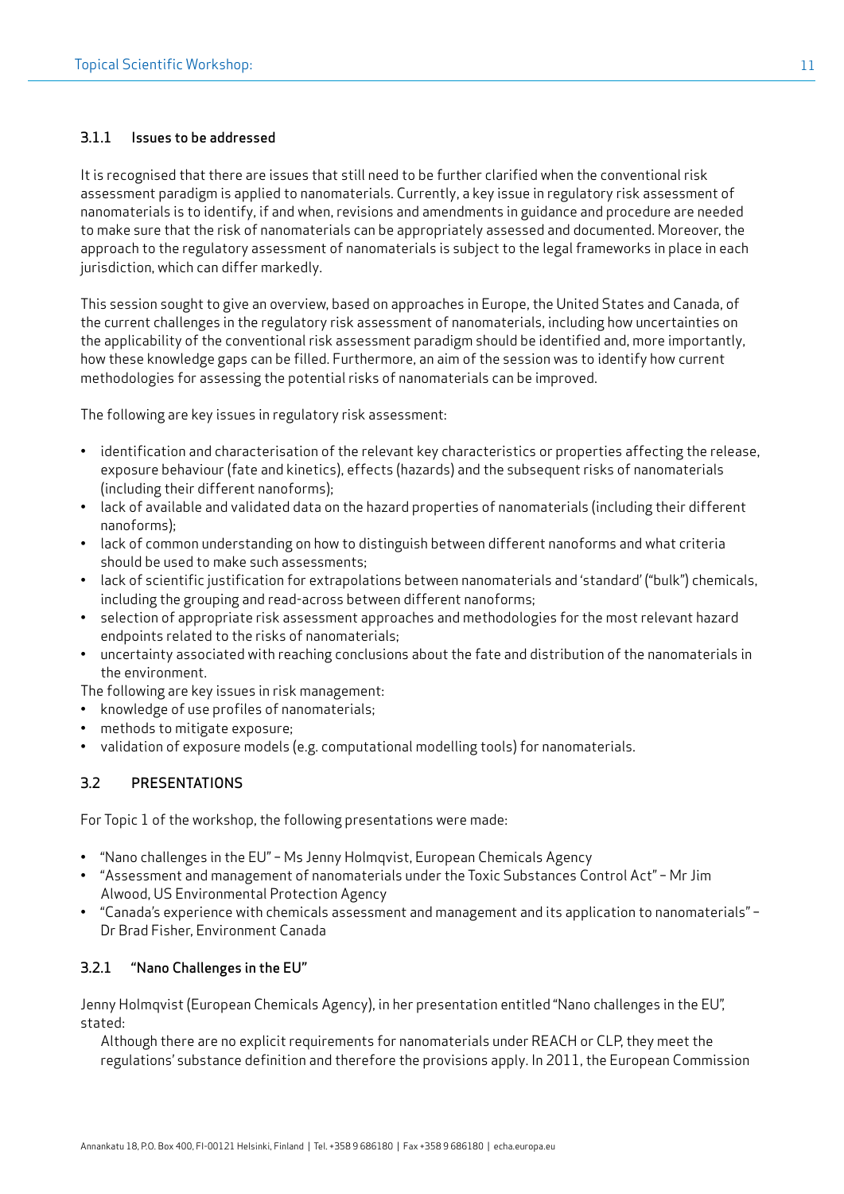### 3.1.1 Issues to be addressed

It is recognised that there are issues that still need to be further clarified when the conventional risk assessment paradigm is applied to nanomaterials. Currently, a key issue in regulatory risk assessment of nanomaterials is to identify, if and when, revisions and amendments in guidance and procedure are needed to make sure that the risk of nanomaterials can be appropriately assessed and documented. Moreover, the approach to the regulatory assessment of nanomaterials is subject to the legal frameworks in place in each jurisdiction, which can differ markedly.

This session sought to give an overview, based on approaches in Europe, the United States and Canada, of the current challenges in the regulatory risk assessment of nanomaterials, including how uncertainties on the applicability of the conventional risk assessment paradigm should be identified and, more importantly, how these knowledge gaps can be filled. Furthermore, an aim of the session was to identify how current methodologies for assessing the potential risks of nanomaterials can be improved.

The following are key issues in regulatory risk assessment:

- identification and characterisation of the relevant key characteristics or properties affecting the release, exposure behaviour (fate and kinetics), effects (hazards) and the subsequent risks of nanomaterials (including their different nanoforms);
- lack of available and validated data on the hazard properties of nanomaterials (including their different nanoforms);
- lack of common understanding on how to distinguish between different nanoforms and what criteria should be used to make such assessments;
- lack of scientific justification for extrapolations between nanomaterials and 'standard' ("bulk") chemicals, including the grouping and read-across between different nanoforms;
- selection of appropriate risk assessment approaches and methodologies for the most relevant hazard endpoints related to the risks of nanomaterials;
- uncertainty associated with reaching conclusions about the fate and distribution of the nanomaterials in the environment.

The following are key issues in risk management:

- knowledge of use profiles of nanomaterials;
- methods to mitigate exposure;
- validation of exposure models (e.g. computational modelling tools) for nanomaterials.

## 3.2 PRESENTATIONS

For Topic 1 of the workshop, the following presentations were made:

- "Nano challenges in the EU" – Ms Jenny Holmqvist, European Chemicals Agency
- "Assessment and management of nanomaterials under the Toxic Substances Control Act" – Mr Jim Alwood, US Environmental Protection Agency
- "Canada's experience with chemicals assessment and management and its application to nanomaterials" – Dr Brad Fisher, Environment Canada

### 3.2.1 "Nano Challenges in the EU"

Jenny Holmqvist (European Chemicals Agency), in her presentation entitled "Nano challenges in the EU", stated:

> Although there are no explicit requirements for nanomaterials under REACH or CLP, they meet the regulations' substance definition and therefore the provisions apply. In 2011, the European Commission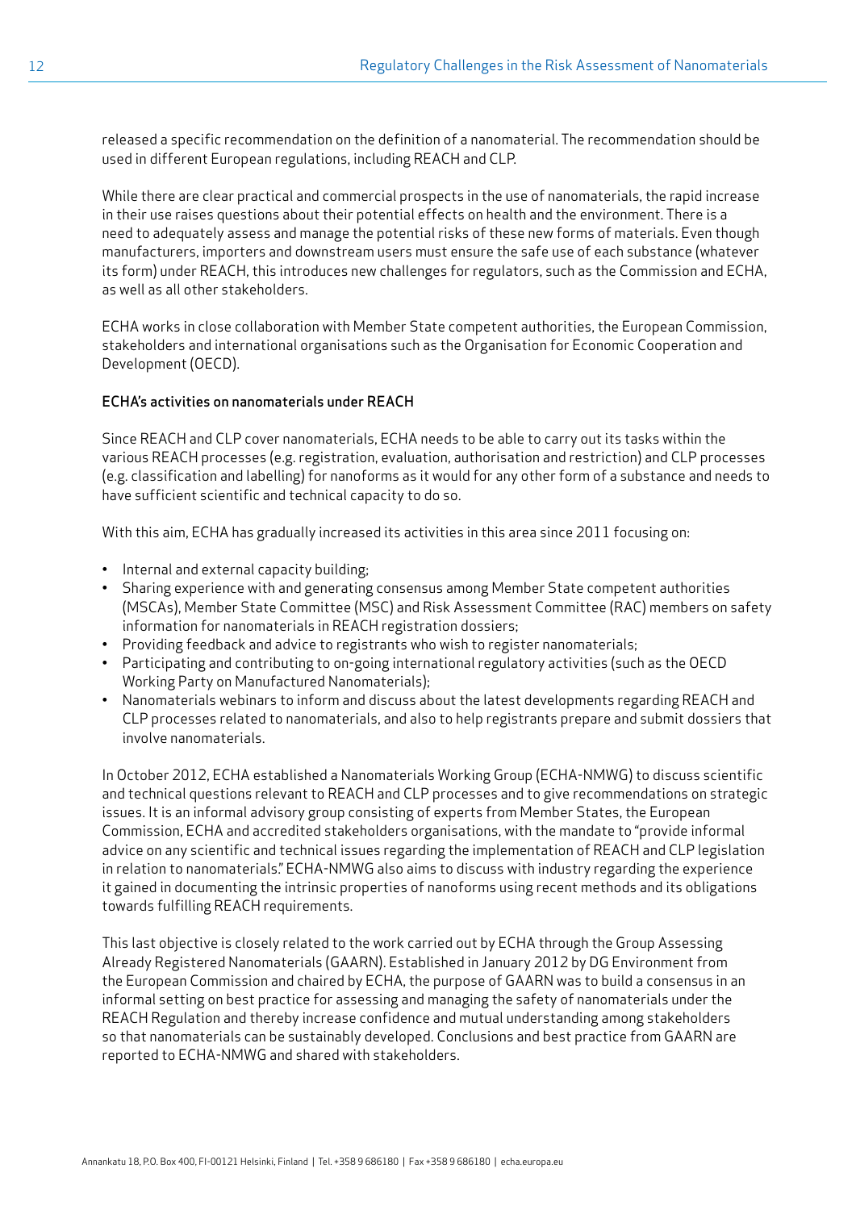released a specific recommendation on the definition of a nanomaterial. The recommendation should be used in different European regulations, including REACH and CLP.

While there are clear practical and commercial prospects in the use of nanomaterials, the rapid increase in their use raises questions about their potential effects on health and the environment. There is a need to adequately assess and manage the potential risks of these new forms of materials. Even though manufacturers, importers and downstream users must ensure the safe use of each substance (whatever its form) under REACH, this introduces new challenges for regulators, such as the Commission and ECHA, as well as all other stakeholders.

ECHA works in close collaboration with Member State competent authorities, the European Commission, stakeholders and international organisations such as the Organisation for Economic Cooperation and Development (OECD).

### ECHA's activities on nanomaterials under REACH

Since REACH and CLP cover nanomaterials, ECHA needs to be able to carry out its tasks within the various REACH processes (e.g. registration, evaluation, authorisation and restriction) and CLP processes (e.g. classification and labelling) for nanoforms as it would for any other form of a substance and needs to have sufficient scientific and technical capacity to do so.

With this aim, ECHA has gradually increased its activities in this area since 2011 focusing on:

- Internal and external capacity building;
- Sharing experience with and generating consensus among Member State competent authorities (MSCAs), Member State Committee (MSC) and Risk Assessment Committee (RAC) members on safety information for nanomaterials in REACH registration dossiers;
- Providing feedback and advice to registrants who wish to register nanomaterials;
- Participating and contributing to on-going international regulatory activities (such as the OECD Working Party on Manufactured Nanomaterials);
- Nanomaterials webinars to inform and discuss about the latest developments regarding REACH and CLP processes related to nanomaterials, and also to help registrants prepare and submit dossiers that involve nanomaterials.

In October 2012, ECHA established a Nanomaterials Working Group (ECHA-NMWG) to discuss scientific and technical questions relevant to REACH and CLP processes and to give recommendations on strategic issues. It is an informal advisory group consisting of experts from Member States, the European Commission, ECHA and accredited stakeholders organisations, with the mandate to "provide informal advice on any scientific and technical issues regarding the implementation of REACH and CLP legislation in relation to nanomaterials." ECHA-NMWG also aims to discuss with industry regarding the experience it gained in documenting the intrinsic properties of nanoforms using recent methods and its obligations towards fulfilling REACH requirements.

This last objective is closely related to the work carried out by ECHA through the Group Assessing Already Registered Nanomaterials (GAARN). Established in January 2012 by DG Environment from the European Commission and chaired by ECHA, the purpose of GAARN was to build a consensus in an informal setting on best practice for assessing and managing the safety of nanomaterials under the REACH Regulation and thereby increase confidence and mutual understanding among stakeholders so that nanomaterials can be sustainably developed. Conclusions and best practice from GAARN are reported to ECHA-NMWG and shared with stakeholders.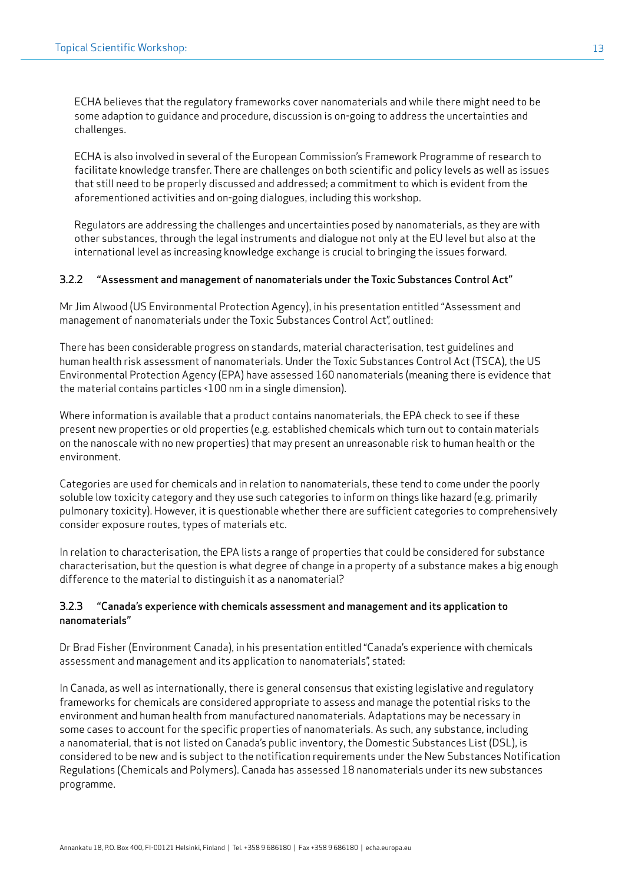ECHA believes that the regulatory frameworks cover nanomaterials and while there might need to be some adaption to guidance and procedure, discussion is on-going to address the uncertainties and challenges.

ECHA is also involved in several of the European Commission's Framework Programme of research to facilitate knowledge transfer. There are challenges on both scientific and policy levels as well as issues that still need to be properly discussed and addressed; a commitment to which is evident from the aforementioned activities and on-going dialogues, including this workshop.

Regulators are addressing the challenges and uncertainties posed by nanomaterials, as they are with other substances, through the legal instruments and dialogue not only at the EU level but also at the international level as increasing knowledge exchange is crucial to bringing the issues forward.

### 3.2.2 "Assessment and management of nanomaterials under the Toxic Substances Control Act"

Mr Jim Alwood (US Environmental Protection Agency), in his presentation entitled "Assessment and management of nanomaterials under the Toxic Substances Control Act", outlined:

There has been considerable progress on standards, material characterisation, test guidelines and human health risk assessment of nanomaterials. Under the Toxic Substances Control Act (TSCA), the US Environmental Protection Agency (EPA) have assessed 160 nanomaterials (meaning there is evidence that the material contains particles <100 nm in a single dimension).

Where information is available that a product contains nanomaterials, the EPA check to see if these present new properties or old properties (e.g. established chemicals which turn out to contain materials on the nanoscale with no new properties) that may present an unreasonable risk to human health or the environment.

Categories are used for chemicals and in relation to nanomaterials, these tend to come under the poorly soluble low toxicity category and they use such categories to inform on things like hazard (e.g. primarily pulmonary toxicity). However, it is questionable whether there are sufficient categories to comprehensively consider exposure routes, types of materials etc.

In relation to characterisation, the EPA lists a range of properties that could be considered for substance characterisation, but the question is what degree of change in a property of a substance makes a big enough difference to the material to distinguish it as a nanomaterial?

### 3.2.3 "Canada's experience with chemicals assessment and management and its application to nanomaterials"

Dr Brad Fisher (Environment Canada), in his presentation entitled "Canada's experience with chemicals assessment and management and its application to nanomaterials", stated:

In Canada, as well as internationally, there is general consensus that existing legislative and regulatory frameworks for chemicals are considered appropriate to assess and manage the potential risks to the environment and human health from manufactured nanomaterials. Adaptations may be necessary in some cases to account for the specific properties of nanomaterials. As such, any substance, including a nanomaterial, that is not listed on Canada's public inventory, the Domestic Substances List (DSL), is considered to be new and is subject to the notification requirements under the New Substances Notification Regulations (Chemicals and Polymers). Canada has assessed 18 nanomaterials under its new substances programme.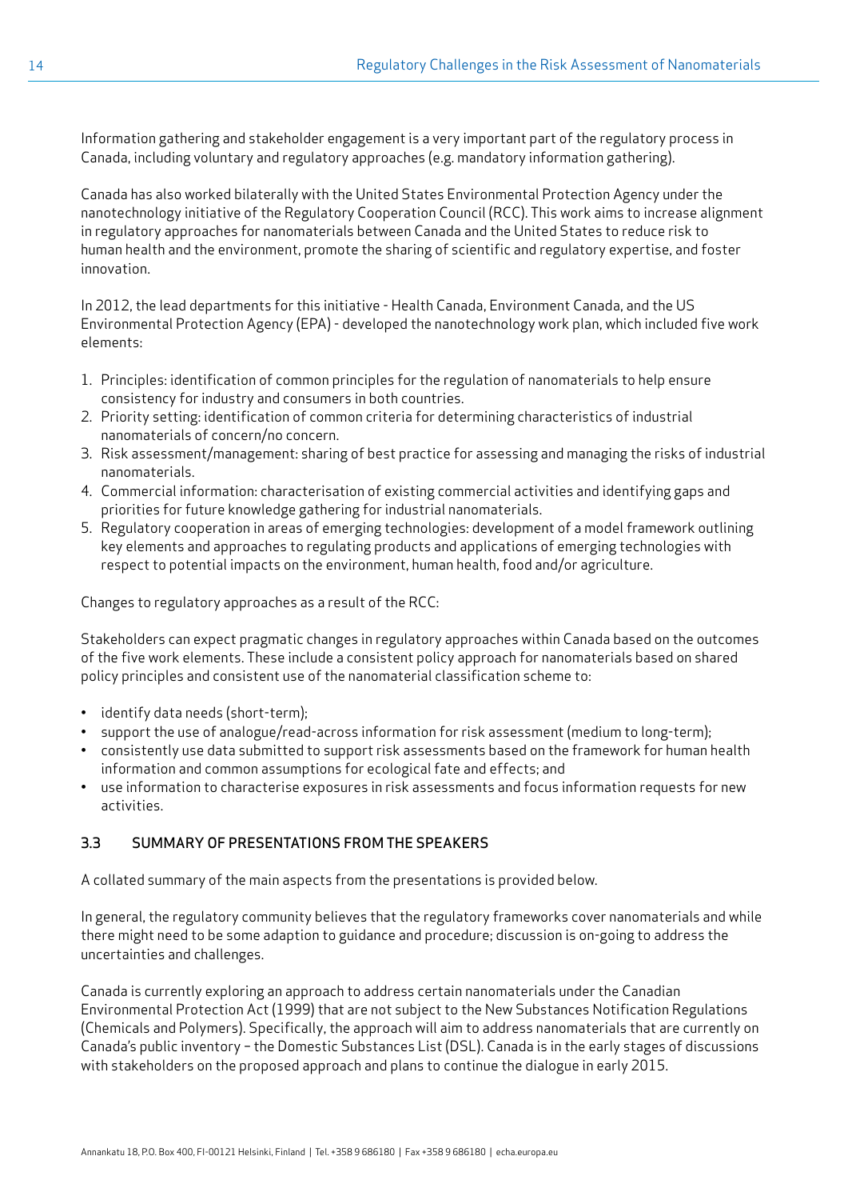Information gathering and stakeholder engagement is a very important part of the regulatory process in Canada, including voluntary and regulatory approaches (e.g. mandatory information gathering).

Canada has also worked bilaterally with the United States Environmental Protection Agency under the nanotechnology initiative of the Regulatory Cooperation Council (RCC). This work aims to increase alignment in regulatory approaches for nanomaterials between Canada and the United States to reduce risk to human health and the environment, promote the sharing of scientific and regulatory expertise, and foster innovation.

In 2012, the lead departments for this initiative - Health Canada, Environment Canada, and the US Environmental Protection Agency (EPA) - developed the nanotechnology work plan, which included five work elements:

1. Principles: identification of common principles for the regulation of nanomaterials to help ensure consistency for industry and consumers in both countries.
2. Priority setting: identification of common criteria for determining characteristics of industrial nanomaterials of concern/no concern.
3. Risk assessment/management: sharing of best practice for assessing and managing the risks of industrial nanomaterials.
4. Commercial information: characterisation of existing commercial activities and identifying gaps and priorities for future knowledge gathering for industrial nanomaterials.
5. Regulatory cooperation in areas of emerging technologies: development of a model framework outlining key elements and approaches to regulating products and applications of emerging technologies with respect to potential impacts on the environment, human health, food and/or agriculture.

Changes to regulatory approaches as a result of the RCC:

Stakeholders can expect pragmatic changes in regulatory approaches within Canada based on the outcomes of the five work elements. These include a consistent policy approach for nanomaterials based on shared policy principles and consistent use of the nanomaterial classification scheme to:

- identify data needs (short-term);
- support the use of analogue/read-across information for risk assessment (medium to long-term);
- consistently use data submitted to support risk assessments based on the framework for human health information and common assumptions for ecological fate and effects; and
- use information to characterise exposures in risk assessments and focus information requests for new activities.

### 3.3 SUMMARY OF PRESENTATIONS FROM THE SPEAKERS

A collated summary of the main aspects from the presentations is provided below.

In general, the regulatory community believes that the regulatory frameworks cover nanomaterials and while there might need to be some adaption to guidance and procedure; discussion is on-going to address the uncertainties and challenges.

Canada is currently exploring an approach to address certain nanomaterials under the Canadian Environmental Protection Act (1999) that are not subject to the New Substances Notification Regulations (Chemicals and Polymers). Specifically, the approach will aim to address nanomaterials that are currently on Canada's public inventory – the Domestic Substances List (DSL). Canada is in the early stages of discussions with stakeholders on the proposed approach and plans to continue the dialogue in early 2015.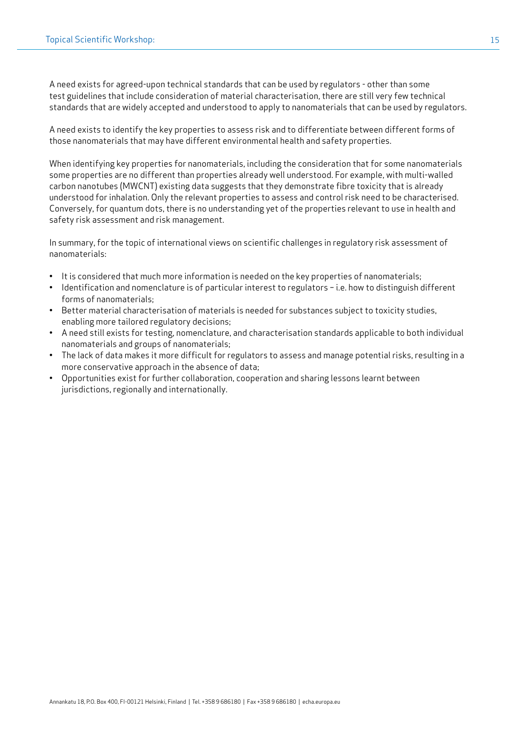A need exists for agreed-upon technical standards that can be used by regulators - other than some test guidelines that include consideration of material characterisation, there are still very few technical standards that are widely accepted and understood to apply to nanomaterials that can be used by regulators.

A need exists to identify the key properties to assess risk and to differentiate between different forms of those nanomaterials that may have different environmental health and safety properties.

When identifying key properties for nanomaterials, including the consideration that for some nanomaterials some properties are no different than properties already well understood. For example, with multi-walled carbon nanotubes (MWCNT) existing data suggests that they demonstrate fibre toxicity that is already understood for inhalation. Only the relevant properties to assess and control risk need to be characterised. Conversely, for quantum dots, there is no understanding yet of the properties relevant to use in health and safety risk assessment and risk management.

In summary, for the topic of international views on scientific challenges in regulatory risk assessment of nanomaterials:

- It is considered that much more information is needed on the key properties of nanomaterials;
- Identification and nomenclature is of particular interest to regulators – i.e. how to distinguish different forms of nanomaterials;
- Better material characterisation of materials is needed for substances subject to toxicity studies, enabling more tailored regulatory decisions;
- A need still exists for testing, nomenclature, and characterisation standards applicable to both individual nanomaterials and groups of nanomaterials;
- The lack of data makes it more difficult for regulators to assess and manage potential risks, resulting in a more conservative approach in the absence of data;
- Opportunities exist for further collaboration, cooperation and sharing lessons learnt between jurisdictions, regionally and internationally.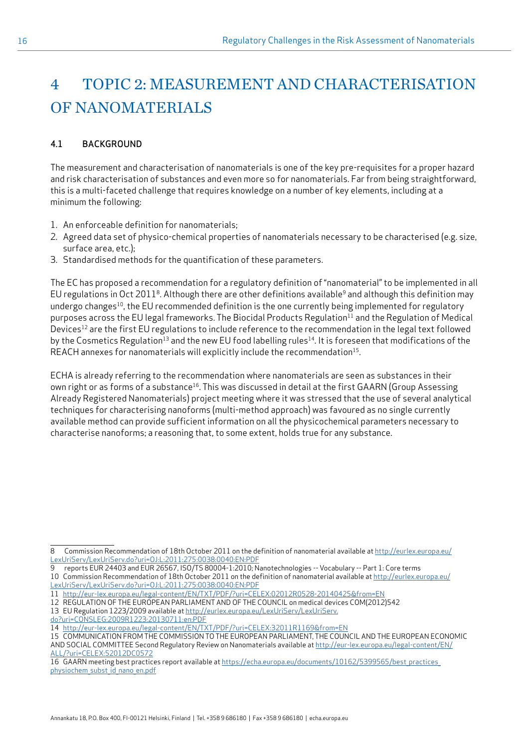# 4 TOPIC 2: MEASUREMENT AND CHARACTERISATION OF NANOMATERIALS

## 4.1 BACKGROUND

The measurement and characterisation of nanomaterials is one of the key pre-requisites for a proper hazard and risk characterisation of substances and even more so for nanomaterials. Far from being straightforward, this is a multi-faceted challenge that requires knowledge on a number of key elements, including at a minimum the following:

1. An enforceable definition for nanomaterials;
2. Agreed data set of physico-chemical properties of nanomaterials necessary to be characterised (e.g. size, surface area, etc.);
3. Standardised methods for the quantification of these parameters.

The EC has proposed a recommendation for a regulatory definition of "nanomaterial" to be implemented in all EU regulations in Oct 2011[8]. Although there are other definitions available[9] and although this definition may undergo changes[10], the EU recommended definition is the one currently being implemented for regulatory purposes across the EU legal frameworks. The Biocidal Products Regulation[11] and the Regulation of Medical Devices[12] are the first EU regulations to include reference to the recommendation in the legal text followed by the Cosmetics Regulation[13] and the new EU food labelling rules[14]. It is foreseen that modifications of the REACH annexes for nanomaterials will explicitly include the recommendation[15].

ECHA is already referring to the recommendation where nanomaterials are seen as substances in their own right or as forms of a substance[16]. This was discussed in detail at the first GAARN (Group Assessing Already Registered Nanomaterials) project meeting where it was stressed that the use of several analytical techniques for characterising nanoforms (multi-method approach) was favoured as no single currently available method can provide sufficient information on all the physicochemical parameters necessary to characterise nanoforms; a reasoning that, to some extent, holds true for any substance.

---

8 Commission Recommendation of 18th October 2011 on the definition of nanomaterial available at http://eurlex.europa.eu/LexUriServ/LexUriServ.do?uri=OJ:L:2011:275:0038:0040:EN:PDF

9 reports EUR 24403 and EUR 26567, ISO/TS 80004-1:2010; Nanotechnologies -- Vocabulary -- Part 1: Core terms

10 Commission Recommendation of 18th October 2011 on the definition of nanomaterial available at http://eurlex.europa.eu/LexUriServ/LexUriServ.do?uri=OJ:L:2011:275:0038:0040:EN:PDF

11 http://eur-lex.europa.eu/legal-content/EN/TXT/PDF/?uri=CELEX:02012R0528-20140425&from=EN

12 REGULATION OF THE EUROPEAN PARLIAMENT AND OF THE COUNCIL on medical devices COM(2012)542

13 EU Regulation 1223/2009 available at http://eurlex.europa.eu/LexUriServ/LexUriServ.do?uri=CONSLEG:2009R1223:20130711:en:PDF

14 http://eur-lex.europa.eu/legal-content/EN/TXT/PDF/?uri=CELEX:32011R1169&from=EN

15 COMMUNICATION FROM THE COMMISSION TO THE EUROPEAN PARLIAMENT, THE COUNCIL AND THE EUROPEAN ECONOMIC AND SOCIAL COMMITTEE Second Regulatory Review on Nanomaterials available at http://eur-lex.europa.eu/legal-content/EN/ALL/?uri=CELEX:52012DC0572

16 GAARN meeting best practices report available at https://echa.europa.eu/documents/10162/5399565/best_practices_physiochem_subst_id_nano_en.pdf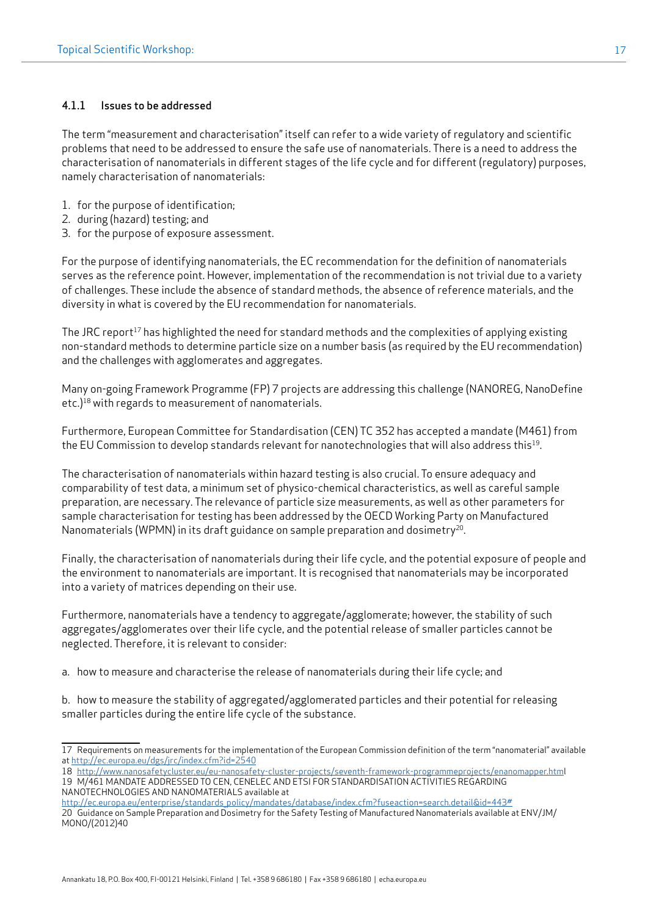### 4.1.1 Issues to be addressed

The term "measurement and characterisation" itself can refer to a wide variety of regulatory and scientific problems that need to be addressed to ensure the safe use of nanomaterials. There is a need to address the characterisation of nanomaterials in different stages of the life cycle and for different (regulatory) purposes, namely characterisation of nanomaterials:

1. for the purpose of identification;
2. during (hazard) testing; and
3. for the purpose of exposure assessment.

For the purpose of identifying nanomaterials, the EC recommendation for the definition of nanomaterials serves as the reference point. However, implementation of the recommendation is not trivial due to a variety of challenges. These include the absence of standard methods, the absence of reference materials, and the diversity in what is covered by the EU recommendation for nanomaterials.

The JRC report[17] has highlighted the need for standard methods and the complexities of applying existing non-standard methods to determine particle size on a number basis (as required by the EU recommendation) and the challenges with agglomerates and aggregates.

Many on-going Framework Programme (FP) 7 projects are addressing this challenge (NANOREG, NanoDefine etc.)[18] with regards to measurement of nanomaterials.

Furthermore, European Committee for Standardisation (CEN) TC 352 has accepted a mandate (M461) from the EU Commission to develop standards relevant for nanotechnologies that will also address this[19].

The characterisation of nanomaterials within hazard testing is also crucial. To ensure adequacy and comparability of test data, a minimum set of physico-chemical characteristics, as well as careful sample preparation, are necessary. The relevance of particle size measurements, as well as other parameters for sample characterisation for testing has been addressed by the OECD Working Party on Manufactured Nanomaterials (WPMN) in its draft guidance on sample preparation and dosimetry[20].

Finally, the characterisation of nanomaterials during their life cycle, and the potential exposure of people and the environment to nanomaterials are important. It is recognised that nanomaterials may be incorporated into a variety of matrices depending on their use.

Furthermore, nanomaterials have a tendency to aggregate/agglomerate; however, the stability of such aggregates/agglomerates over their life cycle, and the potential release of smaller particles cannot be neglected. Therefore, it is relevant to consider:

a. how to measure and characterise the release of nanomaterials during their life cycle; and

b. how to measure the stability of aggregated/agglomerated particles and their potential for releasing smaller particles during the entire life cycle of the substance.

---

17 Requirements on measurements for the implementation of the European Commission definition of the term "nanomaterial" available at http://ec.europa.eu/dgs/jrc/index.cfm?id=2540

18 http://www.nanosafetycluster.eu/eu-nanosafety-cluster-projects/seventh-framework-programmeprojects/enanomapper.html

19 M/461 MANDATE ADDRESSED TO CEN, CENELEC AND ETSI FOR STANDARDISATION ACTIVITIES REGARDING NANOTECHNOLOGIES AND NANOMATERIALS available at http://ec.europa.eu/enterprise/standards_policy/mandates/database/index.cfm?fuseaction=search.detail&id=443#

20 Guidance on Sample Preparation and Dosimetry for the Safety Testing of Manufactured Nanomaterials available at ENV/JM/MONO/(2012)40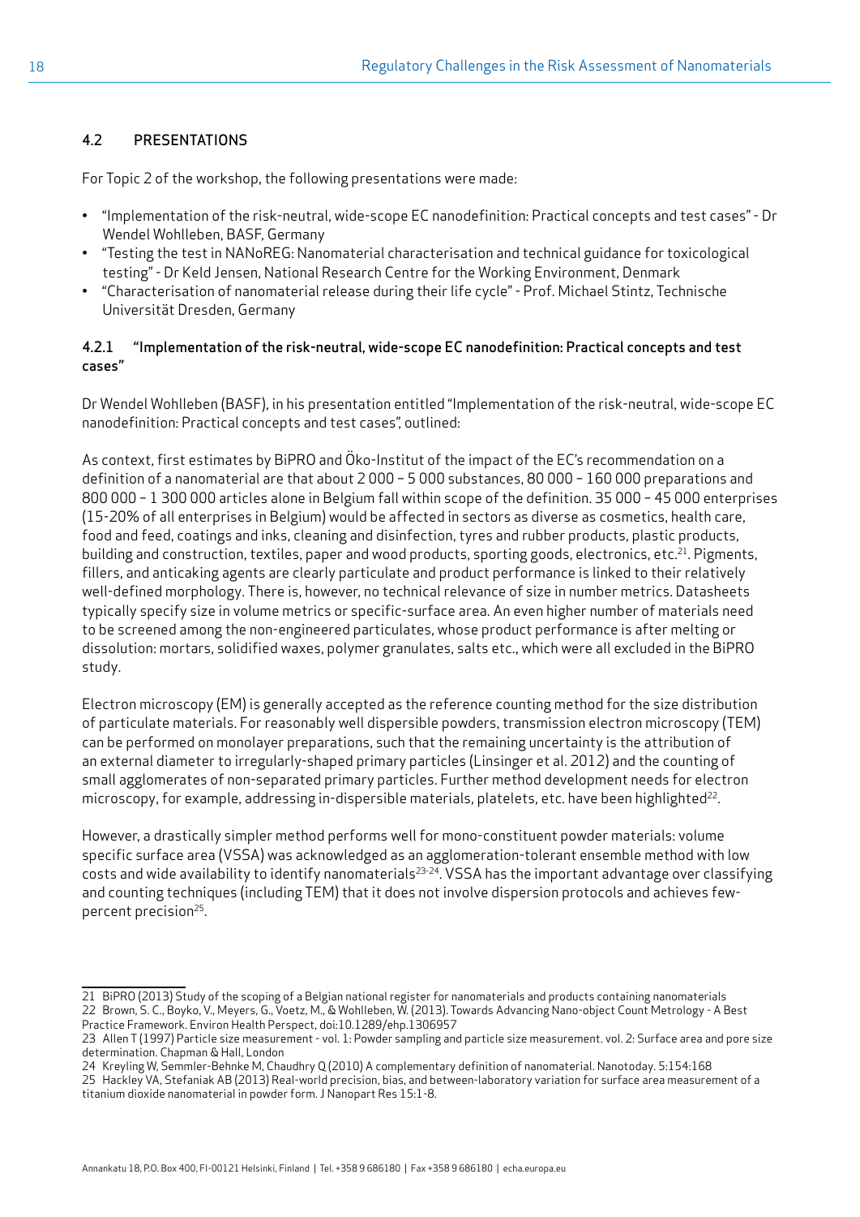## 4.2 PRESENTATIONS

For Topic 2 of the workshop, the following presentations were made:

- "Implementation of the risk-neutral, wide-scope EC nanodefinition: Practical concepts and test cases" - Dr Wendel Wohlleben, BASF, Germany
- "Testing the test in NANoREG: Nanomaterial characterisation and technical guidance for toxicological testing" - Dr Keld Jensen, National Research Centre for the Working Environment, Denmark
- "Characterisation of nanomaterial release during their life cycle" - Prof. Michael Stintz, Technische Universität Dresden, Germany

### 4.2.1 "Implementation of the risk-neutral, wide-scope EC nanodefinition: Practical concepts and test cases"

Dr Wendel Wohlleben (BASF), in his presentation entitled "Implementation of the risk-neutral, wide-scope EC nanodefinition: Practical concepts and test cases", outlined:

As context, first estimates by BiPRO and Öko-Institut of the impact of the EC's recommendation on a definition of a nanomaterial are that about 2 000 – 5 000 substances, 80 000 – 160 000 preparations and 800 000 – 1 300 000 articles alone in Belgium fall within scope of the definition. 35 000 – 45 000 enterprises (15-20% of all enterprises in Belgium) would be affected in sectors as diverse as cosmetics, health care, food and feed, coatings and inks, cleaning and disinfection, tyres and rubber products, plastic products, building and construction, textiles, paper and wood products, sporting goods, electronics, etc.[21]. Pigments, fillers, and anticaking agents are clearly particulate and product performance is linked to their relatively well-defined morphology. There is, however, no technical relevance of size in number metrics. Datasheets typically specify size in volume metrics or specific-surface area. An even higher number of materials need to be screened among the non-engineered particulates, whose product performance is after melting or dissolution: mortars, solidified waxes, polymer granulates, salts etc., which were all excluded in the BiPRO study.

Electron microscopy (EM) is generally accepted as the reference counting method for the size distribution of particulate materials. For reasonably well dispersible powders, transmission electron microscopy (TEM) can be performed on monolayer preparations, such that the remaining uncertainty is the attribution of an external diameter to irregularly-shaped primary particles (Linsinger et al. 2012) and the counting of small agglomerates of non-separated primary particles. Further method development needs for electron microscopy, for example, addressing in-dispersible materials, platelets, etc. have been highlighted[22].

However, a drastically simpler method performs well for mono-constituent powder materials: volume specific surface area (VSSA) was acknowledged as an agglomeration-tolerant ensemble method with low costs and wide availability to identify nanomaterials[23-24]. VSSA has the important advantage over classifying and counting techniques (including TEM) that it does not involve dispersion protocols and achieves few-percent precision[25].

---

21 BiPRO (2013) Study of the scoping of a Belgian national register for nanomaterials and products containing nanomaterials

22 Brown, S. C., Boyko, V., Meyers, G., Voetz, M., & Wohlleben, W. (2013). Towards Advancing Nano-object Count Metrology - A Best Practice Framework. Environ Health Perspect, doi:10.1289/ehp.1306957

23 Allen T (1997) Particle size measurement - vol. 1: Powder sampling and particle size measurement. vol. 2: Surface area and pore size determination. Chapman & Hall, London

24 Kreyling W, Semmler-Behnke M, Chaudhry Q (2010) A complementary definition of nanomaterial. Nanotoday. 5:154:168

25 Hackley VA, Stefaniak AB (2013) Real-world precision, bias, and between-laboratory variation for surface area measurement of a titanium dioxide nanomaterial in powder form. J Nanopart Res 15:1-8.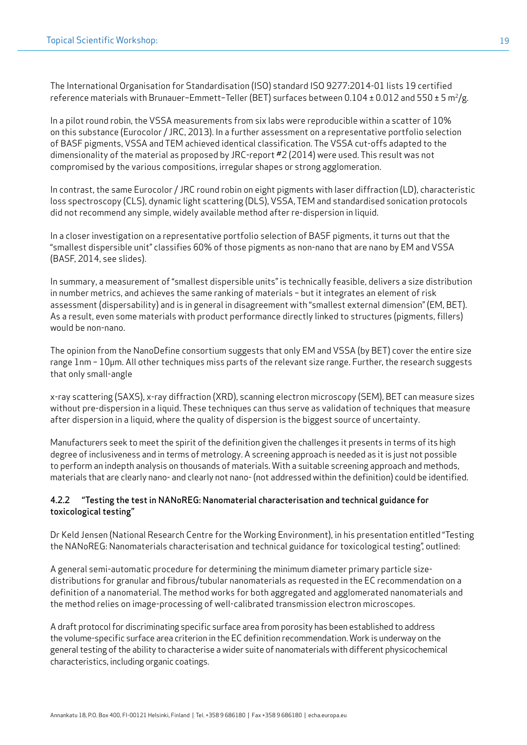The International Organisation for Standardisation (ISO) standard ISO 9277:2014-01 lists 19 certified reference materials with Brunauer–Emmett–Teller (BET) surfaces between 0.104 ± 0.012 and 550 ± 5 $m^2/g$.

In a pilot round robin, the VSSA measurements from six labs were reproducible within a scatter of 10% on this substance (Eurocolor / JRC, 2013). In a further assessment on a representative portfolio selection of BASF pigments, VSSA and TEM achieved identical classification. The VSSA cut-offs adapted to the dimensionality of the material as proposed by JRC-report #2 (2014) were used. This result was not compromised by the various compositions, irregular shapes or strong agglomeration.

In contrast, the same Eurocolor / JRC round robin on eight pigments with laser diffraction (LD), characteristic loss spectroscopy (CLS), dynamic light scattering (DLS), VSSA, TEM and standardised sonication protocols did not recommend any simple, widely available method after re-dispersion in liquid.

In a closer investigation on a representative portfolio selection of BASF pigments, it turns out that the "smallest dispersible unit" classifies 60% of those pigments as non-nano that are nano by EM and VSSA (BASF, 2014, see slides).

In summary, a measurement of "smallest dispersible units" is technically feasible, delivers a size distribution in number metrics, and achieves the same ranking of materials – but it integrates an element of risk assessment (dispersability) and is in general in disagreement with "smallest external dimension" (EM, BET). As a result, even some materials with product performance directly linked to structures (pigments, fillers) would be non-nano.

The opinion from the NanoDefine consortium suggests that only EM and VSSA (by BET) cover the entire size range 1nm – 10µm. All other techniques miss parts of the relevant size range. Further, the research suggests that only small-angle x-ray scattering (SAXS), x-ray diffraction (XRD), scanning electron microscopy (SEM), BET can measure sizes without pre-dispersion in a liquid. These techniques can thus serve as validation of techniques that measure after dispersion in a liquid, where the quality of dispersion is the biggest source of uncertainty.

Manufacturers seek to meet the spirit of the definition given the challenges it presents in terms of its high degree of inclusiveness and in terms of metrology. A screening approach is needed as it is just not possible to perform an indepth analysis on thousands of materials. With a suitable screening approach and methods, materials that are clearly nano- and clearly not nano- (not addressed within the definition) could be identified.

#### 4.2.2 "Testing the test in NANoREG: Nanomaterial characterisation and technical guidance for toxicological testing"

Dr Keld Jensen (National Research Centre for the Working Environment), in his presentation entitled "Testing the NANoREG: Nanomaterials characterisation and technical guidance for toxicological testing", outlined:

A general semi-automatic procedure for determining the minimum diameter primary particle size-distributions for granular and fibrous/tubular nanomaterials as requested in the EC recommendation on a definition of a nanomaterial. The method works for both aggregated and agglomerated nanomaterials and the method relies on image-processing of well-calibrated transmission electron microscopes.

A draft protocol for discriminating specific surface area from porosity has been established to address the volume-specific surface area criterion in the EC definition recommendation. Work is underway on the general testing of the ability to characterise a wider suite of nanomaterials with different physicochemical characteristics, including organic coatings.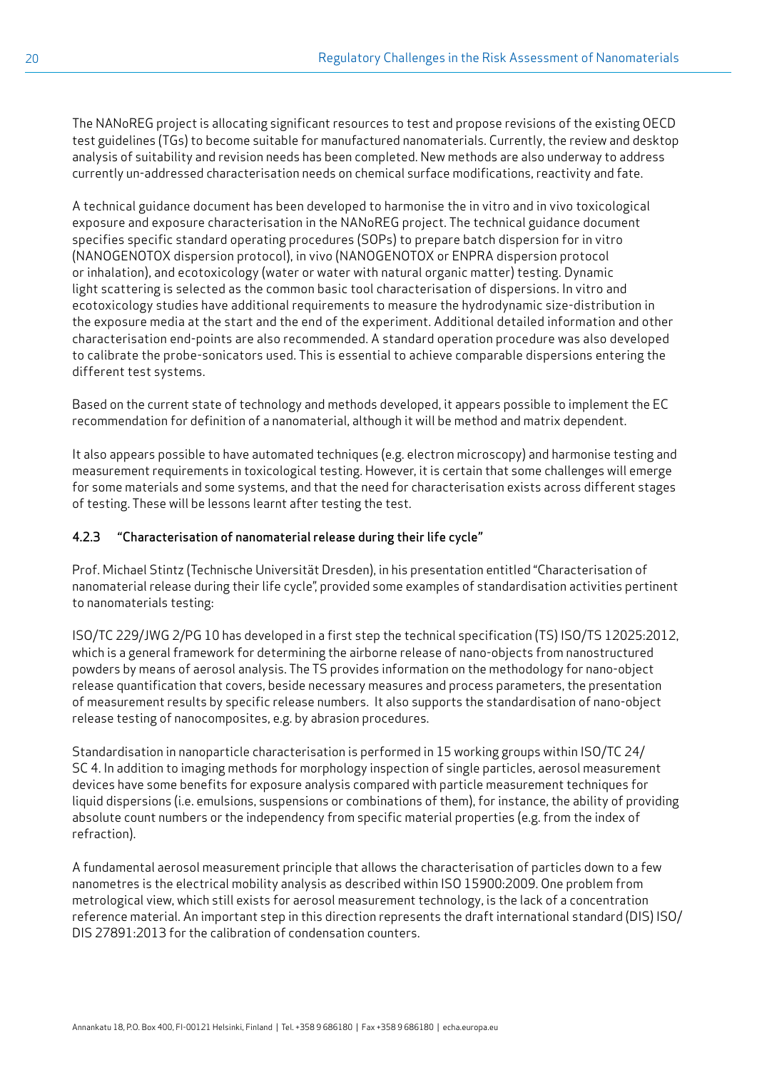The NANoREG project is allocating significant resources to test and propose revisions of the existing OECD test guidelines (TGs) to become suitable for manufactured nanomaterials. Currently, the review and desktop analysis of suitability and revision needs has been completed. New methods are also underway to address currently un-addressed characterisation needs on chemical surface modifications, reactivity and fate.

A technical guidance document has been developed to harmonise the in vitro and in vivo toxicological exposure and exposure characterisation in the NANoREG project. The technical guidance document specifies specific standard operating procedures (SOPs) to prepare batch dispersion for in vitro (NANOGENOTOX dispersion protocol), in vivo (NANOGENOTOX or ENPRA dispersion protocol or inhalation), and ecotoxicology (water or water with natural organic matter) testing. Dynamic light scattering is selected as the common basic tool characterisation of dispersions. In vitro and ecotoxicology studies have additional requirements to measure the hydrodynamic size-distribution in the exposure media at the start and the end of the experiment. Additional detailed information and other characterisation end-points are also recommended. A standard operation procedure was also developed to calibrate the probe-sonicators used. This is essential to achieve comparable dispersions entering the different test systems.

Based on the current state of technology and methods developed, it appears possible to implement the EC recommendation for definition of a nanomaterial, although it will be method and matrix dependent.

It also appears possible to have automated techniques (e.g. electron microscopy) and harmonise testing and measurement requirements in toxicological testing. However, it is certain that some challenges will emerge for some materials and some systems, and that the need for characterisation exists across different stages of testing. These will be lessons learnt after testing the test.

### 4.2.3 "Characterisation of nanomaterial release during their life cycle"

Prof. Michael Stintz (Technische Universität Dresden), in his presentation entitled "Characterisation of nanomaterial release during their life cycle", provided some examples of standardisation activities pertinent to nanomaterials testing:

ISO/TC 229/JWG 2/PG 10 has developed in a first step the technical specification (TS) ISO/TS 12025:2012, which is a general framework for determining the airborne release of nano-objects from nanostructured powders by means of aerosol analysis. The TS provides information on the methodology for nano-object release quantification that covers, beside necessary measures and process parameters, the presentation of measurement results by specific release numbers. It also supports the standardisation of nano-object release testing of nanocomposites, e.g. by abrasion procedures.

Standardisation in nanoparticle characterisation is performed in 15 working groups within ISO/TC 24/SC 4. In addition to imaging methods for morphology inspection of single particles, aerosol measurement devices have some benefits for exposure analysis compared with particle measurement techniques for liquid dispersions (i.e. emulsions, suspensions or combinations of them), for instance, the ability of providing absolute count numbers or the independency from specific material properties (e.g. from the index of refraction).

A fundamental aerosol measurement principle that allows the characterisation of particles down to a few nanometres is the electrical mobility analysis as described within ISO 15900:2009. One problem from metrological view, which still exists for aerosol measurement technology, is the lack of a concentration reference material. An important step in this direction represents the draft international standard (DIS) ISO/DIS 27891:2013 for the calibration of condensation counters.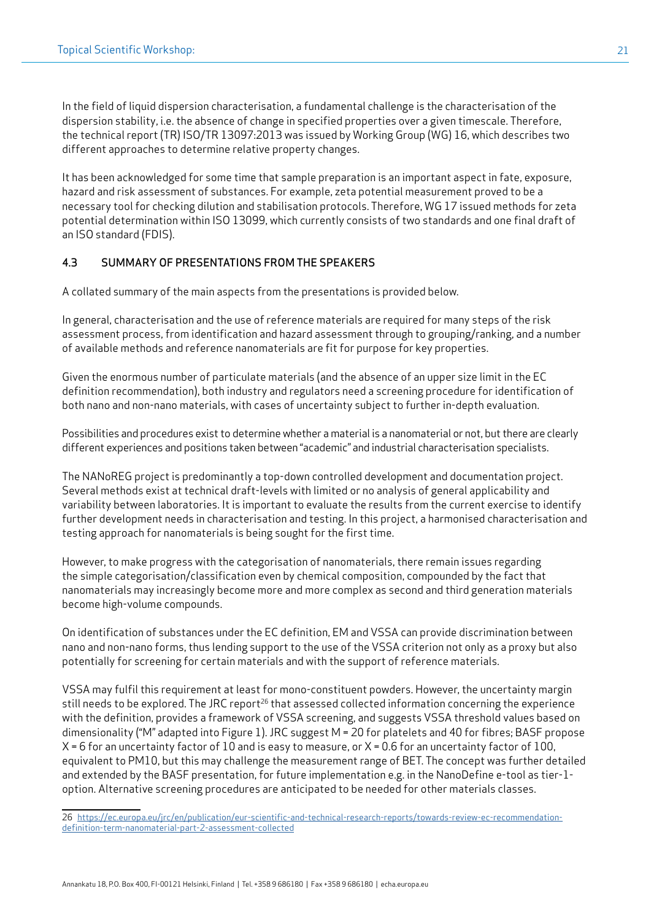In the field of liquid dispersion characterisation, a fundamental challenge is the characterisation of the dispersion stability, i.e. the absence of change in specified properties over a given timescale. Therefore, the technical report (TR) ISO/TR 13097:2013 was issued by Working Group (WG) 16, which describes two different approaches to determine relative property changes.

It has been acknowledged for some time that sample preparation is an important aspect in fate, exposure, hazard and risk assessment of substances. For example, zeta potential measurement proved to be a necessary tool for checking dilution and stabilisation protocols. Therefore, WG 17 issued methods for zeta potential determination within ISO 13099, which currently consists of two standards and one final draft of an ISO standard (FDIS).

### 4.3 SUMMARY OF PRESENTATIONS FROM THE SPEAKERS

A collated summary of the main aspects from the presentations is provided below.

In general, characterisation and the use of reference materials are required for many steps of the risk assessment process, from identification and hazard assessment through to grouping/ranking, and a number of available methods and reference nanomaterials are fit for purpose for key properties.

Given the enormous number of particulate materials (and the absence of an upper size limit in the EC definition recommendation), both industry and regulators need a screening procedure for identification of both nano and non-nano materials, with cases of uncertainty subject to further in-depth evaluation.

Possibilities and procedures exist to determine whether a material is a nanomaterial or not, but there are clearly different experiences and positions taken between "academic" and industrial characterisation specialists.

The NANoREG project is predominantly a top-down controlled development and documentation project. Several methods exist at technical draft-levels with limited or no analysis of general applicability and variability between laboratories. It is important to evaluate the results from the current exercise to identify further development needs in characterisation and testing. In this project, a harmonised characterisation and testing approach for nanomaterials is being sought for the first time.

However, to make progress with the categorisation of nanomaterials, there remain issues regarding the simple categorisation/classification even by chemical composition, compounded by the fact that nanomaterials may increasingly become more and more complex as second and third generation materials become high-volume compounds.

On identification of substances under the EC definition, EM and VSSA can provide discrimination between nano and non-nano forms, thus lending support to the use of the VSSA criterion not only as a proxy but also potentially for screening for certain materials and with the support of reference materials.

VSSA may fulfil this requirement at least for mono-constituent powders. However, the uncertainty margin still needs to be explored. The JRC report[26] that assessed collected information concerning the experience with the definition, provides a framework of VSSA screening, and suggests VSSA threshold values based on dimensionality ("M" adapted into Figure 1). JRC suggest M = 20 for platelets and 40 for fibres; BASF propose X = 6 for an uncertainty factor of 10 and is easy to measure, or X = 0.6 for an uncertainty factor of 100, equivalent to PM10, but this may challenge the measurement range of BET. The concept was further detailed and extended by the BASF presentation, for future implementation e.g. in the NanoDefine e-tool as tier-1-option. Alternative screening procedures are anticipated to be needed for other materials classes.

---

26 https://ec.europa.eu/jrc/en/publication/eur-scientific-and-technical-research-reports/towards-review-ec-recommendation-definition-term-nanomaterial-part-2-assessment-collected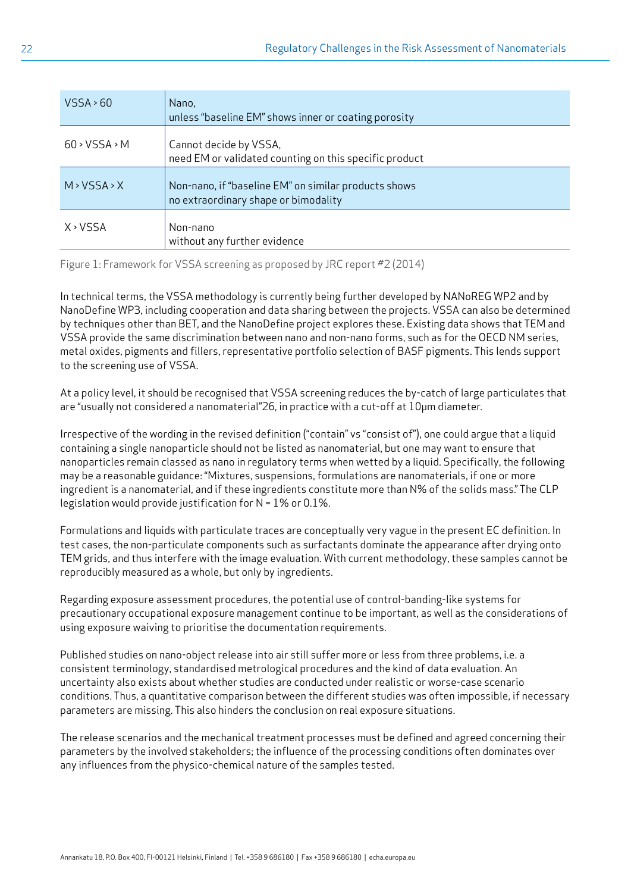| VSSA > 60 | Nano,<br>unless "baseline EM" shows inner or coating porosity |
|---|---|
| 60 > VSSA > M | Cannot decide by VSSA,<br>need EM or validated counting on this specific product |
| M > VSSA > X | Non-nano, if "baseline EM" on similar products shows<br>no extraordinary shape or bimodality |
| X > VSSA | Non-nano<br>without any further evidence |

Figure 1: Framework for VSSA screening as proposed by JRC report #2 (2014)

In technical terms, the VSSA methodology is currently being further developed by NANoREG WP2 and by NanoDefine WP3, including cooperation and data sharing between the projects. VSSA can also be determined by techniques other than BET, and the NanoDefine project explores these. Existing data shows that TEM and VSSA provide the same discrimination between nano and non-nano forms, such as for the OECD NM series, metal oxides, pigments and fillers, representative portfolio selection of BASF pigments. This lends support to the screening use of VSSA.

At a policy level, it should be recognised that VSSA screening reduces the by-catch of large particulates that are "usually not considered a nanomaterial"26, in practice with a cut-off at 10µm diameter.

Irrespective of the wording in the revised definition ("contain" vs "consist of"), one could argue that a liquid containing a single nanoparticle should not be listed as nanomaterial, but one may want to ensure that nanoparticles remain classed as nano in regulatory terms when wetted by a liquid. Specifically, the following may be a reasonable guidance: "Mixtures, suspensions, formulations are nanomaterials, if one or more ingredient is a nanomaterial, and if these ingredients constitute more than N% of the solids mass." The CLP legislation would provide justification for N = 1% or 0.1%.

Formulations and liquids with particulate traces are conceptually very vague in the present EC definition. In test cases, the non-particulate components such as surfactants dominate the appearance after drying onto TEM grids, and thus interfere with the image evaluation. With current methodology, these samples cannot be reproducibly measured as a whole, but only by ingredients.

Regarding exposure assessment procedures, the potential use of control-banding-like systems for precautionary occupational exposure management continue to be important, as well as the considerations of using exposure waiving to prioritise the documentation requirements.

Published studies on nano-object release into air still suffer more or less from three problems, i.e. a consistent terminology, standardised metrological procedures and the kind of data evaluation. An uncertainty also exists about whether studies are conducted under realistic or worse-case scenario conditions. Thus, a quantitative comparison between the different studies was often impossible, if necessary parameters are missing. This also hinders the conclusion on real exposure situations.

The release scenarios and the mechanical treatment processes must be defined and agreed concerning their parameters by the involved stakeholders; the influence of the processing conditions often dominates over any influences from the physico-chemical nature of the samples tested.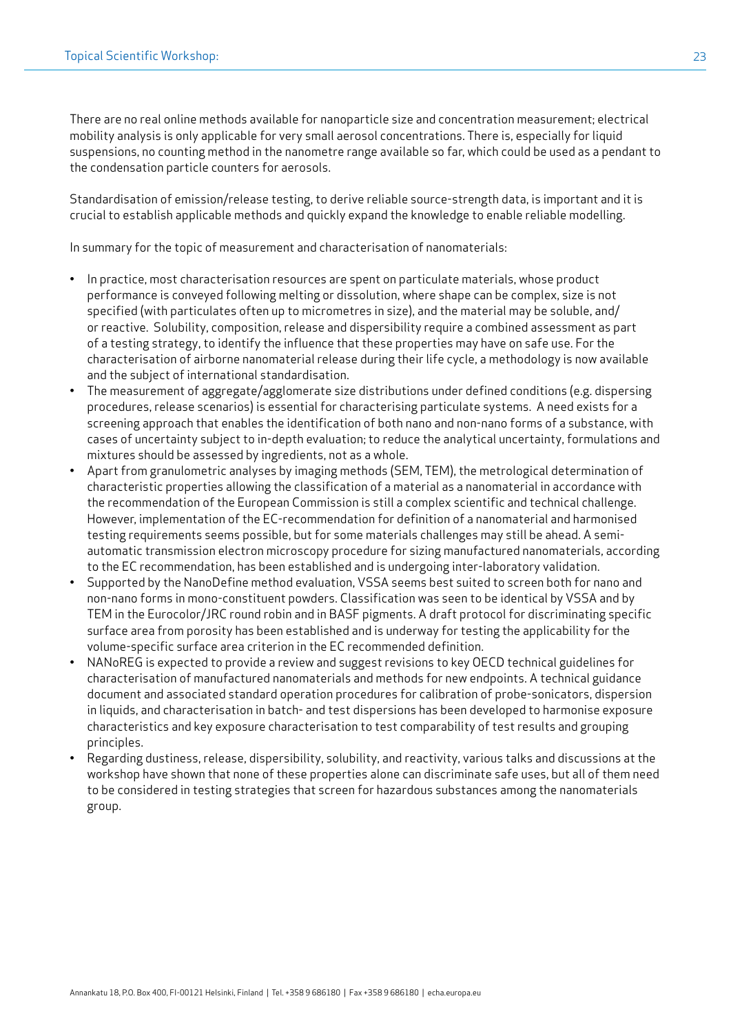There are no real online methods available for nanoparticle size and concentration measurement; electrical mobility analysis is only applicable for very small aerosol concentrations. There is, especially for liquid suspensions, no counting method in the nanometre range available so far, which could be used as a pendant to the condensation particle counters for aerosols.

Standardisation of emission/release testing, to derive reliable source-strength data, is important and it is crucial to establish applicable methods and quickly expand the knowledge to enable reliable modelling.

In summary for the topic of measurement and characterisation of nanomaterials:

- In practice, most characterisation resources are spent on particulate materials, whose product performance is conveyed following melting or dissolution, where shape can be complex, size is not specified (with particulates often up to micrometres in size), and the material may be soluble, and/or reactive. Solubility, composition, release and dispersibility require a combined assessment as part of a testing strategy, to identify the influence that these properties may have on safe use. For the characterisation of airborne nanomaterial release during their life cycle, a methodology is now available and the subject of international standardisation.
- The measurement of aggregate/agglomerate size distributions under defined conditions (e.g. dispersing procedures, release scenarios) is essential for characterising particulate systems. A need exists for a screening approach that enables the identification of both nano and non-nano forms of a substance, with cases of uncertainty subject to in-depth evaluation; to reduce the analytical uncertainty, formulations and mixtures should be assessed by ingredients, not as a whole.
- Apart from granulometric analyses by imaging methods (SEM, TEM), the metrological determination of characteristic properties allowing the classification of a material as a nanomaterial in accordance with the recommendation of the European Commission is still a complex scientific and technical challenge. However, implementation of the EC-recommendation for definition of a nanomaterial and harmonised testing requirements seems possible, but for some materials challenges may still be ahead. A semi-automatic transmission electron microscopy procedure for sizing manufactured nanomaterials, according to the EC recommendation, has been established and is undergoing inter-laboratory validation.
- Supported by the NanoDefine method evaluation, VSSA seems best suited to screen both for nano and non-nano forms in mono-constituent powders. Classification was seen to be identical by VSSA and by TEM in the Eurocolor/JRC round robin and in BASF pigments. A draft protocol for discriminating specific surface area from porosity has been established and is underway for testing the applicability for the volume-specific surface area criterion in the EC recommended definition.
- NANoREG is expected to provide a review and suggest revisions to key OECD technical guidelines for characterisation of manufactured nanomaterials and methods for new endpoints. A technical guidance document and associated standard operation procedures for calibration of probe-sonicators, dispersion in liquids, and characterisation in batch- and test dispersions has been developed to harmonise exposure characteristics and key exposure characterisation to test comparability of test results and grouping principles.
- Regarding dustiness, release, dispersibility, solubility, and reactivity, various talks and discussions at the workshop have shown that none of these properties alone can discriminate safe uses, but all of them need to be considered in testing strategies that screen for hazardous substances among the nanomaterials group.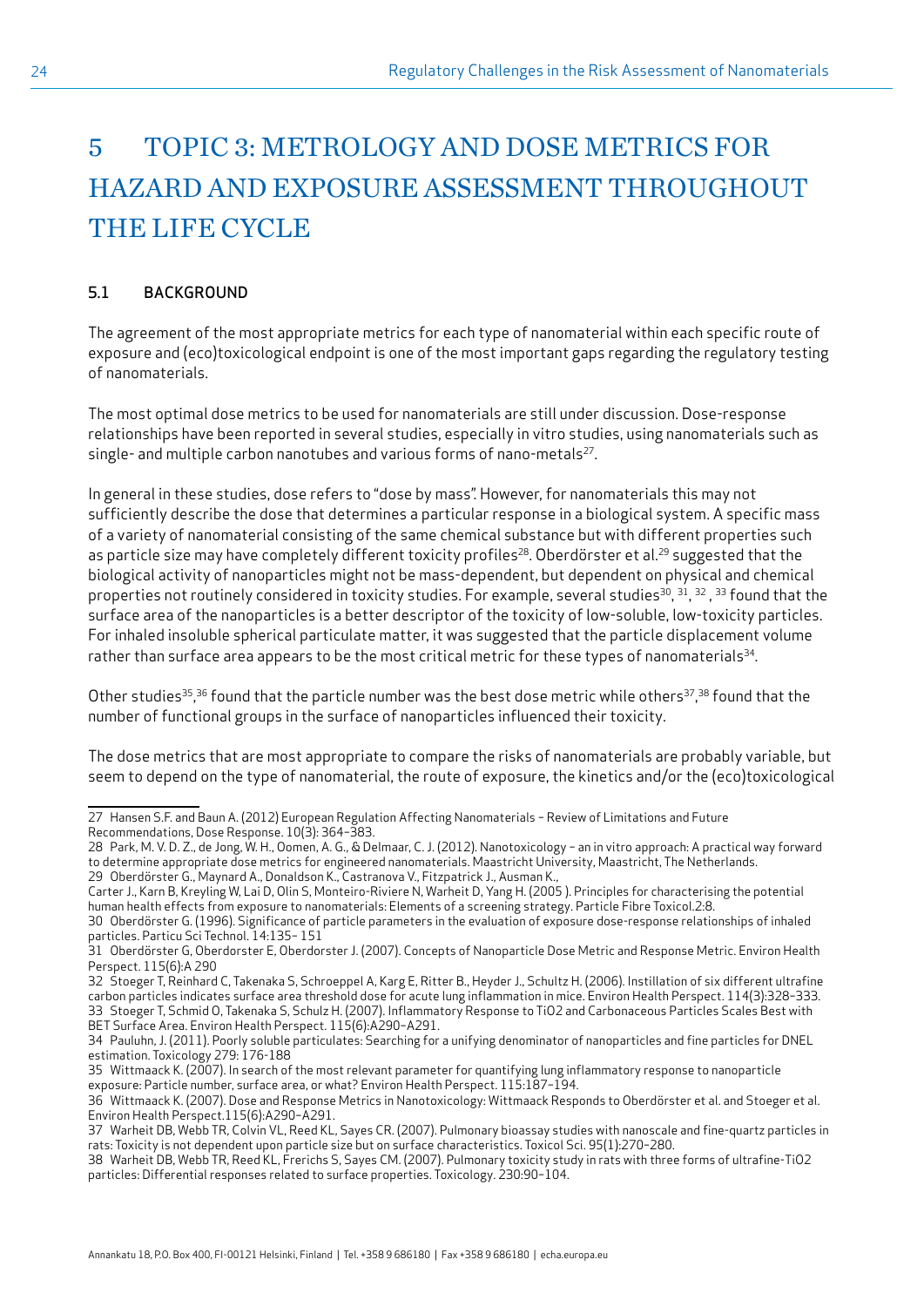# 5 TOPIC 3: METROLOGY AND DOSE METRICS FOR HAZARD AND EXPOSURE ASSESSMENT THROUGHOUT THE LIFE CYCLE

## 5.1 BACKGROUND

The agreement of the most appropriate metrics for each type of nanomaterial within each specific route of exposure and (eco)toxicological endpoint is one of the most important gaps regarding the regulatory testing of nanomaterials.

The most optimal dose metrics to be used for nanomaterials are still under discussion. Dose-response relationships have been reported in several studies, especially in vitro studies, using nanomaterials such as single- and multiple carbon nanotubes and various forms of nano-metals[27].

In general in these studies, dose refers to "dose by mass". However, for nanomaterials this may not sufficiently describe the dose that determines a particular response in a biological system. A specific mass of a variety of nanomaterial consisting of the same chemical substance but with different properties such as particle size may have completely different toxicity profiles[28]. Oberdörster et al.[29] suggested that the biological activity of nanoparticles might not be mass-dependent, but dependent on physical and chemical properties not routinely considered in toxicity studies. For example, several studies[30, 31, 32, 33] found that the surface area of the nanoparticles is a better descriptor of the toxicity of low-soluble, low-toxicity particles. For inhaled insoluble spherical particulate matter, it was suggested that the particle displacement volume rather than surface area appears to be the most critical metric for these types of nanomaterials[34].

Other studies[35,36] found that the particle number was the best dose metric while others[37,38] found that the number of functional groups in the surface of nanoparticles influenced their toxicity.

The dose metrics that are most appropriate to compare the risks of nanomaterials are probably variable, but seem to depend on the type of nanomaterial, the route of exposure, the kinetics and/or the (eco)toxicological

---

27 Hansen S.F. and Baun A. (2012) European Regulation Affecting Nanomaterials – Review of Limitations and Future Recommendations, Dose Response. 10(3): 364–383.

28 Park, M. V. D. Z., de Jong, W. H., Oomen, A. G., & Delmaar, C. J. (2012). Nanotoxicology – an in vitro approach: A practical way forward to determine appropriate dose metrics for engineered nanomaterials. Maastricht University, Maastricht, The Netherlands.

29 Oberdörster G., Maynard A., Donaldson K., Castranova V., Fitzpatrick J., Ausman K., Carter J., Karn B, Kreyling W, Lai D, Olin S, Monteiro-Riviere N, Warheit D, Yang H. (2005 ). Principles for characterising the potential human health effects from exposure to nanomaterials: Elements of a screening strategy. Particle Fibre Toxicol.2:8.

30 Oberdörster G. (1996). Significance of particle parameters in the evaluation of exposure dose-response relationships of inhaled particles. Particu Sci Technol. 14:135– 151

31 Oberdörster G, Oberdorster E, Oberdorster J. (2007). Concepts of Nanoparticle Dose Metric and Response Metric. Environ Health Perspect. 115(6):A 290

32 Stoeger T, Reinhard C, Takenaka S, Schroeppel A, Karg E, Ritter B., Heyder J., Schultz H. (2006). Instillation of six different ultrafine carbon particles indicates surface area threshold dose for acute lung inflammation in mice. Environ Health Perspect. 114(3):328–333.

33 Stoeger T, Schmid O, Takenaka S, Schulz H. (2007). Inflammatory Response to TiO2 and Carbonaceous Particles Scales Best with BET Surface Area. Environ Health Perspect. 115(6):A290–A291.

34 Pauluhn, J. (2011). Poorly soluble particulates: Searching for a unifying denominator of nanoparticles and fine particles for DNEL estimation. Toxicology 279: 176-188

35 Wittmaack K. (2007). In search of the most relevant parameter for quantifying lung inflammatory response to nanoparticle exposure: Particle number, surface area, or what? Environ Health Perspect. 115:187–194.

36 Wittmaack K. (2007). Dose and Response Metrics in Nanotoxicology: Wittmaack Responds to Oberdörster et al. and Stoeger et al. Environ Health Perspect.115(6):A290–A291.

37 Warheit DB, Webb TR, Colvin VL, Reed KL, Sayes CR. (2007). Pulmonary bioassay studies with nanoscale and fine-quartz particles in rats: Toxicity is not dependent upon particle size but on surface characteristics. Toxicol Sci. 95(1):270–280.

38 Warheit DB, Webb TR, Reed KL, Frerichs S, Sayes CM. (2007). Pulmonary toxicity study in rats with three forms of ultrafine-TiO2 particles: Differential responses related to surface properties. Toxicology. 230:90–104.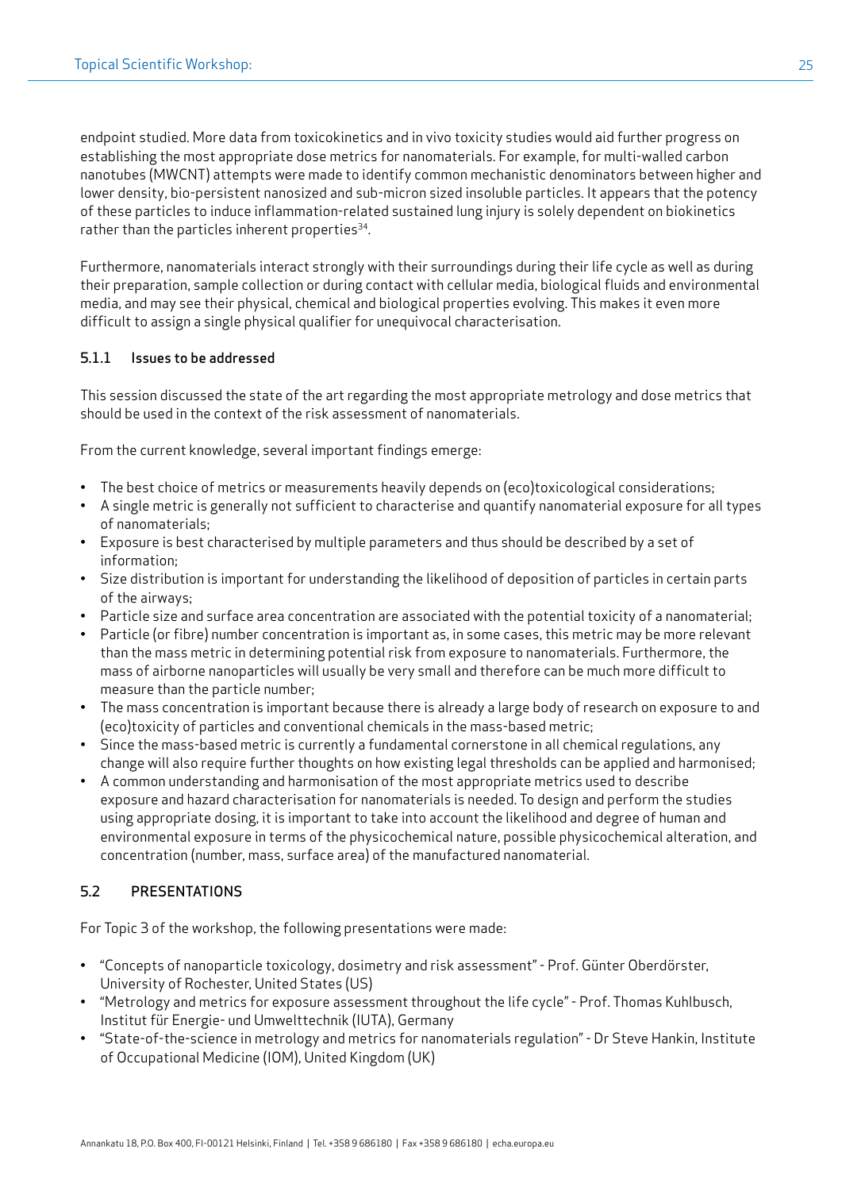endpoint studied. More data from toxicokinetics and in vivo toxicity studies would aid further progress on establishing the most appropriate dose metrics for nanomaterials. For example, for multi-walled carbon nanotubes (MWCNT) attempts were made to identify common mechanistic denominators between higher and lower density, bio-persistent nanosized and sub-micron sized insoluble particles. It appears that the potency of these particles to induce inflammation-related sustained lung injury is solely dependent on biokinetics rather than the particles inherent properties[34].

Furthermore, nanomaterials interact strongly with their surroundings during their life cycle as well as during their preparation, sample collection or during contact with cellular media, biological fluids and environmental media, and may see their physical, chemical and biological properties evolving. This makes it even more difficult to assign a single physical qualifier for unequivocal characterisation.

### 5.1.1 Issues to be addressed

This session discussed the state of the art regarding the most appropriate metrology and dose metrics that should be used in the context of the risk assessment of nanomaterials.

From the current knowledge, several important findings emerge:

- The best choice of metrics or measurements heavily depends on (eco)toxicological considerations;
- A single metric is generally not sufficient to characterise and quantify nanomaterial exposure for all types of nanomaterials;
- Exposure is best characterised by multiple parameters and thus should be described by a set of information;
- Size distribution is important for understanding the likelihood of deposition of particles in certain parts of the airways;
- Particle size and surface area concentration are associated with the potential toxicity of a nanomaterial;
- Particle (or fibre) number concentration is important as, in some cases, this metric may be more relevant than the mass metric in determining potential risk from exposure to nanomaterials. Furthermore, the mass of airborne nanoparticles will usually be very small and therefore can be much more difficult to measure than the particle number;
- The mass concentration is important because there is already a large body of research on exposure to and (eco)toxicity of particles and conventional chemicals in the mass-based metric;
- Since the mass-based metric is currently a fundamental cornerstone in all chemical regulations, any change will also require further thoughts on how existing legal thresholds can be applied and harmonised;
- A common understanding and harmonisation of the most appropriate metrics used to describe exposure and hazard characterisation for nanomaterials is needed. To design and perform the studies using appropriate dosing, it is important to take into account the likelihood and degree of human and environmental exposure in terms of the physicochemical nature, possible physicochemical alteration, and concentration (number, mass, surface area) of the manufactured nanomaterial.

## 5.2 PRESENTATIONS

For Topic 3 of the workshop, the following presentations were made:

- "Concepts of nanoparticle toxicology, dosimetry and risk assessment" - Prof. Günter Oberdörster, University of Rochester, United States (US)
- "Metrology and metrics for exposure assessment throughout the life cycle" - Prof. Thomas Kuhlbusch, Institut für Energie- und Umwelttechnik (IUTA), Germany
- "State-of-the-science in metrology and metrics for nanomaterials regulation" - Dr Steve Hankin, Institute of Occupational Medicine (IOM), United Kingdom (UK)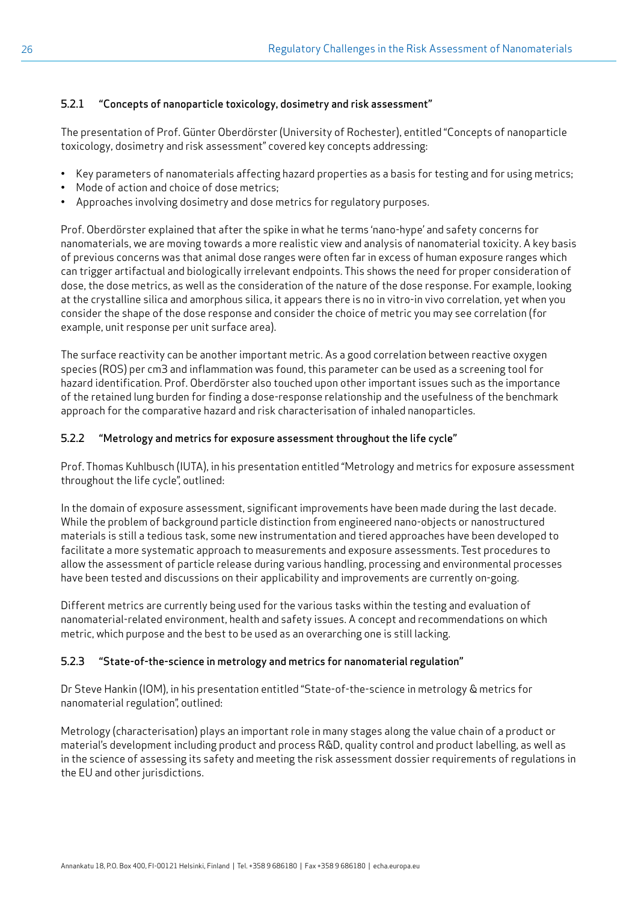### 5.2.1 "Concepts of nanoparticle toxicology, dosimetry and risk assessment"

The presentation of Prof. Günter Oberdörster (University of Rochester), entitled "Concepts of nanoparticle toxicology, dosimetry and risk assessment" covered key concepts addressing:

- Key parameters of nanomaterials affecting hazard properties as a basis for testing and for using metrics;
- Mode of action and choice of dose metrics;
- Approaches involving dosimetry and dose metrics for regulatory purposes.

Prof. Oberdörster explained that after the spike in what he terms 'nano-hype' and safety concerns for nanomaterials, we are moving towards a more realistic view and analysis of nanomaterial toxicity. A key basis of previous concerns was that animal dose ranges were often far in excess of human exposure ranges which can trigger artifactual and biologically irrelevant endpoints. This shows the need for proper consideration of dose, the dose metrics, as well as the consideration of the nature of the dose response. For example, looking at the crystalline silica and amorphous silica, it appears there is no in vitro-in vivo correlation, yet when you consider the shape of the dose response and consider the choice of metric you may see correlation (for example, unit response per unit surface area).

The surface reactivity can be another important metric. As a good correlation between reactive oxygen species (ROS) per cm3 and inflammation was found, this parameter can be used as a screening tool for hazard identification. Prof. Oberdörster also touched upon other important issues such as the importance of the retained lung burden for finding a dose-response relationship and the usefulness of the benchmark approach for the comparative hazard and risk characterisation of inhaled nanoparticles.

### 5.2.2 "Metrology and metrics for exposure assessment throughout the life cycle"

Prof. Thomas Kuhlbusch (IUTA), in his presentation entitled "Metrology and metrics for exposure assessment throughout the life cycle", outlined:

In the domain of exposure assessment, significant improvements have been made during the last decade. While the problem of background particle distinction from engineered nano-objects or nanostructured materials is still a tedious task, some new instrumentation and tiered approaches have been developed to facilitate a more systematic approach to measurements and exposure assessments. Test procedures to allow the assessment of particle release during various handling, processing and environmental processes have been tested and discussions on their applicability and improvements are currently on-going.

Different metrics are currently being used for the various tasks within the testing and evaluation of nanomaterial-related environment, health and safety issues. A concept and recommendations on which metric, which purpose and the best to be used as an overarching one is still lacking.

### 5.2.3 "State-of-the-science in metrology and metrics for nanomaterial regulation"

Dr Steve Hankin (IOM), in his presentation entitled "State-of-the-science in metrology & metrics for nanomaterial regulation", outlined:

Metrology (characterisation) plays an important role in many stages along the value chain of a product or material's development including product and process R&D, quality control and product labelling, as well as in the science of assessing its safety and meeting the risk assessment dossier requirements of regulations in the EU and other jurisdictions.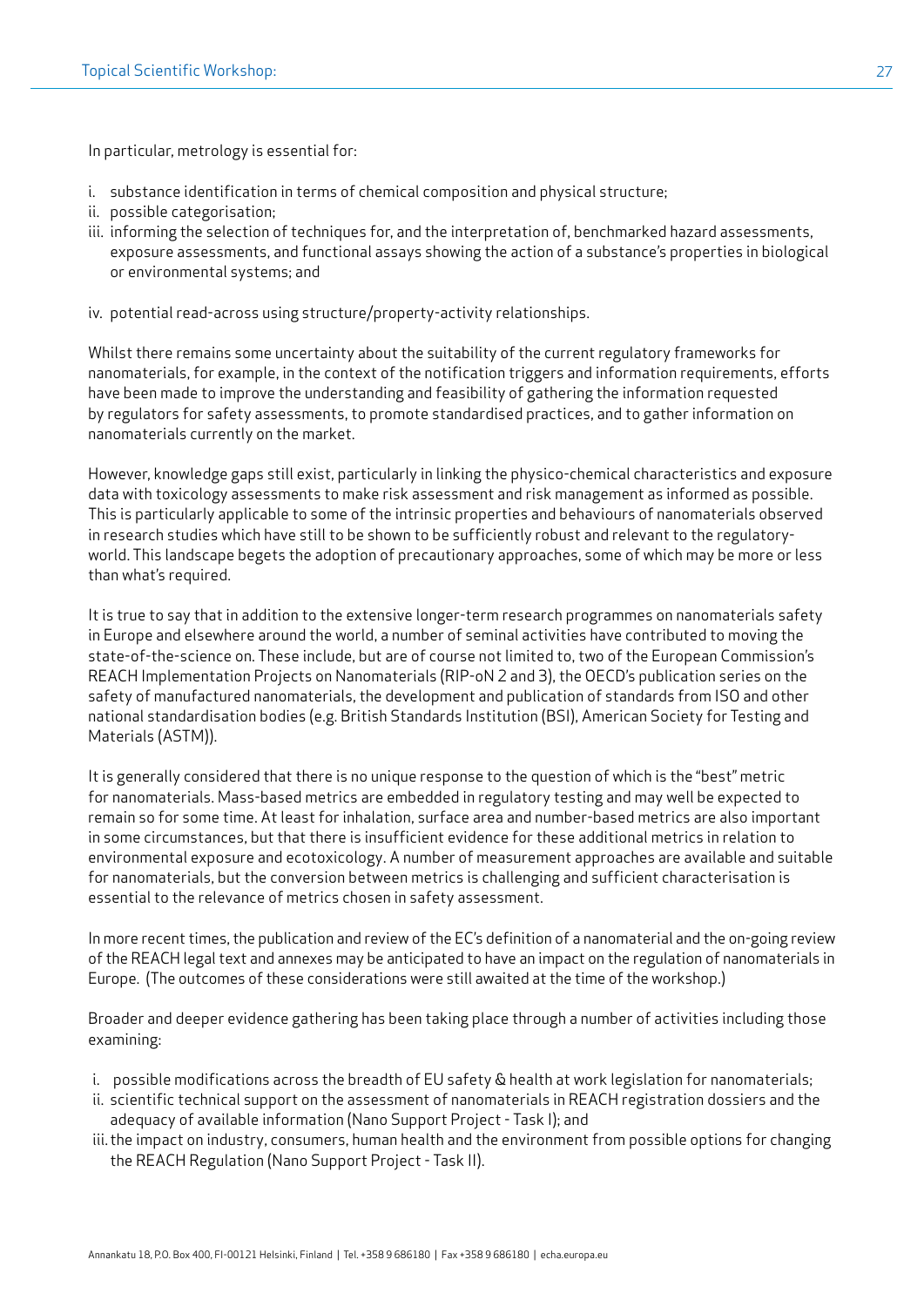In particular, metrology is essential for:

i. substance identification in terms of chemical composition and physical structure;
ii. possible categorisation;
iii. informing the selection of techniques for, and the interpretation of, benchmarked hazard assessments, exposure assessments, and functional assays showing the action of a substance's properties in biological or environmental systems; and

iv. potential read-across using structure/property-activity relationships.

Whilst there remains some uncertainty about the suitability of the current regulatory frameworks for nanomaterials, for example, in the context of the notification triggers and information requirements, efforts have been made to improve the understanding and feasibility of gathering the information requested by regulators for safety assessments, to promote standardised practices, and to gather information on nanomaterials currently on the market.

However, knowledge gaps still exist, particularly in linking the physico-chemical characteristics and exposure data with toxicology assessments to make risk assessment and risk management as informed as possible. This is particularly applicable to some of the intrinsic properties and behaviours of nanomaterials observed in research studies which have still to be shown to be sufficiently robust and relevant to the regulatory-world. This landscape begets the adoption of precautionary approaches, some of which may be more or less than what's required.

It is true to say that in addition to the extensive longer-term research programmes on nanomaterials safety in Europe and elsewhere around the world, a number of seminal activities have contributed to moving the state-of-the-science on. These include, but are of course not limited to, two of the European Commission's REACH Implementation Projects on Nanomaterials (RIP-oN 2 and 3), the OECD's publication series on the safety of manufactured nanomaterials, the development and publication of standards from ISO and other national standardisation bodies (e.g. British Standards Institution (BSI), American Society for Testing and Materials (ASTM)).

It is generally considered that there is no unique response to the question of which is the "best" metric for nanomaterials. Mass-based metrics are embedded in regulatory testing and may well be expected to remain so for some time. At least for inhalation, surface area and number-based metrics are also important in some circumstances, but that there is insufficient evidence for these additional metrics in relation to environmental exposure and ecotoxicology. A number of measurement approaches are available and suitable for nanomaterials, but the conversion between metrics is challenging and sufficient characterisation is essential to the relevance of metrics chosen in safety assessment.

In more recent times, the publication and review of the EC's definition of a nanomaterial and the on-going review of the REACH legal text and annexes may be anticipated to have an impact on the regulation of nanomaterials in Europe. (The outcomes of these considerations were still awaited at the time of the workshop.)

Broader and deeper evidence gathering has been taking place through a number of activities including those examining:

i. possible modifications across the breadth of EU safety & health at work legislation for nanomaterials;
ii. scientific technical support on the assessment of nanomaterials in REACH registration dossiers and the adequacy of available information (Nano Support Project - Task I); and
iii. the impact on industry, consumers, human health and the environment from possible options for changing the REACH Regulation (Nano Support Project - Task II).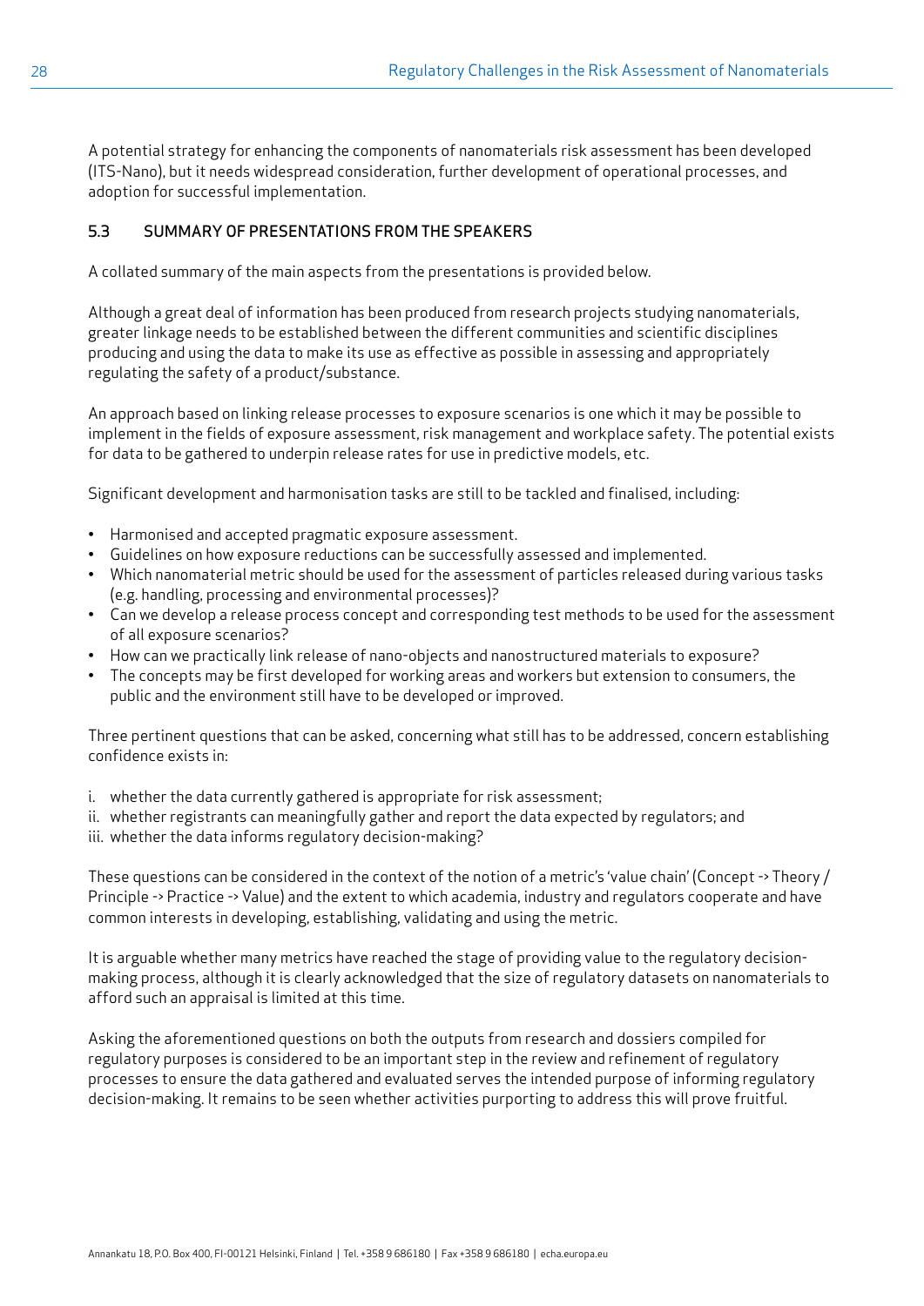A potential strategy for enhancing the components of nanomaterials risk assessment has been developed (ITS-Nano), but it needs widespread consideration, further development of operational processes, and adoption for successful implementation.

### 5.3 SUMMARY OF PRESENTATIONS FROM THE SPEAKERS

A collated summary of the main aspects from the presentations is provided below.

Although a great deal of information has been produced from research projects studying nanomaterials, greater linkage needs to be established between the different communities and scientific disciplines producing and using the data to make its use as effective as possible in assessing and appropriately regulating the safety of a product/substance.

An approach based on linking release processes to exposure scenarios is one which it may be possible to implement in the fields of exposure assessment, risk management and workplace safety. The potential exists for data to be gathered to underpin release rates for use in predictive models, etc.

Significant development and harmonisation tasks are still to be tackled and finalised, including:

- Harmonised and accepted pragmatic exposure assessment.
- Guidelines on how exposure reductions can be successfully assessed and implemented.
- Which nanomaterial metric should be used for the assessment of particles released during various tasks (e.g. handling, processing and environmental processes)?
- Can we develop a release process concept and corresponding test methods to be used for the assessment of all exposure scenarios?
- How can we practically link release of nano-objects and nanostructured materials to exposure?
- The concepts may be first developed for working areas and workers but extension to consumers, the public and the environment still have to be developed or improved.

Three pertinent questions that can be asked, concerning what still has to be addressed, concern establishing confidence exists in:

i. whether the data currently gathered is appropriate for risk assessment;
ii. whether registrants can meaningfully gather and report the data expected by regulators; and
iii. whether the data informs regulatory decision-making?

These questions can be considered in the context of the notion of a metric's 'value chain' (Concept -> Theory / Principle -> Practice -> Value) and the extent to which academia, industry and regulators cooperate and have common interests in developing, establishing, validating and using the metric.

It is arguable whether many metrics have reached the stage of providing value to the regulatory decision-making process, although it is clearly acknowledged that the size of regulatory datasets on nanomaterials to afford such an appraisal is limited at this time.

Asking the aforementioned questions on both the outputs from research and dossiers compiled for regulatory purposes is considered to be an important step in the review and refinement of regulatory processes to ensure the data gathered and evaluated serves the intended purpose of informing regulatory decision-making. It remains to be seen whether activities purporting to address this will prove fruitful.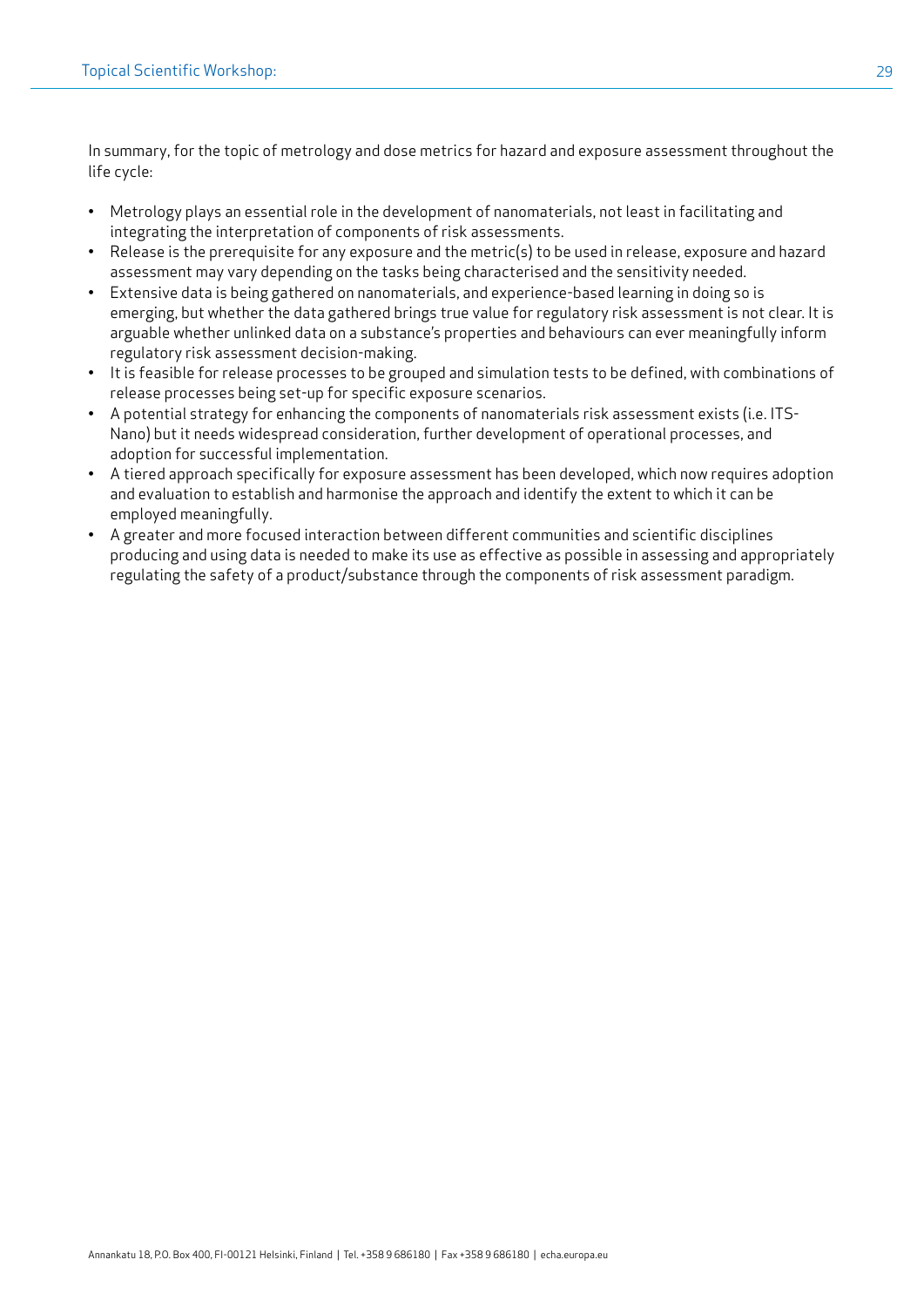In summary, for the topic of metrology and dose metrics for hazard and exposure assessment throughout the life cycle:

- Metrology plays an essential role in the development of nanomaterials, not least in facilitating and integrating the interpretation of components of risk assessments.
- Release is the prerequisite for any exposure and the metric(s) to be used in release, exposure and hazard assessment may vary depending on the tasks being characterised and the sensitivity needed.
- Extensive data is being gathered on nanomaterials, and experience-based learning in doing so is emerging, but whether the data gathered brings true value for regulatory risk assessment is not clear. It is arguable whether unlinked data on a substance's properties and behaviours can ever meaningfully inform regulatory risk assessment decision-making.
- It is feasible for release processes to be grouped and simulation tests to be defined, with combinations of release processes being set-up for specific exposure scenarios.
- A potential strategy for enhancing the components of nanomaterials risk assessment exists (i.e. ITS-Nano) but it needs widespread consideration, further development of operational processes, and adoption for successful implementation.
- A tiered approach specifically for exposure assessment has been developed, which now requires adoption and evaluation to establish and harmonise the approach and identify the extent to which it can be employed meaningfully.
- A greater and more focused interaction between different communities and scientific disciplines producing and using data is needed to make its use as effective as possible in assessing and appropriately regulating the safety of a product/substance through the components of risk assessment paradigm.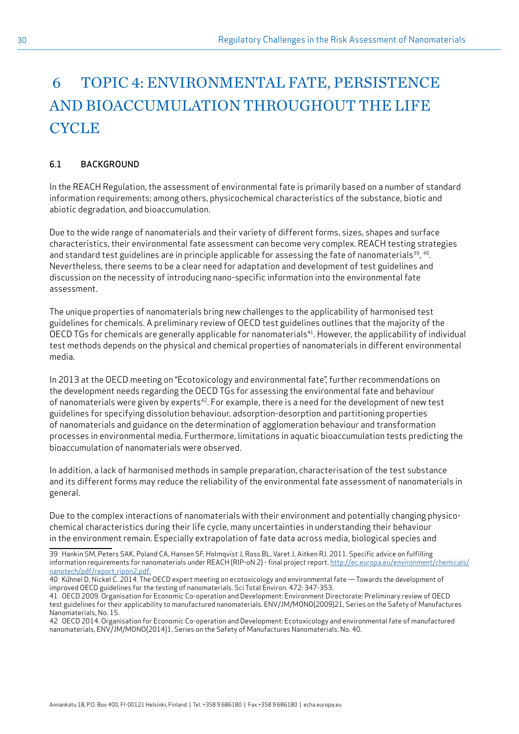# 6 TOPIC 4: ENVIRONMENTAL FATE, PERSISTENCE AND BIOACCUMULATION THROUGHOUT THE LIFE CYCLE

## 6.1 BACKGROUND

In the REACH Regulation, the assessment of environmental fate is primarily based on a number of standard information requirements; among others, physicochemical characteristics of the substance, biotic and abiotic degradation, and bioaccumulation.

Due to the wide range of nanomaterials and their variety of different forms, sizes, shapes and surface characteristics, their environmental fate assessment can become very complex. REACH testing strategies and standard test guidelines are in principle applicable for assessing the fate of nanomaterials[39], [40]. Nevertheless, there seems to be a clear need for adaptation and development of test guidelines and discussion on the necessity of introducing nano-specific information into the environmental fate assessment.

The unique properties of nanomaterials bring new challenges to the applicability of harmonised test guidelines for chemicals. A preliminary review of OECD test guidelines outlines that the majority of the OECD TGs for chemicals are generally applicable for nanomaterials[41]. However, the applicability of individual test methods depends on the physical and chemical properties of nanomaterials in different environmental media.

In 2013 at the OECD meeting on "Ecotoxicology and environmental fate", further recommendations on the development needs regarding the OECD TGs for assessing the environmental fate and behaviour of nanomaterials were given by experts[42]. For example, there is a need for the development of new test guidelines for specifying dissolution behaviour, adsorption-desorption and partitioning properties of nanomaterials and guidance on the determination of agglomeration behaviour and transformation processes in environmental media. Furthermore, limitations in aquatic bioaccumulation tests predicting the bioaccumulation of nanomaterials were observed.

In addition, a lack of harmonised methods in sample preparation, characterisation of the test substance and its different forms may reduce the reliability of the environmental fate assessment of nanomaterials in general.

Due to the complex interactions of nanomaterials with their environment and potentially changing physico-chemical characteristics during their life cycle, many uncertainties in understanding their behaviour in the environment remain. Especially extrapolation of fate data across media, biological species and

---

39 Hankin SM, Peters SAK, Poland CA, Hansen SF, Holmqvist J, Ross BL, Varet J, Aitken RJ. 2011. Specific advice on fulfilling information requirements for nanomaterials under REACH (RIP-oN 2) - final project report. http://ec.europa.eu/environment/chemicals/nanotech/pdf/report_ripon2.pdf.

40 Kűhnel D, Nickel C. 2014. The OECD expert meeting on ecotoxicology and environmental fate — Towards the development of improved OECD guidelines for the testing of nanomaterials. Sci Total Environ. 472: 347-353.

41 OECD 2009. Organisation for Economic Co-operation and Development: Environment Directorate: Preliminary review of OECD test guidelines for their applicability to manufactured nanomaterials. ENV/JM/MONO(2009)21, Series on the Safety of Manufactures Nanomaterials, No. 15.

42 OECD 2014. Organisation for Economic Co-operation and Development: Ecotoxicology and environmental fate of manufactured nanomaterials, ENV/JM/MONO(2014)1, Series on the Safety of Manufactures Nanomaterials, No. 40.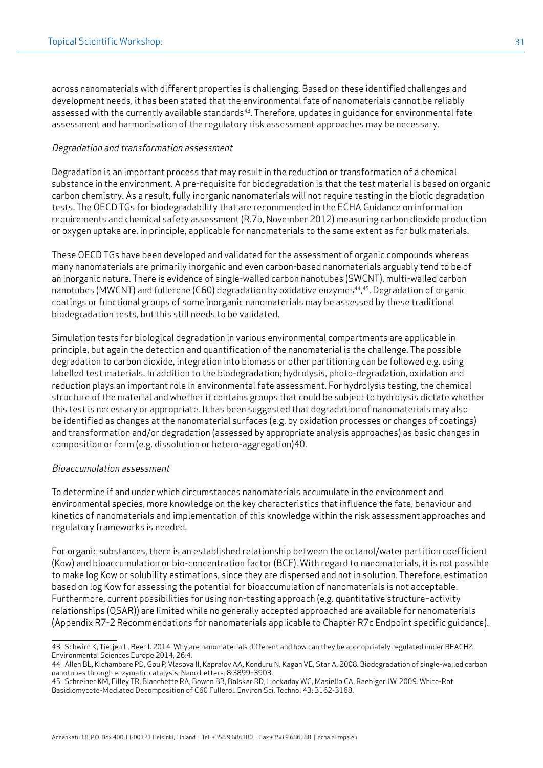across nanomaterials with different properties is challenging. Based on these identified challenges and development needs, it has been stated that the environmental fate of nanomaterials cannot be reliably assessed with the currently available standards[43]. Therefore, updates in guidance for environmental fate assessment and harmonisation of the regulatory risk assessment approaches may be necessary.

*Degradation and transformation assessment*

Degradation is an important process that may result in the reduction or transformation of a chemical substance in the environment. A pre-requisite for biodegradation is that the test material is based on organic carbon chemistry. As a result, fully inorganic nanomaterials will not require testing in the biotic degradation tests. The OECD TGs for biodegradability that are recommended in the ECHA Guidance on information requirements and chemical safety assessment (R.7b, November 2012) measuring carbon dioxide production or oxygen uptake are, in principle, applicable for nanomaterials to the same extent as for bulk materials.

These OECD TGs have been developed and validated for the assessment of organic compounds whereas many nanomaterials are primarily inorganic and even carbon-based nanomaterials arguably tend to be of an inorganic nature. There is evidence of single-walled carbon nanotubes (SWCNT), multi-walled carbon nanotubes (MWCNT) and fullerene (C60) degradation by oxidative enzymes[44],[45]. Degradation of organic coatings or functional groups of some inorganic nanomaterials may be assessed by these traditional biodegradation tests, but this still needs to be validated.

Simulation tests for biological degradation in various environmental compartments are applicable in principle, but again the detection and quantification of the nanomaterial is the challenge. The possible degradation to carbon dioxide, integration into biomass or other partitioning can be followed e.g. using labelled test materials. In addition to the biodegradation; hydrolysis, photo-degradation, oxidation and reduction plays an important role in environmental fate assessment. For hydrolysis testing, the chemical structure of the material and whether it contains groups that could be subject to hydrolysis dictate whether this test is necessary or appropriate. It has been suggested that degradation of nanomaterials may also be identified as changes at the nanomaterial surfaces (e.g. by oxidation processes or changes of coatings) and transformation and/or degradation (assessed by appropriate analysis approaches) as basic changes in composition or form (e.g. dissolution or hetero-aggregation)40.

*Bioaccumulation assessment*

To determine if and under which circumstances nanomaterials accumulate in the environment and environmental species, more knowledge on the key characteristics that influence the fate, behaviour and kinetics of nanomaterials and implementation of this knowledge within the risk assessment approaches and regulatory frameworks is needed.

For organic substances, there is an established relationship between the octanol/water partition coefficient (Kow) and bioaccumulation or bio-concentration factor (BCF). With regard to nanomaterials, it is not possible to make log Kow or solubility estimations, since they are dispersed and not in solution. Therefore, estimation based on log Kow for assessing the potential for bioaccumulation of nanomaterials is not acceptable. Furthermore, current possibilities for using non-testing approach (e.g. quantitative structure–activity relationships (QSAR)) are limited while no generally accepted approached are available for nanomaterials (Appendix R7-2 Recommendations for nanomaterials applicable to Chapter R7c Endpoint specific guidance).

---

43 Schwirn K, Tietjen L, Beer I. 2014. Why are nanomaterials different and how can they be appropriately regulated under REACH?. Environmental Sciences Europe 2014, 26:4.

44 Allen BL, Kichambare PD, Gou P, Vlasova II, Kapralov AA, Konduru N, Kagan VE, Star A. 2008. Biodegradation of single-walled carbon nanotubes through enzymatic catalysis. Nano Letters. 8:3899–3903.

45 Schreiner KM, Filley TR, Blanchette RA, Bowen BB, Bolskar RD, Hockaday WC, Masiello CA, Raebiger JW. 2009. White-Rot Basidiomycete-Mediated Decomposition of C60 Fullerol. Environ Sci. Technol 43: 3162-3168.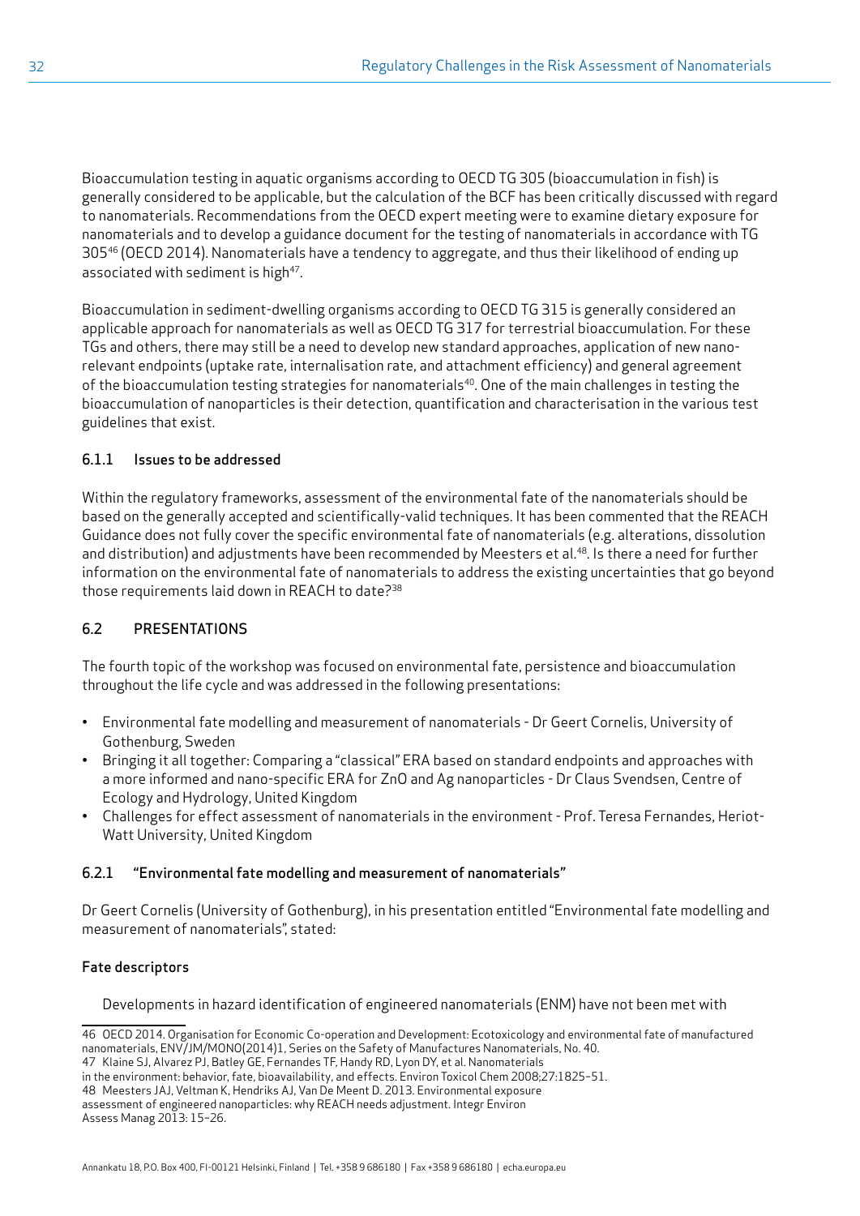Bioaccumulation testing in aquatic organisms according to OECD TG 305 (bioaccumulation in fish) is generally considered to be applicable, but the calculation of the BCF has been critically discussed with regard to nanomaterials. Recommendations from the OECD expert meeting were to examine dietary exposure for nanomaterials and to develop a guidance document for the testing of nanomaterials in accordance with TG 305[46] (OECD 2014). Nanomaterials have a tendency to aggregate, and thus their likelihood of ending up associated with sediment is high[47].

Bioaccumulation in sediment-dwelling organisms according to OECD TG 315 is generally considered an applicable approach for nanomaterials as well as OECD TG 317 for terrestrial bioaccumulation. For these TGs and others, there may still be a need to develop new standard approaches, application of new nano-relevant endpoints (uptake rate, internalisation rate, and attachment efficiency) and general agreement of the bioaccumulation testing strategies for nanomaterials[40]. One of the main challenges in testing the bioaccumulation of nanoparticles is their detection, quantification and characterisation in the various test guidelines that exist.

### 6.1.1 Issues to be addressed

Within the regulatory frameworks, assessment of the environmental fate of the nanomaterials should be based on the generally accepted and scientifically-valid techniques. It has been commented that the REACH Guidance does not fully cover the specific environmental fate of nanomaterials (e.g. alterations, dissolution and distribution) and adjustments have been recommended by Meesters et al.[48]. Is there a need for further information on the environmental fate of nanomaterials to address the existing uncertainties that go beyond those requirements laid down in REACH to date?[38]

## 6.2 PRESENTATIONS

The fourth topic of the workshop was focused on environmental fate, persistence and bioaccumulation throughout the life cycle and was addressed in the following presentations:

- Environmental fate modelling and measurement of nanomaterials - Dr Geert Cornelis, University of Gothenburg, Sweden
- Bringing it all together: Comparing a "classical" ERA based on standard endpoints and approaches with a more informed and nano-specific ERA for ZnO and Ag nanoparticles - Dr Claus Svendsen, Centre of Ecology and Hydrology, United Kingdom
- Challenges for effect assessment of nanomaterials in the environment - Prof. Teresa Fernandes, Heriot-Watt University, United Kingdom

### 6.2.1 "Environmental fate modelling and measurement of nanomaterials"

Dr Geert Cornelis (University of Gothenburg), in his presentation entitled "Environmental fate modelling and measurement of nanomaterials", stated:

**Fate descriptors**

> Developments in hazard identification of engineered nanomaterials (ENM) have not been met with

---

46 OECD 2014. Organisation for Economic Co-operation and Development: Ecotoxicology and environmental fate of manufactured nanomaterials, ENV/JM/MONO(2014)1, Series on the Safety of Manufactures Nanomaterials, No. 40.

47 Klaine SJ, Alvarez PJ, Batley GE, Fernandes TF, Handy RD, Lyon DY, et al. Nanomaterials in the environment: behavior, fate, bioavailability, and effects. Environ Toxicol Chem 2008;27:1825–51.

48 Meesters JAJ, Veltman K, Hendriks AJ, Van De Meent D. 2013. Environmental exposure assessment of engineered nanoparticles: why REACH needs adjustment. Integr Environ Assess Manag 2013: 15–26.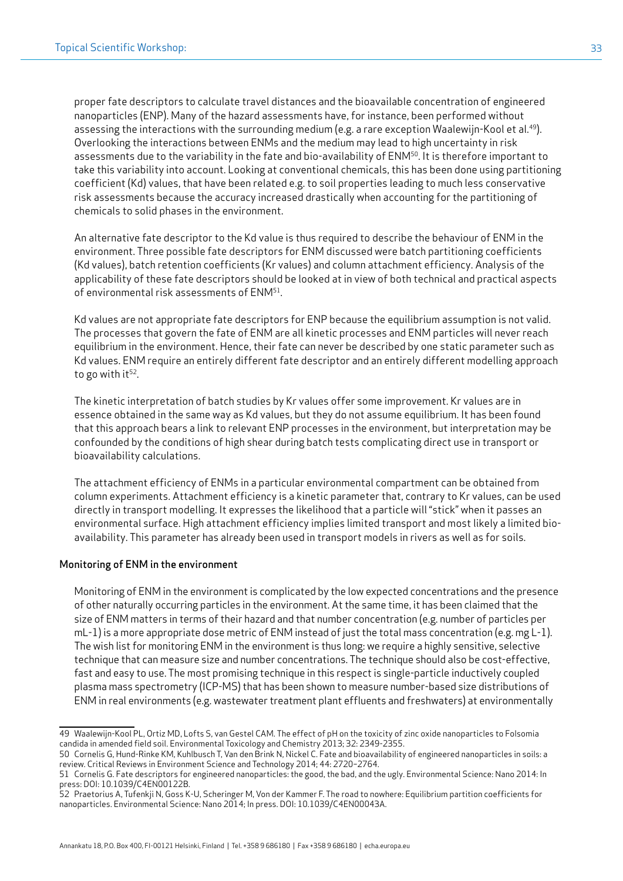proper fate descriptors to calculate travel distances and the bioavailable concentration of engineered nanoparticles (ENP). Many of the hazard assessments have, for instance, been performed without assessing the interactions with the surrounding medium (e.g. a rare exception Waalewijn-Kool et al.[49]). Overlooking the interactions between ENMs and the medium may lead to high uncertainty in risk assessments due to the variability in the fate and bio-availability of ENM[50]. It is therefore important to take this variability into account. Looking at conventional chemicals, this has been done using partitioning coefficient (Kd) values, that have been related e.g. to soil properties leading to much less conservative risk assessments because the accuracy increased drastically when accounting for the partitioning of chemicals to solid phases in the environment.

An alternative fate descriptor to the Kd value is thus required to describe the behaviour of ENM in the environment. Three possible fate descriptors for ENM discussed were batch partitioning coefficients (Kd values), batch retention coefficients (Kr values) and column attachment efficiency. Analysis of the applicability of these fate descriptors should be looked at in view of both technical and practical aspects of environmental risk assessments of ENM[51].

Kd values are not appropriate fate descriptors for ENP because the equilibrium assumption is not valid. The processes that govern the fate of ENM are all kinetic processes and ENM particles will never reach equilibrium in the environment. Hence, their fate can never be described by one static parameter such as Kd values. ENM require an entirely different fate descriptor and an entirely different modelling approach to go with it[52].

The kinetic interpretation of batch studies by Kr values offer some improvement. Kr values are in essence obtained in the same way as Kd values, but they do not assume equilibrium. It has been found that this approach bears a link to relevant ENP processes in the environment, but interpretation may be confounded by the conditions of high shear during batch tests complicating direct use in transport or bioavailability calculations.

The attachment efficiency of ENMs in a particular environmental compartment can be obtained from column experiments. Attachment efficiency is a kinetic parameter that, contrary to Kr values, can be used directly in transport modelling. It expresses the likelihood that a particle will "stick" when it passes an environmental surface. High attachment efficiency implies limited transport and most likely a limited bio-availability. This parameter has already been used in transport models in rivers as well as for soils.

### Monitoring of ENM in the environment

Monitoring of ENM in the environment is complicated by the low expected concentrations and the presence of other naturally occurring particles in the environment. At the same time, it has been claimed that the size of ENM matters in terms of their hazard and that number concentration (e.g. number of particles per mL-1) is a more appropriate dose metric of ENM instead of just the total mass concentration (e.g. mg L-1). The wish list for monitoring ENM in the environment is thus long: we require a highly sensitive, selective technique that can measure size and number concentrations. The technique should also be cost-effective, fast and easy to use. The most promising technique in this respect is single-particle inductively coupled plasma mass spectrometry (ICP-MS) that has been shown to measure number-based size distributions of ENM in real environments (e.g. wastewater treatment plant effluents and freshwaters) at environmentally

---

49 Waalewijn-Kool PL, Ortiz MD, Lofts S, van Gestel CAM. The effect of pH on the toxicity of zinc oxide nanoparticles to Folsomia candida in amended field soil. Environmental Toxicology and Chemistry 2013; 32: 2349-2355.

50 Cornelis G, Hund-Rinke KM, Kuhlbusch T, Van den Brink N, Nickel C. Fate and bioavailability of engineered nanoparticles in soils: a review. Critical Reviews in Environment Science and Technology 2014; 44: 2720–2764.

51 Cornelis G. Fate descriptors for engineered nanoparticles: the good, the bad, and the ugly. Environmental Science: Nano 2014: In press: DOI: 10.1039/C4EN00122B.

52 Praetorius A, Tufenkji N, Goss K-U, Scheringer M, Von der Kammer F. The road to nowhere: Equilibrium partition coefficients for nanoparticles. Environmental Science: Nano 2014; In press. DOI: 10.1039/C4EN00043A.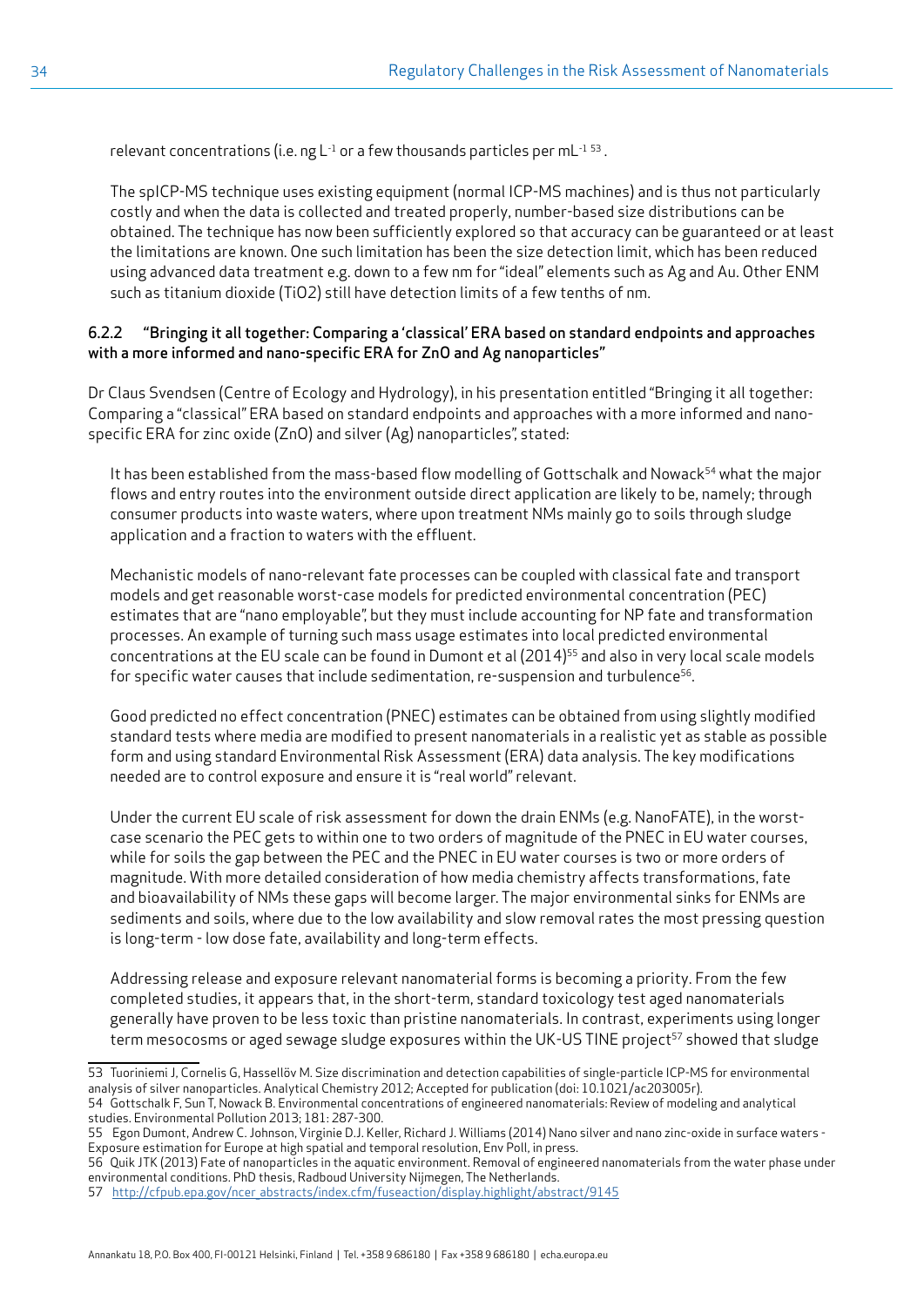relevant concentrations (i.e. ng $L^{-1}$ or a few thousands particles per $mL^{-1}$ [53].

The spICP-MS technique uses existing equipment (normal ICP-MS machines) and is thus not particularly costly and when the data is collected and treated properly, number-based size distributions can be obtained. The technique has now been sufficiently explored so that accuracy can be guaranteed or at least the limitations are known. One such limitation has been the size detection limit, which has been reduced using advanced data treatment e.g. down to a few nm for "ideal" elements such as Ag and Au. Other ENM such as titanium dioxide (TiO2) still have detection limits of a few tenths of nm.

### 6.2.2 "Bringing it all together: Comparing a 'classical' ERA based on standard endpoints and approaches with a more informed and nano-specific ERA for ZnO and Ag nanoparticles"

Dr Claus Svendsen (Centre of Ecology and Hydrology), in his presentation entitled "Bringing it all together: Comparing a "classical" ERA based on standard endpoints and approaches with a more informed and nano-specific ERA for zinc oxide (ZnO) and silver (Ag) nanoparticles", stated:

It has been established from the mass-based flow modelling of Gottschalk and Nowack[54] what the major flows and entry routes into the environment outside direct application are likely to be, namely; through consumer products into waste waters, where upon treatment NMs mainly go to soils through sludge application and a fraction to waters with the effluent.

Mechanistic models of nano-relevant fate processes can be coupled with classical fate and transport models and get reasonable worst-case models for predicted environmental concentration (PEC) estimates that are "nano employable", but they must include accounting for NP fate and transformation processes. An example of turning such mass usage estimates into local predicted environmental concentrations at the EU scale can be found in Dumont et al (2014)[55] and also in very local scale models for specific water causes that include sedimentation, re-suspension and turbulence[56].

Good predicted no effect concentration (PNEC) estimates can be obtained from using slightly modified standard tests where media are modified to present nanomaterials in a realistic yet as stable as possible form and using standard Environmental Risk Assessment (ERA) data analysis. The key modifications needed are to control exposure and ensure it is "real world" relevant.

Under the current EU scale of risk assessment for down the drain ENMs (e.g. NanoFATE), in the worst-case scenario the PEC gets to within one to two orders of magnitude of the PNEC in EU water courses, while for soils the gap between the PEC and the PNEC in EU water courses is two or more orders of magnitude. With more detailed consideration of how media chemistry affects transformations, fate and bioavailability of NMs these gaps will become larger. The major environmental sinks for ENMs are sediments and soils, where due to the low availability and slow removal rates the most pressing question is long-term - low dose fate, availability and long-term effects.

Addressing release and exposure relevant nanomaterial forms is becoming a priority. From the few completed studies, it appears that, in the short-term, standard toxicology test aged nanomaterials generally have proven to be less toxic than pristine nanomaterials. In contrast, experiments using longer term mesocosms or aged sewage sludge exposures within the UK-US TINE project[57] showed that sludge

---

53 Tuoriniemi J, Cornelis G, Hassellöv M. Size discrimination and detection capabilities of single-particle ICP-MS for environmental analysis of silver nanoparticles. Analytical Chemistry 2012; Accepted for publication (doi: 10.1021/ac203005r).

54 Gottschalk F, Sun T, Nowack B. Environmental concentrations of engineered nanomaterials: Review of modeling and analytical studies. Environmental Pollution 2013; 181: 287-300.

55 Egon Dumont, Andrew C. Johnson, Virginie D.J. Keller, Richard J. Williams (2014) Nano silver and nano zinc-oxide in surface waters - Exposure estimation for Europe at high spatial and temporal resolution, Env Poll, in press.

56 Quik JTK (2013) Fate of nanoparticles in the aquatic environment. Removal of engineered nanomaterials from the water phase under environmental conditions. PhD thesis, Radboud University Nijmegen, The Netherlands.

57 http://cfpub.epa.gov/ncer_abstracts/index.cfm/fuseaction/display.highlight/abstract/9145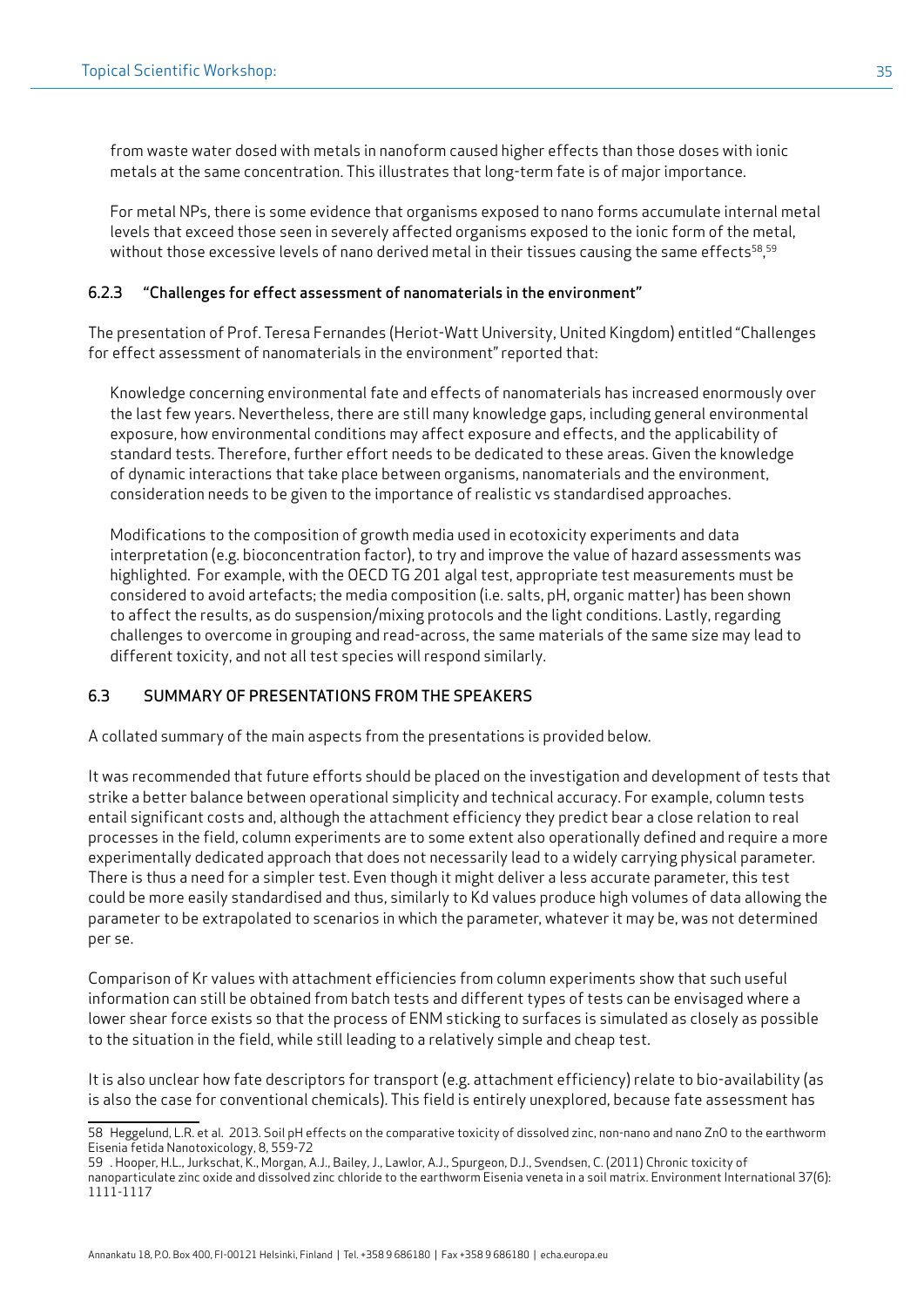from waste water dosed with metals in nanoform caused higher effects than those doses with ionic metals at the same concentration. This illustrates that long-term fate is of major importance.

For metal NPs, there is some evidence that organisms exposed to nano forms accumulate internal metal levels that exceed those seen in severely affected organisms exposed to the ionic form of the metal, without those excessive levels of nano derived metal in their tissues causing the same effects[58,59]

### 6.2.3 "Challenges for effect assessment of nanomaterials in the environment"

The presentation of Prof. Teresa Fernandes (Heriot-Watt University, United Kingdom) entitled "Challenges for effect assessment of nanomaterials in the environment" reported that:

Knowledge concerning environmental fate and effects of nanomaterials has increased enormously over the last few years. Nevertheless, there are still many knowledge gaps, including general environmental exposure, how environmental conditions may affect exposure and effects, and the applicability of standard tests. Therefore, further effort needs to be dedicated to these areas. Given the knowledge of dynamic interactions that take place between organisms, nanomaterials and the environment, consideration needs to be given to the importance of realistic vs standardised approaches.

Modifications to the composition of growth media used in ecotoxicity experiments and data interpretation (e.g. bioconcentration factor), to try and improve the value of hazard assessments was highlighted. For example, with the OECD TG 201 algal test, appropriate test measurements must be considered to avoid artefacts; the media composition (i.e. salts, pH, organic matter) has been shown to affect the results, as do suspension/mixing protocols and the light conditions. Lastly, regarding challenges to overcome in grouping and read-across, the same materials of the same size may lead to different toxicity, and not all test species will respond similarly.

## 6.3 SUMMARY OF PRESENTATIONS FROM THE SPEAKERS

A collated summary of the main aspects from the presentations is provided below.

It was recommended that future efforts should be placed on the investigation and development of tests that strike a better balance between operational simplicity and technical accuracy. For example, column tests entail significant costs and, although the attachment efficiency they predict bear a close relation to real processes in the field, column experiments are to some extent also operationally defined and require a more experimentally dedicated approach that does not necessarily lead to a widely carrying physical parameter. There is thus a need for a simpler test. Even though it might deliver a less accurate parameter, this test could be more easily standardised and thus, similarly to Kd values produce high volumes of data allowing the parameter to be extrapolated to scenarios in which the parameter, whatever it may be, was not determined per se.

Comparison of Kr values with attachment efficiencies from column experiments show that such useful information can still be obtained from batch tests and different types of tests can be envisaged where a lower shear force exists so that the process of ENM sticking to surfaces is simulated as closely as possible to the situation in the field, while still leading to a relatively simple and cheap test.

It is also unclear how fate descriptors for transport (e.g. attachment efficiency) relate to bio-availability (as is also the case for conventional chemicals). This field is entirely unexplored, because fate assessment has

---

58 Heggelund, L.R. et al. 2013. Soil pH effects on the comparative toxicity of dissolved zinc, non-nano and nano ZnO to the earthworm Eisenia fetida Nanotoxicology, 8, 559-72

59 . Hooper, H.L., Jurkschat, K., Morgan, A.J., Bailey, J., Lawlor, A.J., Spurgeon, D.J., Svendsen, C. (2011) Chronic toxicity of nanoparticulate zinc oxide and dissolved zinc chloride to the earthworm Eisenia veneta in a soil matrix. Environment International 37(6): 1111-1117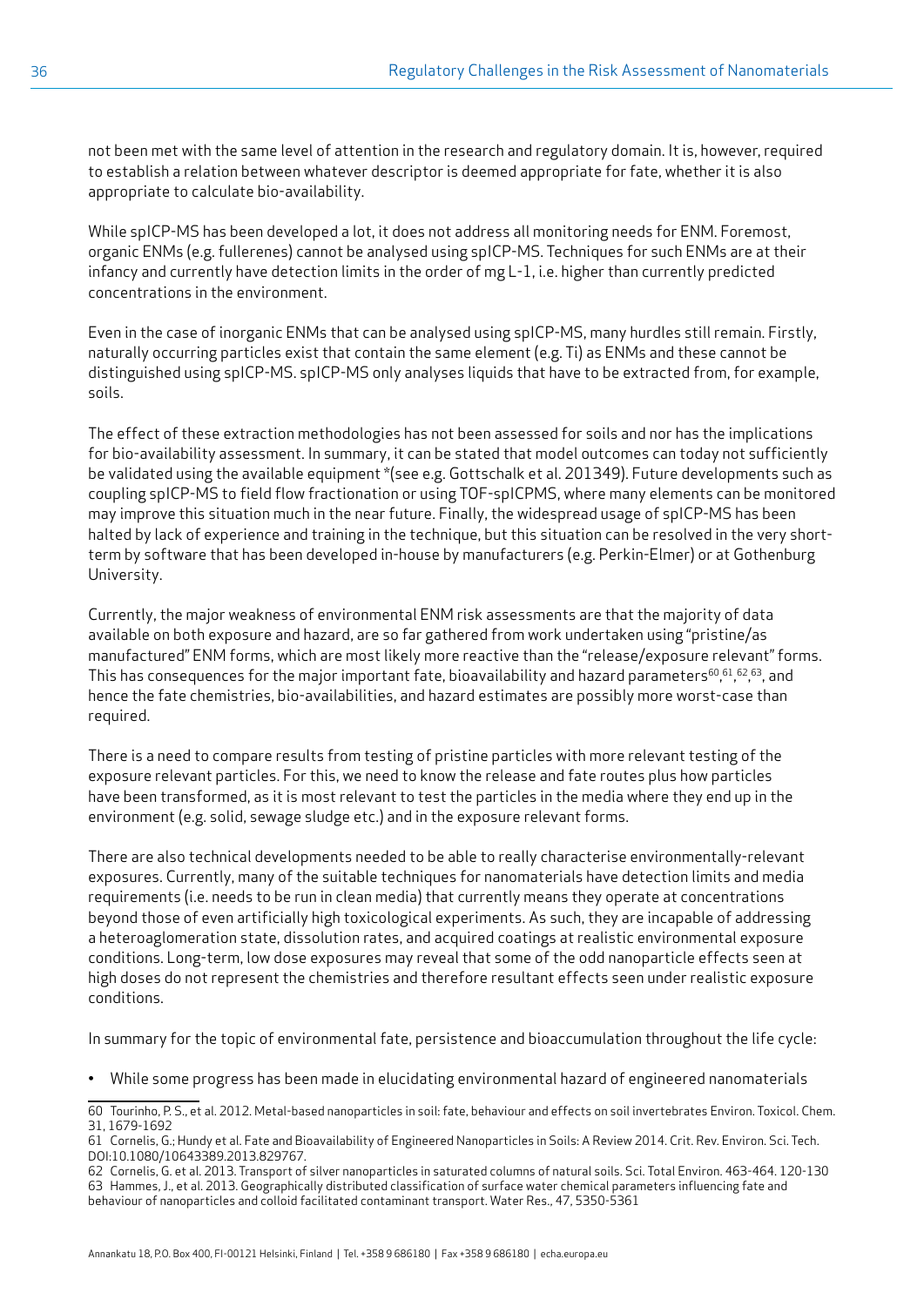not been met with the same level of attention in the research and regulatory domain. It is, however, required to establish a relation between whatever descriptor is deemed appropriate for fate, whether it is also appropriate to calculate bio-availability.

While spICP-MS has been developed a lot, it does not address all monitoring needs for ENM. Foremost, organic ENMs (e.g. fullerenes) cannot be analysed using spICP-MS. Techniques for such ENMs are at their infancy and currently have detection limits in the order of mg L-1, i.e. higher than currently predicted concentrations in the environment.

Even in the case of inorganic ENMs that can be analysed using spICP-MS, many hurdles still remain. Firstly, naturally occurring particles exist that contain the same element (e.g. Ti) as ENMs and these cannot be distinguished using spICP-MS. spICP-MS only analyses liquids that have to be extracted from, for example, soils.

The effect of these extraction methodologies has not been assessed for soils and nor has the implications for bio-availability assessment. In summary, it can be stated that model outcomes can today not sufficiently be validated using the available equipment *(see e.g. Gottschalk et al. 201349). Future developments such as coupling spICP-MS to field flow fractionation or using TOF-spICPMS, where many elements can be monitored may improve this situation much in the near future. Finally, the widespread usage of spICP-MS has been halted by lack of experience and training in the technique, but this situation can be resolved in the very short-term by software that has been developed in-house by manufacturers (e.g. Perkin-Elmer) or at Gothenburg University.

Currently, the major weakness of environmental ENM risk assessments are that the majority of data available on both exposure and hazard, are so far gathered from work undertaken using "pristine/as manufactured" ENM forms, which are most likely more reactive than the "release/exposure relevant" forms. This has consequences for the major important fate, bioavailability and hazard parameters[60,61,62,63], and hence the fate chemistries, bio-availabilities, and hazard estimates are possibly more worst-case than required.

There is a need to compare results from testing of pristine particles with more relevant testing of the exposure relevant particles. For this, we need to know the release and fate routes plus how particles have been transformed, as it is most relevant to test the particles in the media where they end up in the environment (e.g. solid, sewage sludge etc.) and in the exposure relevant forms.

There are also technical developments needed to be able to really characterise environmentally-relevant exposures. Currently, many of the suitable techniques for nanomaterials have detection limits and media requirements (i.e. needs to be run in clean media) that currently means they operate at concentrations beyond those of even artificially high toxicological experiments. As such, they are incapable of addressing a heteroaglomeration state, dissolution rates, and acquired coatings at realistic environmental exposure conditions. Long-term, low dose exposures may reveal that some of the odd nanoparticle effects seen at high doses do not represent the chemistries and therefore resultant effects seen under realistic exposure conditions.

In summary for the topic of environmental fate, persistence and bioaccumulation throughout the life cycle:

- While some progress has been made in elucidating environmental hazard of engineered nanomaterials

---

60 Tourinho, P. S., et al. 2012. Metal-based nanoparticles in soil: fate, behaviour and effects on soil invertebrates Environ. Toxicol. Chem. 31, 1679-1692

61 Cornelis, G.; Hundy et al. Fate and Bioavailability of Engineered Nanoparticles in Soils: A Review 2014. Crit. Rev. Environ. Sci. Tech. DOI:10.1080/10643389.2013.829767.

62 Cornelis, G. et al. 2013. Transport of silver nanoparticles in saturated columns of natural soils. Sci. Total Environ. 463-464. 120-130

63 Hammes, J., et al. 2013. Geographically distributed classification of surface water chemical parameters influencing fate and behaviour of nanoparticles and colloid facilitated contaminant transport. Water Res., 47, 5350-5361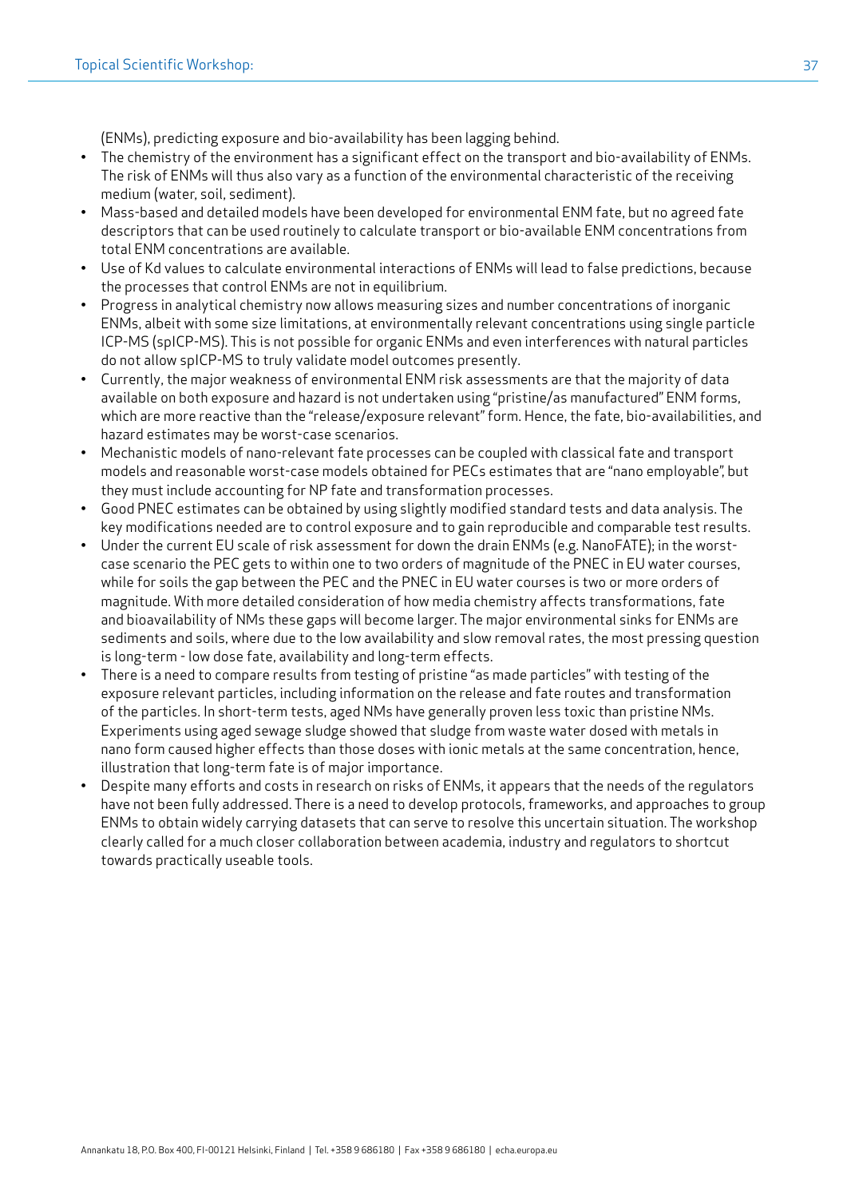(ENMs), predicting exposure and bio-availability has been lagging behind.

- The chemistry of the environment has a significant effect on the transport and bio-availability of ENMs. The risk of ENMs will thus also vary as a function of the environmental characteristic of the receiving medium (water, soil, sediment).
- Mass-based and detailed models have been developed for environmental ENM fate, but no agreed fate descriptors that can be used routinely to calculate transport or bio-available ENM concentrations from total ENM concentrations are available.
- Use of Kd values to calculate environmental interactions of ENMs will lead to false predictions, because the processes that control ENMs are not in equilibrium.
- Progress in analytical chemistry now allows measuring sizes and number concentrations of inorganic ENMs, albeit with some size limitations, at environmentally relevant concentrations using single particle ICP-MS (spICP-MS). This is not possible for organic ENMs and even interferences with natural particles do not allow spICP-MS to truly validate model outcomes presently.
- Currently, the major weakness of environmental ENM risk assessments are that the majority of data available on both exposure and hazard is not undertaken using "pristine/as manufactured" ENM forms, which are more reactive than the "release/exposure relevant" form. Hence, the fate, bio-availabilities, and hazard estimates may be worst-case scenarios.
- Mechanistic models of nano-relevant fate processes can be coupled with classical fate and transport models and reasonable worst-case models obtained for PECs estimates that are "nano employable", but they must include accounting for NP fate and transformation processes.
- Good PNEC estimates can be obtained by using slightly modified standard tests and data analysis. The key modifications needed are to control exposure and to gain reproducible and comparable test results.
- Under the current EU scale of risk assessment for down the drain ENMs (e.g. NanoFATE); in the worst-case scenario the PEC gets to within one to two orders of magnitude of the PNEC in EU water courses, while for soils the gap between the PEC and the PNEC in EU water courses is two or more orders of magnitude. With more detailed consideration of how media chemistry affects transformations, fate and bioavailability of NMs these gaps will become larger. The major environmental sinks for ENMs are sediments and soils, where due to the low availability and slow removal rates, the most pressing question is long-term - low dose fate, availability and long-term effects.
- There is a need to compare results from testing of pristine "as made particles" with testing of the exposure relevant particles, including information on the release and fate routes and transformation of the particles. In short-term tests, aged NMs have generally proven less toxic than pristine NMs. Experiments using aged sewage sludge showed that sludge from waste water dosed with metals in nano form caused higher effects than those doses with ionic metals at the same concentration, hence, illustration that long-term fate is of major importance.
- Despite many efforts and costs in research on risks of ENMs, it appears that the needs of the regulators have not been fully addressed. There is a need to develop protocols, frameworks, and approaches to group ENMs to obtain widely carrying datasets that can serve to resolve this uncertain situation. The workshop clearly called for a much closer collaboration between academia, industry and regulators to shortcut towards practically useable tools.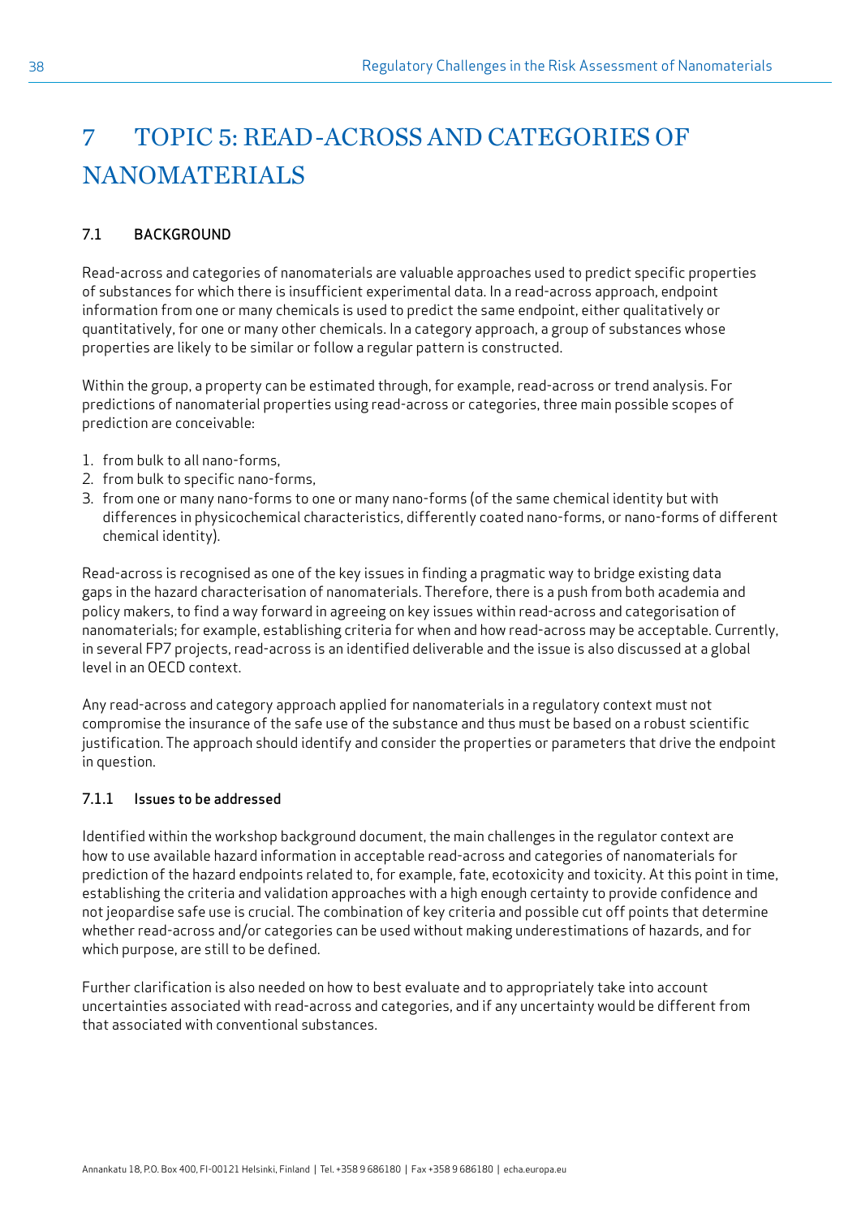# 7 TOPIC 5: READ-ACROSS AND CATEGORIES OF NANOMATERIALS

## 7.1 BACKGROUND

Read-across and categories of nanomaterials are valuable approaches used to predict specific properties of substances for which there is insufficient experimental data. In a read-across approach, endpoint information from one or many chemicals is used to predict the same endpoint, either qualitatively or quantitatively, for one or many other chemicals. In a category approach, a group of substances whose properties are likely to be similar or follow a regular pattern is constructed.

Within the group, a property can be estimated through, for example, read-across or trend analysis. For predictions of nanomaterial properties using read-across or categories, three main possible scopes of prediction are conceivable:

1. from bulk to all nano-forms,
2. from bulk to specific nano-forms,
3. from one or many nano-forms to one or many nano-forms (of the same chemical identity but with differences in physicochemical characteristics, differently coated nano-forms, or nano-forms of different chemical identity).

Read-across is recognised as one of the key issues in finding a pragmatic way to bridge existing data gaps in the hazard characterisation of nanomaterials. Therefore, there is a push from both academia and policy makers, to find a way forward in agreeing on key issues within read-across and categorisation of nanomaterials; for example, establishing criteria for when and how read-across may be acceptable. Currently, in several FP7 projects, read-across is an identified deliverable and the issue is also discussed at a global level in an OECD context.

Any read-across and category approach applied for nanomaterials in a regulatory context must not compromise the insurance of the safe use of the substance and thus must be based on a robust scientific justification. The approach should identify and consider the properties or parameters that drive the endpoint in question.

### 7.1.1 Issues to be addressed

Identified within the workshop background document, the main challenges in the regulator context are how to use available hazard information in acceptable read-across and categories of nanomaterials for prediction of the hazard endpoints related to, for example, fate, ecotoxicity and toxicity. At this point in time, establishing the criteria and validation approaches with a high enough certainty to provide confidence and not jeopardise safe use is crucial. The combination of key criteria and possible cut off points that determine whether read-across and/or categories can be used without making underestimations of hazards, and for which purpose, are still to be defined.

Further clarification is also needed on how to best evaluate and to appropriately take into account uncertainties associated with read-across and categories, and if any uncertainty would be different from that associated with conventional substances.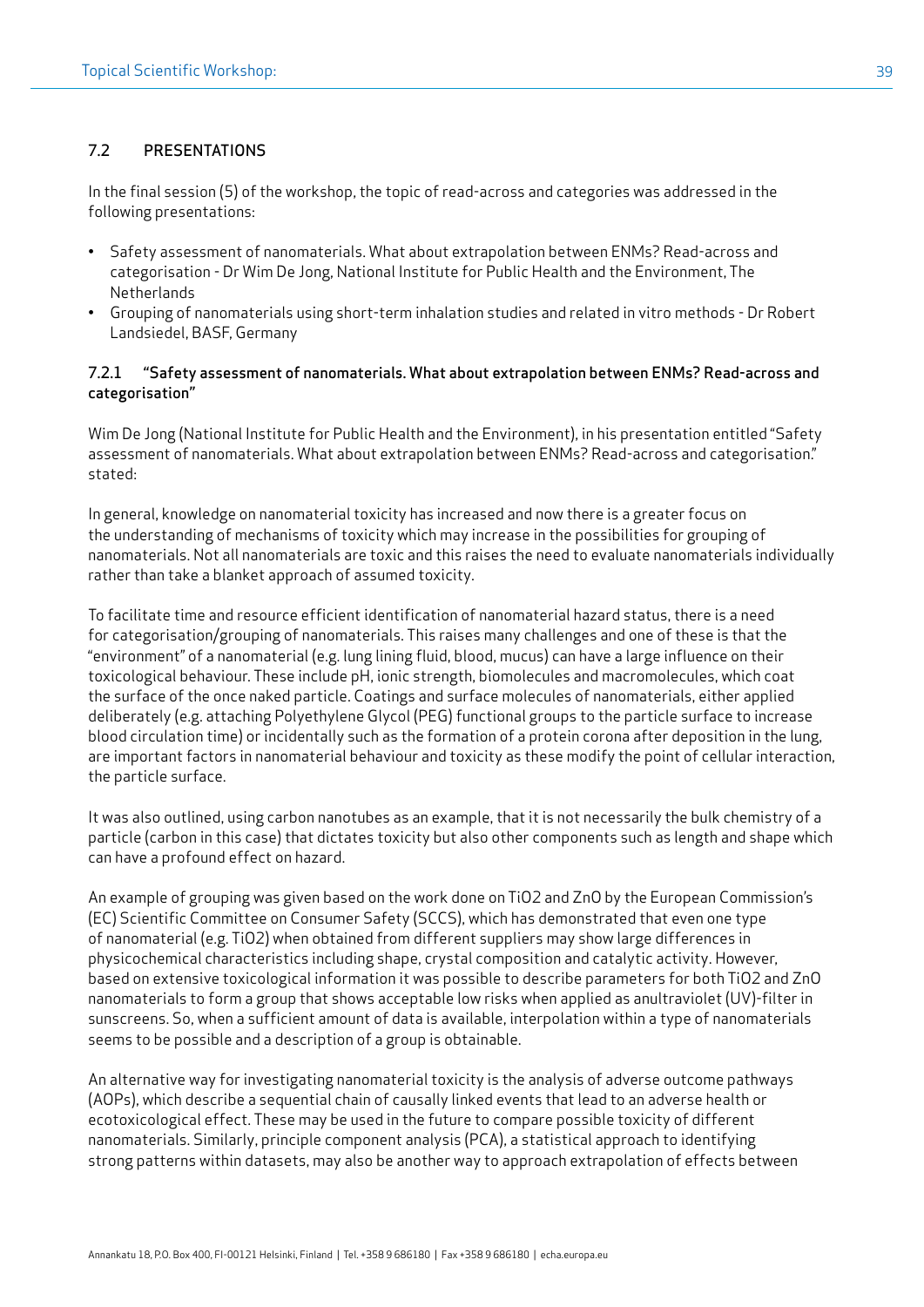## 7.2 PRESENTATIONS

In the final session (5) of the workshop, the topic of read-across and categories was addressed in the following presentations:

- Safety assessment of nanomaterials. What about extrapolation between ENMs? Read-across and categorisation - Dr Wim De Jong, National Institute for Public Health and the Environment, The Netherlands
- Grouping of nanomaterials using short-term inhalation studies and related in vitro methods - Dr Robert Landsiedel, BASF, Germany

### 7.2.1 "Safety assessment of nanomaterials. What about extrapolation between ENMs? Read-across and categorisation"

Wim De Jong (National Institute for Public Health and the Environment), in his presentation entitled "Safety assessment of nanomaterials. What about extrapolation between ENMs? Read-across and categorisation." stated:

In general, knowledge on nanomaterial toxicity has increased and now there is a greater focus on the understanding of mechanisms of toxicity which may increase in the possibilities for grouping of nanomaterials. Not all nanomaterials are toxic and this raises the need to evaluate nanomaterials individually rather than take a blanket approach of assumed toxicity.

To facilitate time and resource efficient identification of nanomaterial hazard status, there is a need for categorisation/grouping of nanomaterials. This raises many challenges and one of these is that the "environment" of a nanomaterial (e.g. lung lining fluid, blood, mucus) can have a large influence on their toxicological behaviour. These include pH, ionic strength, biomolecules and macromolecules, which coat the surface of the once naked particle. Coatings and surface molecules of nanomaterials, either applied deliberately (e.g. attaching Polyethylene Glycol (PEG) functional groups to the particle surface to increase blood circulation time) or incidentally such as the formation of a protein corona after deposition in the lung, are important factors in nanomaterial behaviour and toxicity as these modify the point of cellular interaction, the particle surface.

It was also outlined, using carbon nanotubes as an example, that it is not necessarily the bulk chemistry of a particle (carbon in this case) that dictates toxicity but also other components such as length and shape which can have a profound effect on hazard.

An example of grouping was given based on the work done on TiO2 and ZnO by the European Commission's (EC) Scientific Committee on Consumer Safety (SCCS), which has demonstrated that even one type of nanomaterial (e.g. TiO2) when obtained from different suppliers may show large differences in physicochemical characteristics including shape, crystal composition and catalytic activity. However, based on extensive toxicological information it was possible to describe parameters for both TiO2 and ZnO nanomaterials to form a group that shows acceptable low risks when applied as anultraviolet (UV)-filter in sunscreens. So, when a sufficient amount of data is available, interpolation within a type of nanomaterials seems to be possible and a description of a group is obtainable.

An alternative way for investigating nanomaterial toxicity is the analysis of adverse outcome pathways (AOPs), which describe a sequential chain of causally linked events that lead to an adverse health or ecotoxicological effect. These may be used in the future to compare possible toxicity of different nanomaterials. Similarly, principle component analysis (PCA), a statistical approach to identifying strong patterns within datasets, may also be another way to approach extrapolation of effects between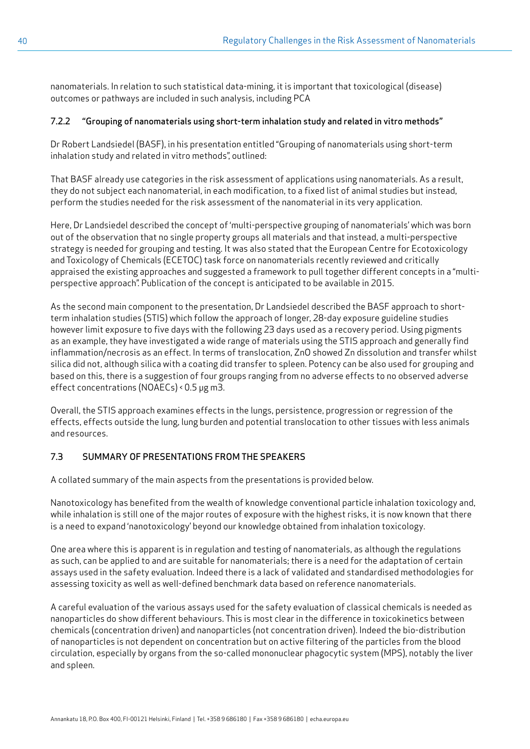nanomaterials. In relation to such statistical data-mining, it is important that toxicological (disease) outcomes or pathways are included in such analysis, including PCA

### 7.2.2 "Grouping of nanomaterials using short-term inhalation study and related in vitro methods"

Dr Robert Landsiedel (BASF), in his presentation entitled "Grouping of nanomaterials using short-term inhalation study and related in vitro methods", outlined:

That BASF already use categories in the risk assessment of applications using nanomaterials. As a result, they do not subject each nanomaterial, in each modification, to a fixed list of animal studies but instead, perform the studies needed for the risk assessment of the nanomaterial in its very application.

Here, Dr Landsiedel described the concept of 'multi-perspective grouping of nanomaterials' which was born out of the observation that no single property groups all materials and that instead, a multi-perspective strategy is needed for grouping and testing. It was also stated that the European Centre for Ecotoxicology and Toxicology of Chemicals (ECETOC) task force on nanomaterials recently reviewed and critically appraised the existing approaches and suggested a framework to pull together different concepts in a "multi-perspective approach". Publication of the concept is anticipated to be available in 2015.

As the second main component to the presentation, Dr Landsiedel described the BASF approach to short-term inhalation studies (STIS) which follow the approach of longer, 28-day exposure guideline studies however limit exposure to five days with the following 23 days used as a recovery period. Using pigments as an example, they have investigated a wide range of materials using the STIS approach and generally find inflammation/necrosis as an effect. In terms of translocation, ZnO showed Zn dissolution and transfer whilst silica did not, although silica with a coating did transfer to spleen. Potency can be also used for grouping and based on this, there is a suggestion of four groups ranging from no adverse effects to no observed adverse effect concentrations (NOAECs) < 0.5 μg m3.

Overall, the STIS approach examines effects in the lungs, persistence, progression or regression of the effects, effects outside the lung, lung burden and potential translocation to other tissues with less animals and resources.

## 7.3 SUMMARY OF PRESENTATIONS FROM THE SPEAKERS

A collated summary of the main aspects from the presentations is provided below.

Nanotoxicology has benefited from the wealth of knowledge conventional particle inhalation toxicology and, while inhalation is still one of the major routes of exposure with the highest risks, it is now known that there is a need to expand 'nanotoxicology' beyond our knowledge obtained from inhalation toxicology.

One area where this is apparent is in regulation and testing of nanomaterials, as although the regulations as such, can be applied to and are suitable for nanomaterials; there is a need for the adaptation of certain assays used in the safety evaluation. Indeed there is a lack of validated and standardised methodologies for assessing toxicity as well as well-defined benchmark data based on reference nanomaterials.

A careful evaluation of the various assays used for the safety evaluation of classical chemicals is needed as nanoparticles do show different behaviours. This is most clear in the difference in toxicokinetics between chemicals (concentration driven) and nanoparticles (not concentration driven). Indeed the bio-distribution of nanoparticles is not dependent on concentration but on active filtering of the particles from the blood circulation, especially by organs from the so-called mononuclear phagocytic system (MPS), notably the liver and spleen.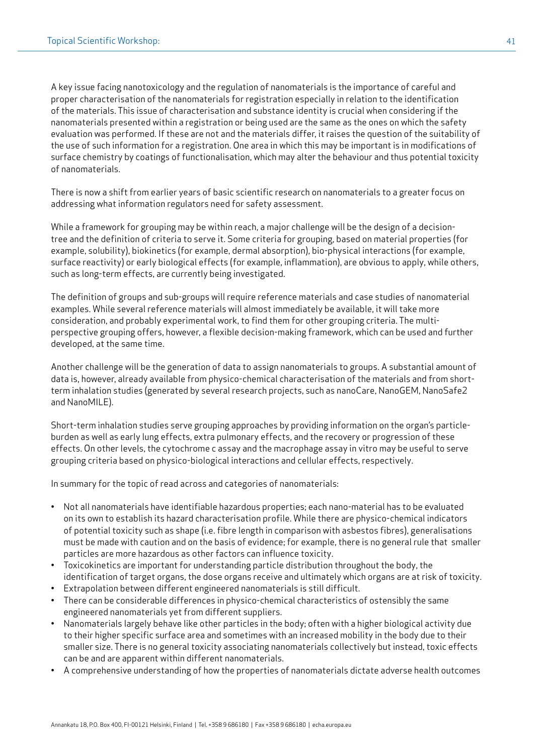A key issue facing nanotoxicology and the regulation of nanomaterials is the importance of careful and proper characterisation of the nanomaterials for registration especially in relation to the identification of the materials. This issue of characterisation and substance identity is crucial when considering if the nanomaterials presented within a registration or being used are the same as the ones on which the safety evaluation was performed. If these are not and the materials differ, it raises the question of the suitability of the use of such information for a registration. One area in which this may be important is in modifications of surface chemistry by coatings of functionalisation, which may alter the behaviour and thus potential toxicity of nanomaterials.

There is now a shift from earlier years of basic scientific research on nanomaterials to a greater focus on addressing what information regulators need for safety assessment.

While a framework for grouping may be within reach, a major challenge will be the design of a decision-tree and the definition of criteria to serve it. Some criteria for grouping, based on material properties (for example, solubility), biokinetics (for example, dermal absorption), bio-physical interactions (for example, surface reactivity) or early biological effects (for example, inflammation), are obvious to apply, while others, such as long-term effects, are currently being investigated.

The definition of groups and sub-groups will require reference materials and case studies of nanomaterial examples. While several reference materials will almost immediately be available, it will take more consideration, and probably experimental work, to find them for other grouping criteria. The multi-perspective grouping offers, however, a flexible decision-making framework, which can be used and further developed, at the same time.

Another challenge will be the generation of data to assign nanomaterials to groups. A substantial amount of data is, however, already available from physico-chemical characterisation of the materials and from short-term inhalation studies (generated by several research projects, such as nanoCare, NanoGEM, NanoSafe2 and NanoMILE).

Short-term inhalation studies serve grouping approaches by providing information on the organ's particle-burden as well as early lung effects, extra pulmonary effects, and the recovery or progression of these effects. On other levels, the cytochrome c assay and the macrophage assay in vitro may be useful to serve grouping criteria based on physico-biological interactions and cellular effects, respectively.

In summary for the topic of read across and categories of nanomaterials:

- Not all nanomaterials have identifiable hazardous properties; each nano-material has to be evaluated on its own to establish its hazard characterisation profile. While there are physico-chemical indicators of potential toxicity such as shape (i.e. fibre length in comparison with asbestos fibres), generalisations must be made with caution and on the basis of evidence; for example, there is no general rule that smaller particles are more hazardous as other factors can influence toxicity.
- Toxicokinetics are important for understanding particle distribution throughout the body, the identification of target organs, the dose organs receive and ultimately which organs are at risk of toxicity.
- Extrapolation between different engineered nanomaterials is still difficult.
- There can be considerable differences in physico-chemical characteristics of ostensibly the same engineered nanomaterials yet from different suppliers.
- Nanomaterials largely behave like other particles in the body; often with a higher biological activity due to their higher specific surface area and sometimes with an increased mobility in the body due to their smaller size. There is no general toxicity associating nanomaterials collectively but instead, toxic effects can be and are apparent within different nanomaterials.
- A comprehensive understanding of how the properties of nanomaterials dictate adverse health outcomes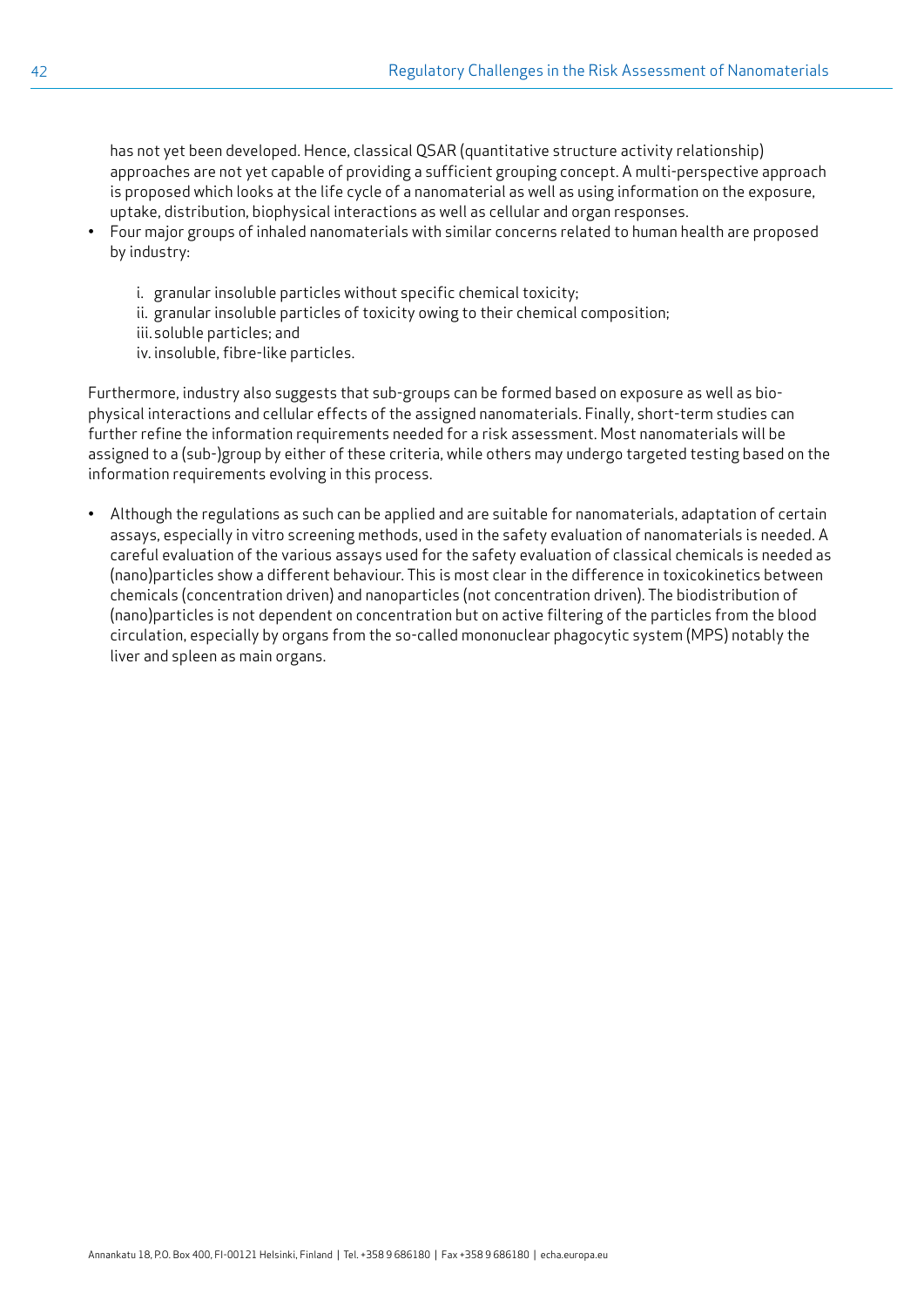has not yet been developed. Hence, classical QSAR (quantitative structure activity relationship) approaches are not yet capable of providing a sufficient grouping concept. A multi-perspective approach is proposed which looks at the life cycle of a nanomaterial as well as using information on the exposure, uptake, distribution, biophysical interactions as well as cellular and organ responses.

- Four major groups of inhaled nanomaterials with similar concerns related to human health are proposed by industry:

    i. granular insoluble particles without specific chemical toxicity;
    ii. granular insoluble particles of toxicity owing to their chemical composition;
    iii. soluble particles; and
    iv. insoluble, fibre-like particles.

Furthermore, industry also suggests that sub-groups can be formed based on exposure as well as bio-physical interactions and cellular effects of the assigned nanomaterials. Finally, short-term studies can further refine the information requirements needed for a risk assessment. Most nanomaterials will be assigned to a (sub-)group by either of these criteria, while others may undergo targeted testing based on the information requirements evolving in this process.

- Although the regulations as such can be applied and are suitable for nanomaterials, adaptation of certain assays, especially in vitro screening methods, used in the safety evaluation of nanomaterials is needed. A careful evaluation of the various assays used for the safety evaluation of classical chemicals is needed as (nano)particles show a different behaviour. This is most clear in the difference in toxicokinetics between chemicals (concentration driven) and nanoparticles (not concentration driven). The biodistribution of (nano)particles is not dependent on concentration but on active filtering of the particles from the blood circulation, especially by organs from the so-called mononuclear phagocytic system (MPS) notably the liver and spleen as main organs.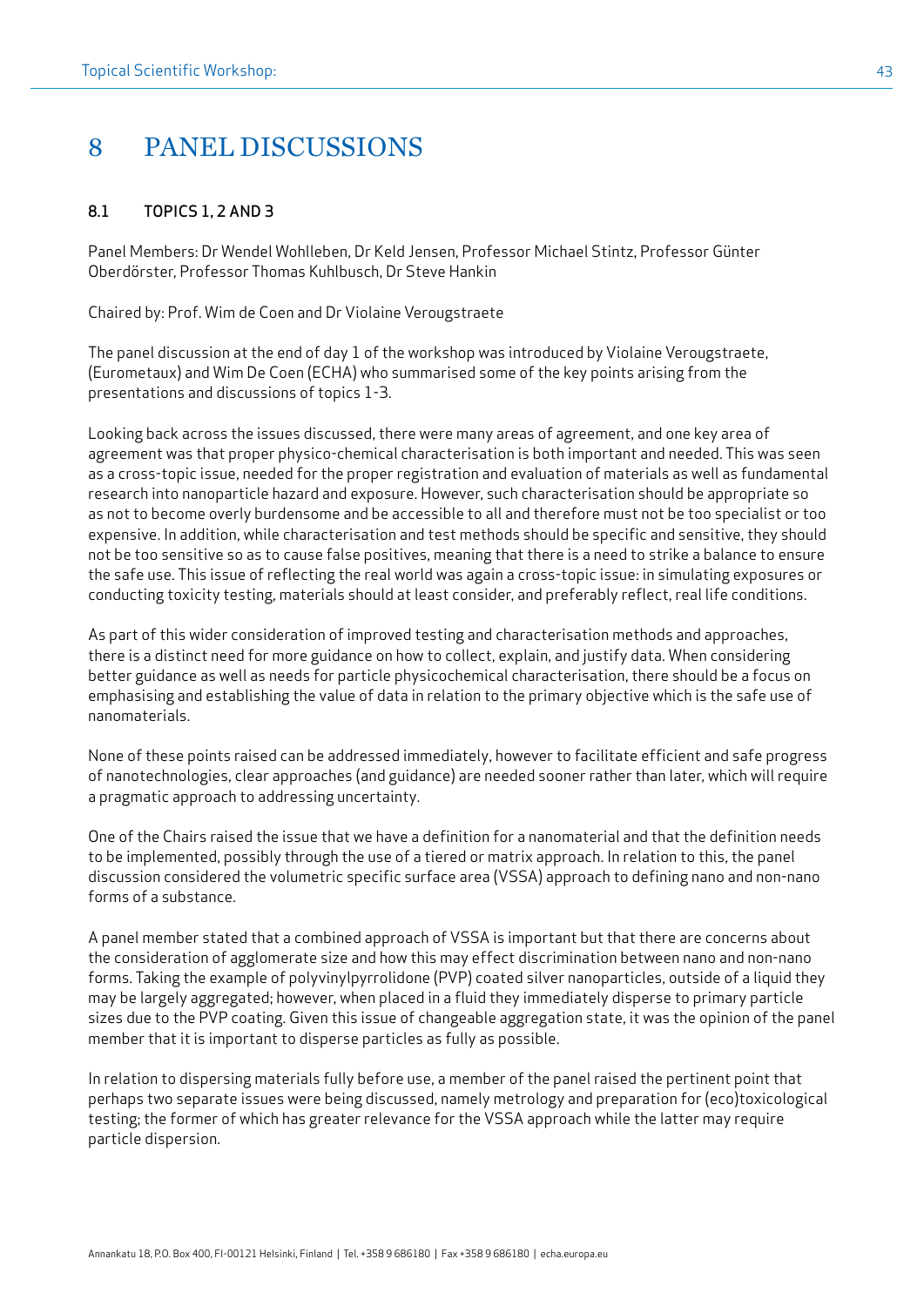# 8 PANEL DISCUSSIONS

## 8.1 TOPICS 1, 2 AND 3

Panel Members: Dr Wendel Wohlleben, Dr Keld Jensen, Professor Michael Stintz, Professor Günter Oberdörster, Professor Thomas Kuhlbusch, Dr Steve Hankin

Chaired by: Prof. Wim de Coen and Dr Violaine Verougstraete

The panel discussion at the end of day 1 of the workshop was introduced by Violaine Verougstraete, (Eurometaux) and Wim De Coen (ECHA) who summarised some of the key points arising from the presentations and discussions of topics 1-3.

Looking back across the issues discussed, there were many areas of agreement, and one key area of agreement was that proper physico-chemical characterisation is both important and needed. This was seen as a cross-topic issue, needed for the proper registration and evaluation of materials as well as fundamental research into nanoparticle hazard and exposure. However, such characterisation should be appropriate so as not to become overly burdensome and be accessible to all and therefore must not be too specialist or too expensive. In addition, while characterisation and test methods should be specific and sensitive, they should not be too sensitive so as to cause false positives, meaning that there is a need to strike a balance to ensure the safe use. This issue of reflecting the real world was again a cross-topic issue: in simulating exposures or conducting toxicity testing, materials should at least consider, and preferably reflect, real life conditions.

As part of this wider consideration of improved testing and characterisation methods and approaches, there is a distinct need for more guidance on how to collect, explain, and justify data. When considering better guidance as well as needs for particle physicochemical characterisation, there should be a focus on emphasising and establishing the value of data in relation to the primary objective which is the safe use of nanomaterials.

None of these points raised can be addressed immediately, however to facilitate efficient and safe progress of nanotechnologies, clear approaches (and guidance) are needed sooner rather than later, which will require a pragmatic approach to addressing uncertainty.

One of the Chairs raised the issue that we have a definition for a nanomaterial and that the definition needs to be implemented, possibly through the use of a tiered or matrix approach. In relation to this, the panel discussion considered the volumetric specific surface area (VSSA) approach to defining nano and non-nano forms of a substance.

A panel member stated that a combined approach of VSSA is important but that there are concerns about the consideration of agglomerate size and how this may effect discrimination between nano and non-nano forms. Taking the example of polyvinylpyrrolidone (PVP) coated silver nanoparticles, outside of a liquid they may be largely aggregated; however, when placed in a fluid they immediately disperse to primary particle sizes due to the PVP coating. Given this issue of changeable aggregation state, it was the opinion of the panel member that it is important to disperse particles as fully as possible.

In relation to dispersing materials fully before use, a member of the panel raised the pertinent point that perhaps two separate issues were being discussed, namely metrology and preparation for (eco)toxicological testing; the former of which has greater relevance for the VSSA approach while the latter may require particle dispersion.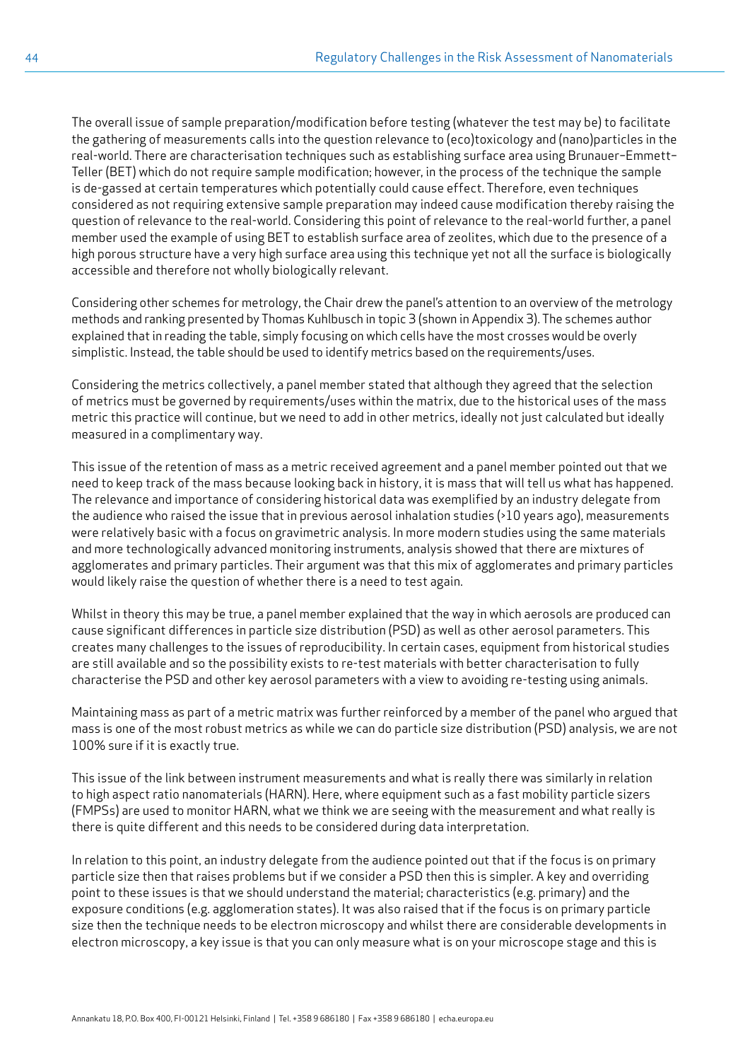The overall issue of sample preparation/modification before testing (whatever the test may be) to facilitate the gathering of measurements calls into the question relevance to (eco)toxicology and (nano)particles in the real-world. There are characterisation techniques such as establishing surface area using Brunauer–Emmett–Teller (BET) which do not require sample modification; however, in the process of the technique the sample is de-gassed at certain temperatures which potentially could cause effect. Therefore, even techniques considered as not requiring extensive sample preparation may indeed cause modification thereby raising the question of relevance to the real-world. Considering this point of relevance to the real-world further, a panel member used the example of using BET to establish surface area of zeolites, which due to the presence of a high porous structure have a very high surface area using this technique yet not all the surface is biologically accessible and therefore not wholly biologically relevant.

Considering other schemes for metrology, the Chair drew the panel's attention to an overview of the metrology methods and ranking presented by Thomas Kuhlbusch in topic 3 (shown in Appendix 3). The schemes author explained that in reading the table, simply focusing on which cells have the most crosses would be overly simplistic. Instead, the table should be used to identify metrics based on the requirements/uses.

Considering the metrics collectively, a panel member stated that although they agreed that the selection of metrics must be governed by requirements/uses within the matrix, due to the historical uses of the mass metric this practice will continue, but we need to add in other metrics, ideally not just calculated but ideally measured in a complimentary way.

This issue of the retention of mass as a metric received agreement and a panel member pointed out that we need to keep track of the mass because looking back in history, it is mass that will tell us what has happened. The relevance and importance of considering historical data was exemplified by an industry delegate from the audience who raised the issue that in previous aerosol inhalation studies (>10 years ago), measurements were relatively basic with a focus on gravimetric analysis. In more modern studies using the same materials and more technologically advanced monitoring instruments, analysis showed that there are mixtures of agglomerates and primary particles. Their argument was that this mix of agglomerates and primary particles would likely raise the question of whether there is a need to test again.

Whilst in theory this may be true, a panel member explained that the way in which aerosols are produced can cause significant differences in particle size distribution (PSD) as well as other aerosol parameters. This creates many challenges to the issues of reproducibility. In certain cases, equipment from historical studies are still available and so the possibility exists to re-test materials with better characterisation to fully characterise the PSD and other key aerosol parameters with a view to avoiding re-testing using animals.

Maintaining mass as part of a metric matrix was further reinforced by a member of the panel who argued that mass is one of the most robust metrics as while we can do particle size distribution (PSD) analysis, we are not 100% sure if it is exactly true.

This issue of the link between instrument measurements and what is really there was similarly in relation to high aspect ratio nanomaterials (HARN). Here, where equipment such as a fast mobility particle sizers (FMPSs) are used to monitor HARN, what we think we are seeing with the measurement and what really is there is quite different and this needs to be considered during data interpretation.

In relation to this point, an industry delegate from the audience pointed out that if the focus is on primary particle size then that raises problems but if we consider a PSD then this is simpler. A key and overriding point to these issues is that we should understand the material; characteristics (e.g. primary) and the exposure conditions (e.g. agglomeration states). It was also raised that if the focus is on primary particle size then the technique needs to be electron microscopy and whilst there are considerable developments in electron microscopy, a key issue is that you can only measure what is on your microscope stage and this is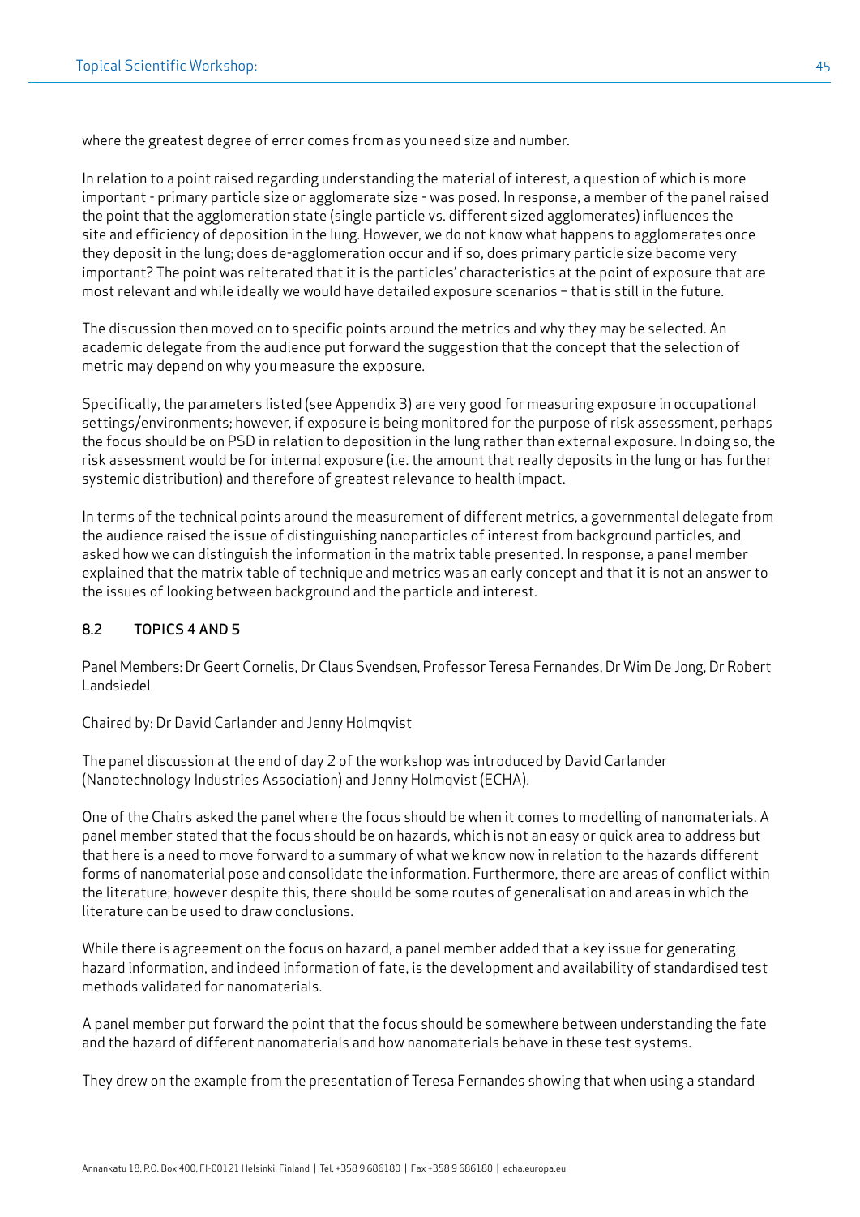where the greatest degree of error comes from as you need size and number.

In relation to a point raised regarding understanding the material of interest, a question of which is more important - primary particle size or agglomerate size - was posed. In response, a member of the panel raised the point that the agglomeration state (single particle vs. different sized agglomerates) influences the site and efficiency of deposition in the lung. However, we do not know what happens to agglomerates once they deposit in the lung; does de-agglomeration occur and if so, does primary particle size become very important? The point was reiterated that it is the particles' characteristics at the point of exposure that are most relevant and while ideally we would have detailed exposure scenarios – that is still in the future.

The discussion then moved on to specific points around the metrics and why they may be selected. An academic delegate from the audience put forward the suggestion that the concept that the selection of metric may depend on why you measure the exposure.

Specifically, the parameters listed (see Appendix 3) are very good for measuring exposure in occupational settings/environments; however, if exposure is being monitored for the purpose of risk assessment, perhaps the focus should be on PSD in relation to deposition in the lung rather than external exposure. In doing so, the risk assessment would be for internal exposure (i.e. the amount that really deposits in the lung or has further systemic distribution) and therefore of greatest relevance to health impact.

In terms of the technical points around the measurement of different metrics, a governmental delegate from the audience raised the issue of distinguishing nanoparticles of interest from background particles, and asked how we can distinguish the information in the matrix table presented. In response, a panel member explained that the matrix table of technique and metrics was an early concept and that it is not an answer to the issues of looking between background and the particle and interest.

## 8.2 TOPICS 4 AND 5

Panel Members: Dr Geert Cornelis, Dr Claus Svendsen, Professor Teresa Fernandes, Dr Wim De Jong, Dr Robert Landsiedel

Chaired by: Dr David Carlander and Jenny Holmqvist

The panel discussion at the end of day 2 of the workshop was introduced by David Carlander (Nanotechnology Industries Association) and Jenny Holmqvist (ECHA).

One of the Chairs asked the panel where the focus should be when it comes to modelling of nanomaterials. A panel member stated that the focus should be on hazards, which is not an easy or quick area to address but that here is a need to move forward to a summary of what we know now in relation to the hazards different forms of nanomaterial pose and consolidate the information. Furthermore, there are areas of conflict within the literature; however despite this, there should be some routes of generalisation and areas in which the literature can be used to draw conclusions.

While there is agreement on the focus on hazard, a panel member added that a key issue for generating hazard information, and indeed information of fate, is the development and availability of standardised test methods validated for nanomaterials.

A panel member put forward the point that the focus should be somewhere between understanding the fate and the hazard of different nanomaterials and how nanomaterials behave in these test systems.

They drew on the example from the presentation of Teresa Fernandes showing that when using a standard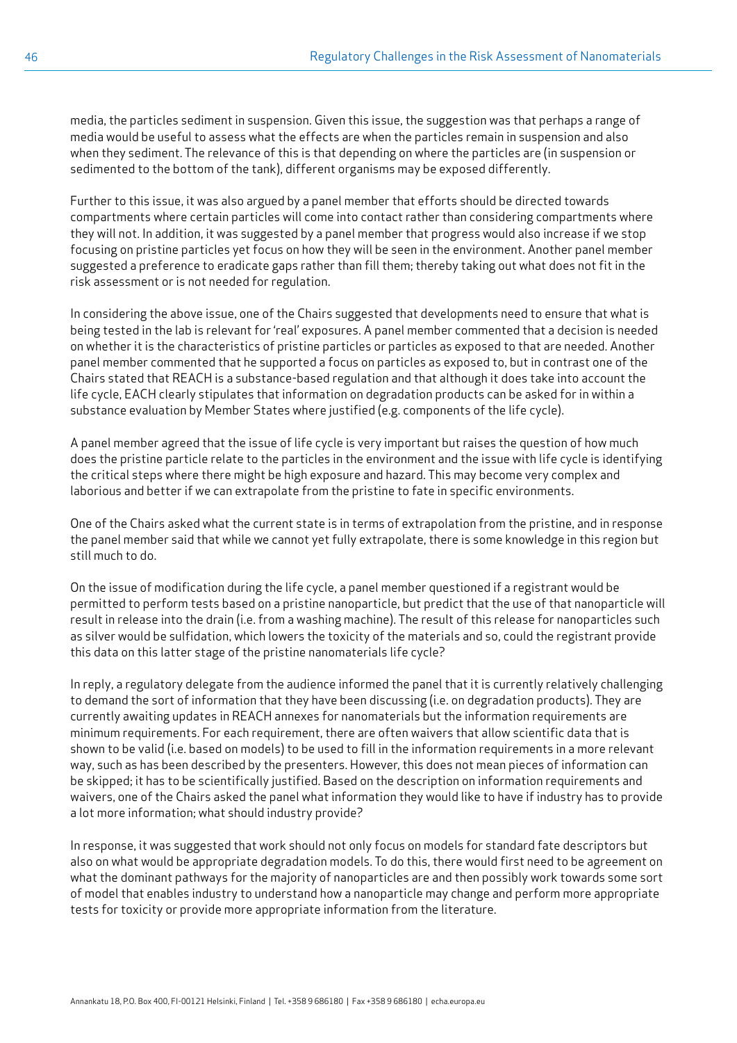media, the particles sediment in suspension. Given this issue, the suggestion was that perhaps a range of media would be useful to assess what the effects are when the particles remain in suspension and also when they sediment. The relevance of this is that depending on where the particles are (in suspension or sedimented to the bottom of the tank), different organisms may be exposed differently.

Further to this issue, it was also argued by a panel member that efforts should be directed towards compartments where certain particles will come into contact rather than considering compartments where they will not. In addition, it was suggested by a panel member that progress would also increase if we stop focusing on pristine particles yet focus on how they will be seen in the environment. Another panel member suggested a preference to eradicate gaps rather than fill them; thereby taking out what does not fit in the risk assessment or is not needed for regulation.

In considering the above issue, one of the Chairs suggested that developments need to ensure that what is being tested in the lab is relevant for 'real' exposures. A panel member commented that a decision is needed on whether it is the characteristics of pristine particles or particles as exposed to that are needed. Another panel member commented that he supported a focus on particles as exposed to, but in contrast one of the Chairs stated that REACH is a substance-based regulation and that although it does take into account the life cycle, EACH clearly stipulates that information on degradation products can be asked for in within a substance evaluation by Member States where justified (e.g. components of the life cycle).

A panel member agreed that the issue of life cycle is very important but raises the question of how much does the pristine particle relate to the particles in the environment and the issue with life cycle is identifying the critical steps where there might be high exposure and hazard. This may become very complex and laborious and better if we can extrapolate from the pristine to fate in specific environments.

One of the Chairs asked what the current state is in terms of extrapolation from the pristine, and in response the panel member said that while we cannot yet fully extrapolate, there is some knowledge in this region but still much to do.

On the issue of modification during the life cycle, a panel member questioned if a registrant would be permitted to perform tests based on a pristine nanoparticle, but predict that the use of that nanoparticle will result in release into the drain (i.e. from a washing machine). The result of this release for nanoparticles such as silver would be sulfidation, which lowers the toxicity of the materials and so, could the registrant provide this data on this latter stage of the pristine nanomaterials life cycle?

In reply, a regulatory delegate from the audience informed the panel that it is currently relatively challenging to demand the sort of information that they have been discussing (i.e. on degradation products). They are currently awaiting updates in REACH annexes for nanomaterials but the information requirements are minimum requirements. For each requirement, there are often waivers that allow scientific data that is shown to be valid (i.e. based on models) to be used to fill in the information requirements in a more relevant way, such as has been described by the presenters. However, this does not mean pieces of information can be skipped; it has to be scientifically justified. Based on the description on information requirements and waivers, one of the Chairs asked the panel what information they would like to have if industry has to provide a lot more information; what should industry provide?

In response, it was suggested that work should not only focus on models for standard fate descriptors but also on what would be appropriate degradation models. To do this, there would first need to be agreement on what the dominant pathways for the majority of nanoparticles are and then possibly work towards some sort of model that enables industry to understand how a nanoparticle may change and perform more appropriate tests for toxicity or provide more appropriate information from the literature.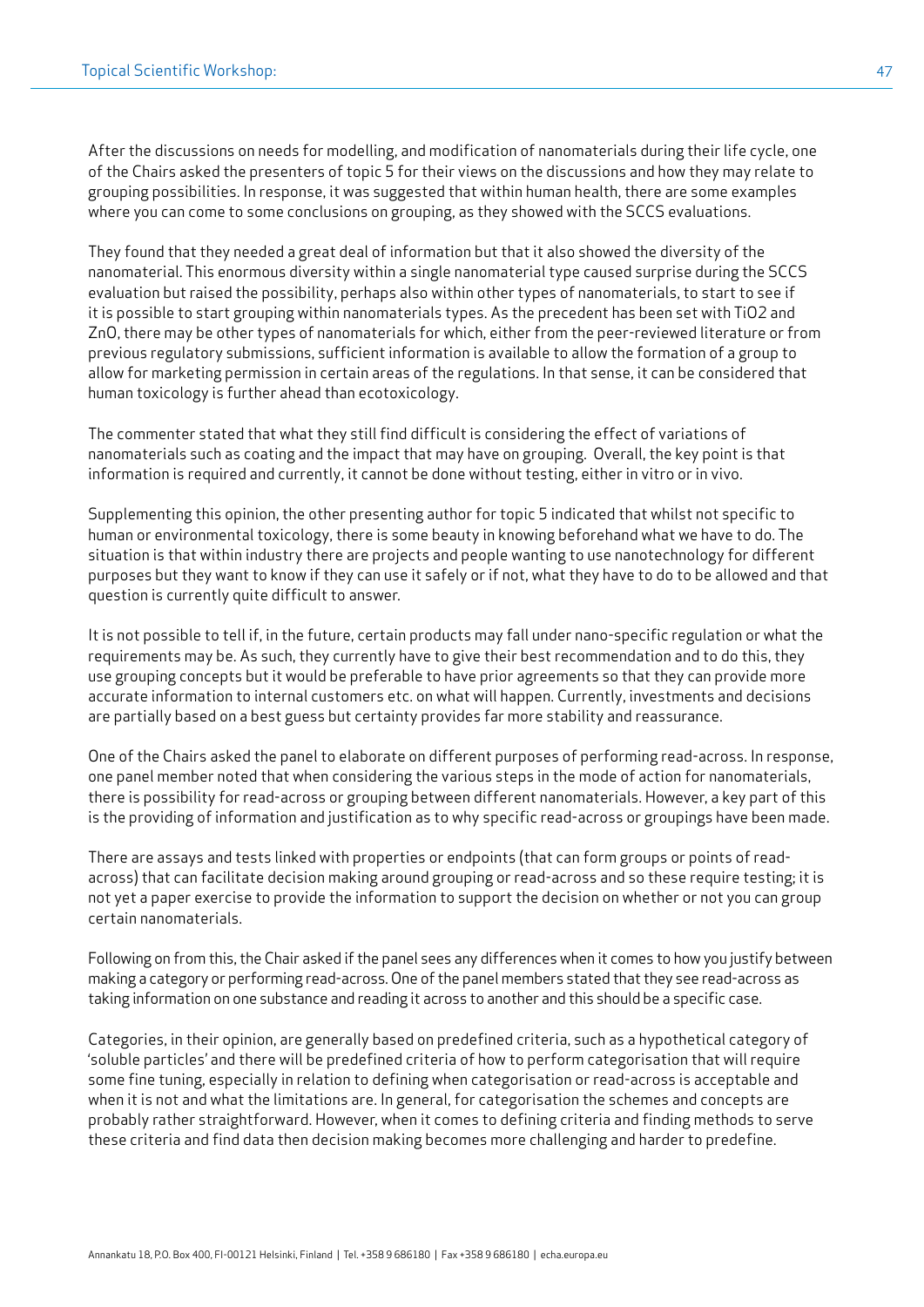After the discussions on needs for modelling, and modification of nanomaterials during their life cycle, one of the Chairs asked the presenters of topic 5 for their views on the discussions and how they may relate to grouping possibilities. In response, it was suggested that within human health, there are some examples where you can come to some conclusions on grouping, as they showed with the SCCS evaluations.

They found that they needed a great deal of information but that it also showed the diversity of the nanomaterial. This enormous diversity within a single nanomaterial type caused surprise during the SCCS evaluation but raised the possibility, perhaps also within other types of nanomaterials, to start to see if it is possible to start grouping within nanomaterials types. As the precedent has been set with $TiO_2$ and ZnO, there may be other types of nanomaterials for which, either from the peer-reviewed literature or from previous regulatory submissions, sufficient information is available to allow the formation of a group to allow for marketing permission in certain areas of the regulations. In that sense, it can be considered that human toxicology is further ahead than ecotoxicology.

The commenter stated that what they still find difficult is considering the effect of variations of nanomaterials such as coating and the impact that may have on grouping. Overall, the key point is that information is required and currently, it cannot be done without testing, either in vitro or in vivo.

Supplementing this opinion, the other presenting author for topic 5 indicated that whilst not specific to human or environmental toxicology, there is some beauty in knowing beforehand what we have to do. The situation is that within industry there are projects and people wanting to use nanotechnology for different purposes but they want to know if they can use it safely or if not, what they have to do to be allowed and that question is currently quite difficult to answer.

It is not possible to tell if, in the future, certain products may fall under nano-specific regulation or what the requirements may be. As such, they currently have to give their best recommendation and to do this, they use grouping concepts but it would be preferable to have prior agreements so that they can provide more accurate information to internal customers etc. on what will happen. Currently, investments and decisions are partially based on a best guess but certainty provides far more stability and reassurance.

One of the Chairs asked the panel to elaborate on different purposes of performing read-across. In response, one panel member noted that when considering the various steps in the mode of action for nanomaterials, there is possibility for read-across or grouping between different nanomaterials. However, a key part of this is the providing of information and justification as to why specific read-across or groupings have been made.

There are assays and tests linked with properties or endpoints (that can form groups or points of read-across) that can facilitate decision making around grouping or read-across and so these require testing; it is not yet a paper exercise to provide the information to support the decision on whether or not you can group certain nanomaterials.

Following on from this, the Chair asked if the panel sees any differences when it comes to how you justify between making a category or performing read-across. One of the panel members stated that they see read-across as taking information on one substance and reading it across to another and this should be a specific case.

Categories, in their opinion, are generally based on predefined criteria, such as a hypothetical category of 'soluble particles' and there will be predefined criteria of how to perform categorisation that will require some fine tuning, especially in relation to defining when categorisation or read-across is acceptable and when it is not and what the limitations are. In general, for categorisation the schemes and concepts are probably rather straightforward. However, when it comes to defining criteria and finding methods to serve these criteria and find data then decision making becomes more challenging and harder to predefine.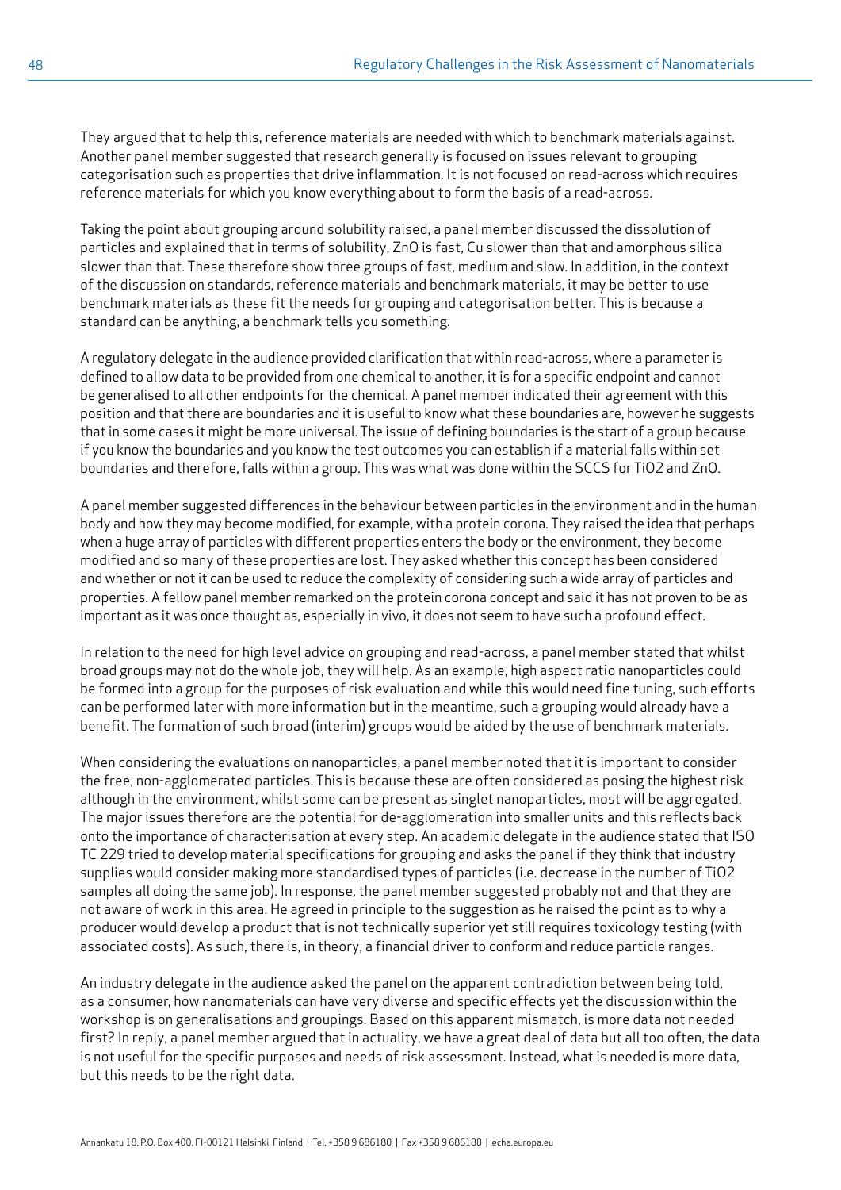They argued that to help this, reference materials are needed with which to benchmark materials against. Another panel member suggested that research generally is focused on issues relevant to grouping categorisation such as properties that drive inflammation. It is not focused on read-across which requires reference materials for which you know everything about to form the basis of a read-across.

Taking the point about grouping around solubility raised, a panel member discussed the dissolution of particles and explained that in terms of solubility, ZnO is fast, Cu slower than that and amorphous silica slower than that. These therefore show three groups of fast, medium and slow. In addition, in the context of the discussion on standards, reference materials and benchmark materials, it may be better to use benchmark materials as these fit the needs for grouping and categorisation better. This is because a standard can be anything, a benchmark tells you something.

A regulatory delegate in the audience provided clarification that within read-across, where a parameter is defined to allow data to be provided from one chemical to another, it is for a specific endpoint and cannot be generalised to all other endpoints for the chemical. A panel member indicated their agreement with this position and that there are boundaries and it is useful to know what these boundaries are, however he suggests that in some cases it might be more universal. The issue of defining boundaries is the start of a group because if you know the boundaries and you know the test outcomes you can establish if a material falls within set boundaries and therefore, falls within a group. This was what was done within the SCCS for $TiO_2$ and ZnO.

A panel member suggested differences in the behaviour between particles in the environment and in the human body and how they may become modified, for example, with a protein corona. They raised the idea that perhaps when a huge array of particles with different properties enters the body or the environment, they become modified and so many of these properties are lost. They asked whether this concept has been considered and whether or not it can be used to reduce the complexity of considering such a wide array of particles and properties. A fellow panel member remarked on the protein corona concept and said it has not proven to be as important as it was once thought as, especially in vivo, it does not seem to have such a profound effect.

In relation to the need for high level advice on grouping and read-across, a panel member stated that whilst broad groups may not do the whole job, they will help. As an example, high aspect ratio nanoparticles could be formed into a group for the purposes of risk evaluation and while this would need fine tuning, such efforts can be performed later with more information but in the meantime, such a grouping would already have a benefit. The formation of such broad (interim) groups would be aided by the use of benchmark materials.

When considering the evaluations on nanoparticles, a panel member noted that it is important to consider the free, non-agglomerated particles. This is because these are often considered as posing the highest risk although in the environment, whilst some can be present as singlet nanoparticles, most will be aggregated. The major issues therefore are the potential for de-agglomeration into smaller units and this reflects back onto the importance of characterisation at every step. An academic delegate in the audience stated that ISO TC 229 tried to develop material specifications for grouping and asks the panel if they think that industry supplies would consider making more standardised types of particles (i.e. decrease in the number of $TiO_2$ samples all doing the same job). In response, the panel member suggested probably not and that they are not aware of work in this area. He agreed in principle to the suggestion as he raised the point as to why a producer would develop a product that is not technically superior yet still requires toxicology testing (with associated costs). As such, there is, in theory, a financial driver to conform and reduce particle ranges.

An industry delegate in the audience asked the panel on the apparent contradiction between being told, as a consumer, how nanomaterials can have very diverse and specific effects yet the discussion within the workshop is on generalisations and groupings. Based on this apparent mismatch, is more data not needed first? In reply, a panel member argued that in actuality, we have a great deal of data but all too often, the data is not useful for the specific purposes and needs of risk assessment. Instead, what is needed is more data, but this needs to be the right data.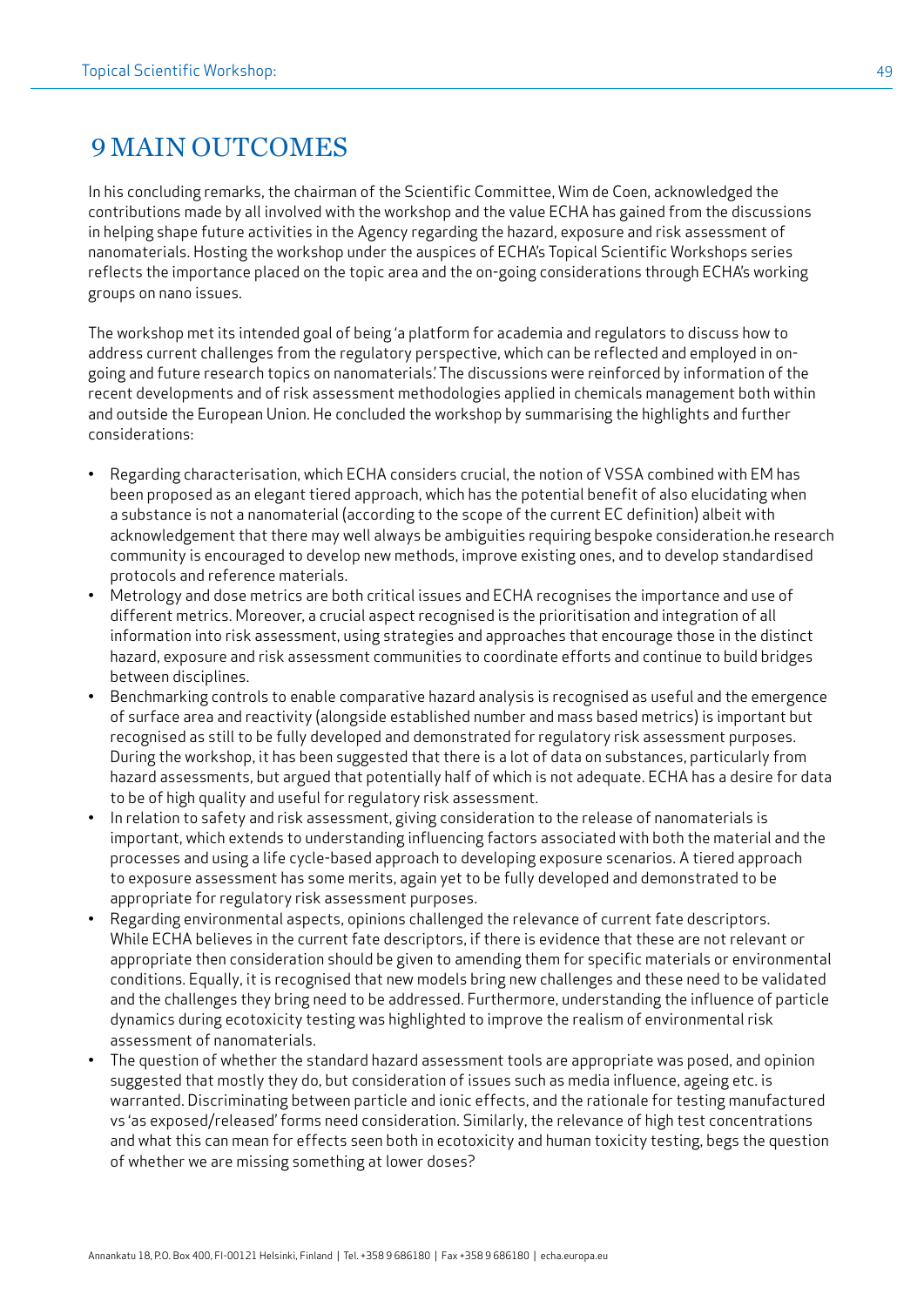# 9 MAIN OUTCOMES

In his concluding remarks, the chairman of the Scientific Committee, Wim de Coen, acknowledged the contributions made by all involved with the workshop and the value ECHA has gained from the discussions in helping shape future activities in the Agency regarding the hazard, exposure and risk assessment of nanomaterials. Hosting the workshop under the auspices of ECHA's Topical Scientific Workshops series reflects the importance placed on the topic area and the on-going considerations through ECHA's working groups on nano issues.

The workshop met its intended goal of being 'a platform for academia and regulators to discuss how to address current challenges from the regulatory perspective, which can be reflected and employed in on-going and future research topics on nanomaterials'. The discussions were reinforced by information of the recent developments and of risk assessment methodologies applied in chemicals management both within and outside the European Union. He concluded the workshop by summarising the highlights and further considerations:

- Regarding characterisation, which ECHA considers crucial, the notion of VSSA combined with EM has been proposed as an elegant tiered approach, which has the potential benefit of also elucidating when a substance is not a nanomaterial (according to the scope of the current EC definition) albeit with acknowledgement that there may well always be ambiguities requiring bespoke consideration.he research community is encouraged to develop new methods, improve existing ones, and to develop standardised protocols and reference materials.
- Metrology and dose metrics are both critical issues and ECHA recognises the importance and use of different metrics. Moreover, a crucial aspect recognised is the prioritisation and integration of all information into risk assessment, using strategies and approaches that encourage those in the distinct hazard, exposure and risk assessment communities to coordinate efforts and continue to build bridges between disciplines.
- Benchmarking controls to enable comparative hazard analysis is recognised as useful and the emergence of surface area and reactivity (alongside established number and mass based metrics) is important but recognised as still to be fully developed and demonstrated for regulatory risk assessment purposes. During the workshop, it has been suggested that there is a lot of data on substances, particularly from hazard assessments, but argued that potentially half of which is not adequate. ECHA has a desire for data to be of high quality and useful for regulatory risk assessment.
- In relation to safety and risk assessment, giving consideration to the release of nanomaterials is important, which extends to understanding influencing factors associated with both the material and the processes and using a life cycle-based approach to developing exposure scenarios. A tiered approach to exposure assessment has some merits, again yet to be fully developed and demonstrated to be appropriate for regulatory risk assessment purposes.
- Regarding environmental aspects, opinions challenged the relevance of current fate descriptors. While ECHA believes in the current fate descriptors, if there is evidence that these are not relevant or appropriate then consideration should be given to amending them for specific materials or environmental conditions. Equally, it is recognised that new models bring new challenges and these need to be validated and the challenges they bring need to be addressed. Furthermore, understanding the influence of particle dynamics during ecotoxicity testing was highlighted to improve the realism of environmental risk assessment of nanomaterials.
- The question of whether the standard hazard assessment tools are appropriate was posed, and opinion suggested that mostly they do, but consideration of issues such as media influence, ageing etc. is warranted. Discriminating between particle and ionic effects, and the rationale for testing manufactured vs 'as exposed/released' forms need consideration. Similarly, the relevance of high test concentrations and what this can mean for effects seen both in ecotoxicity and human toxicity testing, begs the question of whether we are missing something at lower doses?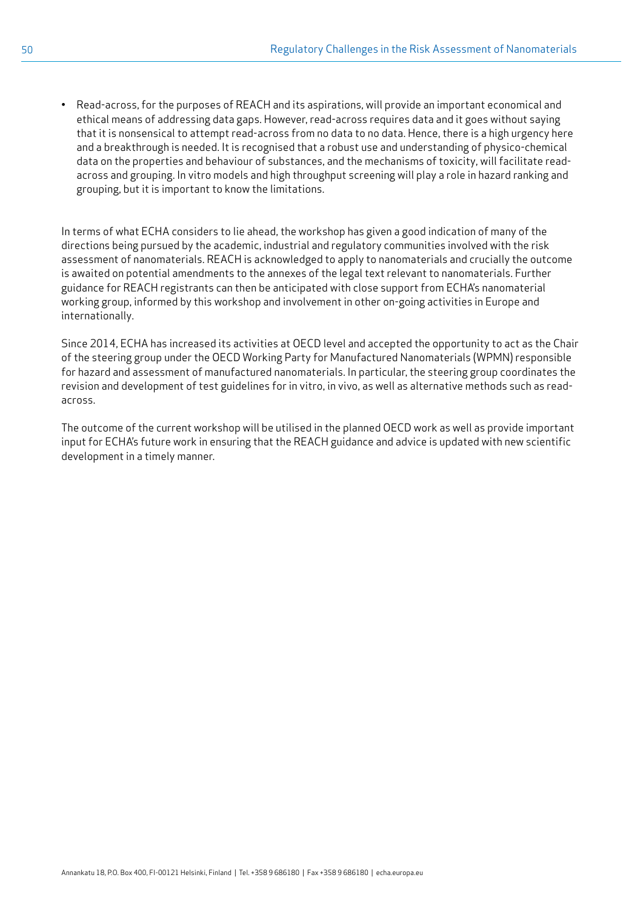- Read-across, for the purposes of REACH and its aspirations, will provide an important economical and ethical means of addressing data gaps. However, read-across requires data and it goes without saying that it is nonsensical to attempt read-across from no data to no data. Hence, there is a high urgency here and a breakthrough is needed. It is recognised that a robust use and understanding of physico-chemical data on the properties and behaviour of substances, and the mechanisms of toxicity, will facilitate read-across and grouping. In vitro models and high throughput screening will play a role in hazard ranking and grouping, but it is important to know the limitations.

In terms of what ECHA considers to lie ahead, the workshop has given a good indication of many of the directions being pursued by the academic, industrial and regulatory communities involved with the risk assessment of nanomaterials. REACH is acknowledged to apply to nanomaterials and crucially the outcome is awaited on potential amendments to the annexes of the legal text relevant to nanomaterials. Further guidance for REACH registrants can then be anticipated with close support from ECHA's nanomaterial working group, informed by this workshop and involvement in other on-going activities in Europe and internationally.

Since 2014, ECHA has increased its activities at OECD level and accepted the opportunity to act as the Chair of the steering group under the OECD Working Party for Manufactured Nanomaterials (WPMN) responsible for hazard and assessment of manufactured nanomaterials. In particular, the steering group coordinates the revision and development of test guidelines for in vitro, in vivo, as well as alternative methods such as read-across.

The outcome of the current workshop will be utilised in the planned OECD work as well as provide important input for ECHA's future work in ensuring that the REACH guidance and advice is updated with new scientific development in a timely manner.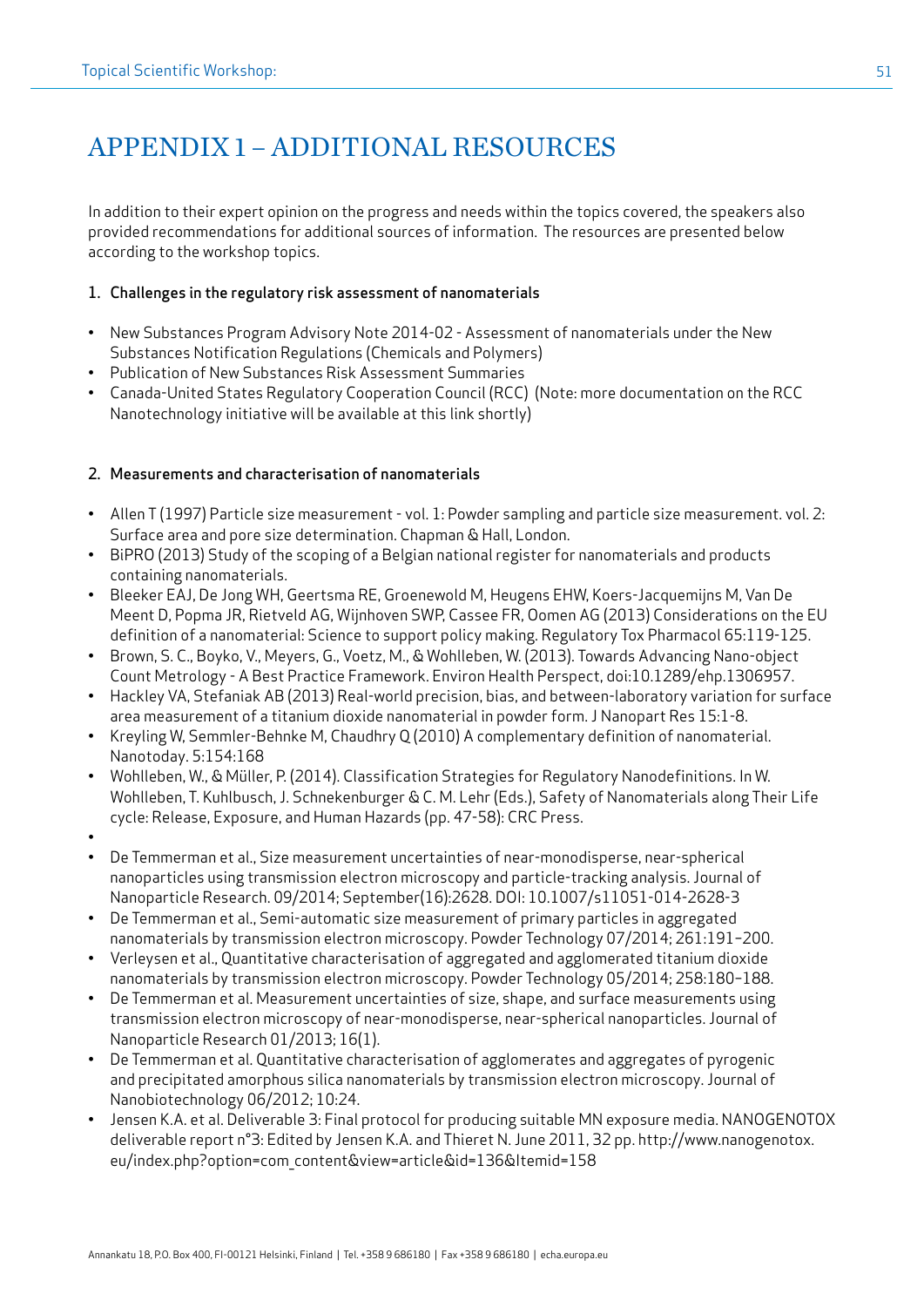# APPENDIX 1 – ADDITIONAL RESOURCES

In addition to their expert opinion on the progress and needs within the topics covered, the speakers also provided recommendations for additional sources of information. The resources are presented below according to the workshop topics.

## 1. Challenges in the regulatory risk assessment of nanomaterials

- New Substances Program Advisory Note 2014-02 - Assessment of nanomaterials under the New Substances Notification Regulations (Chemicals and Polymers)
- Publication of New Substances Risk Assessment Summaries
- Canada-United States Regulatory Cooperation Council (RCC) (Note: more documentation on the RCC Nanotechnology initiative will be available at this link shortly)

## 2. Measurements and characterisation of nanomaterials

- Allen T (1997) Particle size measurement - vol. 1: Powder sampling and particle size measurement. vol. 2: Surface area and pore size determination. Chapman & Hall, London.
- BiPRO (2013) Study of the scoping of a Belgian national register for nanomaterials and products containing nanomaterials.
- Bleeker EAJ, De Jong WH, Geertsma RE, Groenewold M, Heugens EHW, Koers-Jacquemijns M, Van De Meent D, Popma JR, Rietveld AG, Wijnhoven SWP, Cassee FR, Oomen AG (2013) Considerations on the EU definition of a nanomaterial: Science to support policy making. Regulatory Tox Pharmacol 65:119-125.
- Brown, S. C., Boyko, V., Meyers, G., Voetz, M., & Wohlleben, W. (2013). Towards Advancing Nano-object Count Metrology - A Best Practice Framework. Environ Health Perspect, doi:10.1289/ehp.1306957.
- Hackley VA, Stefaniak AB (2013) Real-world precision, bias, and between-laboratory variation for surface area measurement of a titanium dioxide nanomaterial in powder form. J Nanopart Res 15:1-8.
- Kreyling W, Semmler-Behnke M, Chaudhry Q (2010) A complementary definition of nanomaterial. Nanotoday. 5:154:168
- Wohlleben, W., & Müller, P. (2014). Classification Strategies for Regulatory Nanodefinitions. In W. Wohlleben, T. Kuhlbusch, J. Schnekenburger & C. M. Lehr (Eds.), Safety of Nanomaterials along Their Life cycle: Release, Exposure, and Human Hazards (pp. 47-58): CRC Press.
- De Temmerman et al., Size measurement uncertainties of near-monodisperse, near-spherical nanoparticles using transmission electron microscopy and particle-tracking analysis. Journal of Nanoparticle Research. 09/2014; September(16):2628. DOI: 10.1007/s11051-014-2628-3
- De Temmerman et al., Semi-automatic size measurement of primary particles in aggregated nanomaterials by transmission electron microscopy. Powder Technology 07/2014; 261:191–200.
- Verleysen et al., Quantitative characterisation of aggregated and agglomerated titanium dioxide nanomaterials by transmission electron microscopy. Powder Technology 05/2014; 258:180–188.
- De Temmerman et al. Measurement uncertainties of size, shape, and surface measurements using transmission electron microscopy of near-monodisperse, near-spherical nanoparticles. Journal of Nanoparticle Research 01/2013; 16(1).
- De Temmerman et al. Quantitative characterisation of agglomerates and aggregates of pyrogenic and precipitated amorphous silica nanomaterials by transmission electron microscopy. Journal of Nanobiotechnology 06/2012; 10:24.
- Jensen K.A. et al. Deliverable 3: Final protocol for producing suitable MN exposure media. NANOGENOTOX deliverable report n°3: Edited by Jensen K.A. and Thieret N. June 2011, 32 pp. http://www.nanogenotox.eu/index.php?option=com_content&view=article&id=136&Itemid=158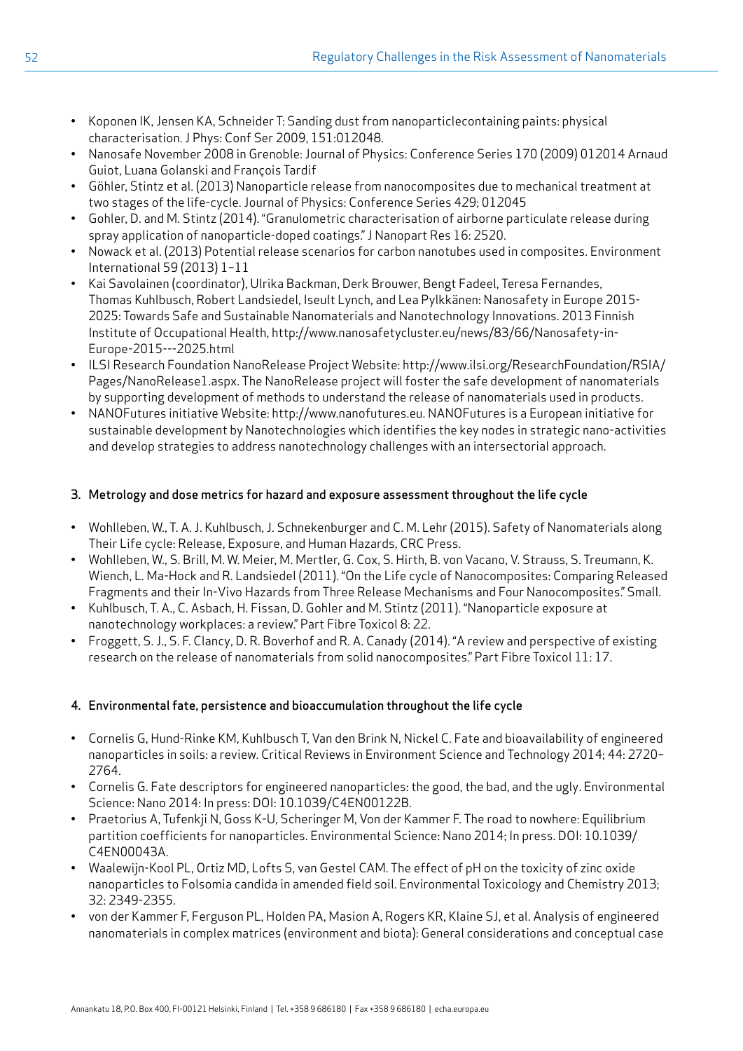- Koponen IK, Jensen KA, Schneider T: Sanding dust from nanoparticlecontaining paints: physical characterisation. J Phys: Conf Ser 2009, 151:012048.
- Nanosafe November 2008 in Grenoble: Journal of Physics: Conference Series 170 (2009) 012014 Arnaud Guiot, Luana Golanski and François Tardif
- Göhler, Stintz et al. (2013) Nanoparticle release from nanocomposites due to mechanical treatment at two stages of the life-cycle. Journal of Physics: Conference Series 429; 012045
- Gohler, D. and M. Stintz (2014). "Granulometric characterisation of airborne particulate release during spray application of nanoparticle-doped coatings." J Nanopart Res 16: 2520.
- Nowack et al. (2013) Potential release scenarios for carbon nanotubes used in composites. Environment International 59 (2013) 1–11
- Kai Savolainen (coordinator), Ulrika Backman, Derk Brouwer, Bengt Fadeel, Teresa Fernandes, Thomas Kuhlbusch, Robert Landsiedel, Iseult Lynch, and Lea Pylkkänen: Nanosafety in Europe 2015-2025: Towards Safe and Sustainable Nanomaterials and Nanotechnology Innovations. 2013 Finnish Institute of Occupational Health, http://www.nanosafetycluster.eu/news/83/66/Nanosafety-in-Europe-2015---2025.html
- ILSI Research Foundation NanoRelease Project Website: http://www.ilsi.org/ResearchFoundation/RSIA/Pages/NanoRelease1.aspx. The NanoRelease project will foster the safe development of nanomaterials by supporting development of methods to understand the release of nanomaterials used in products.
- NANOFutures initiative Website: http://www.nanofutures.eu. NANOFutures is a European initiative for sustainable development by Nanotechnologies which identifies the key nodes in strategic nano-activities and develop strategies to address nanotechnology challenges with an intersectorial approach.

### 3. Metrology and dose metrics for hazard and exposure assessment throughout the life cycle

- Wohlleben, W., T. A. J. Kuhlbusch, J. Schnekenburger and C. M. Lehr (2015). Safety of Nanomaterials along Their Life cycle: Release, Exposure, and Human Hazards, CRC Press.
- Wohlleben, W., S. Brill, M. W. Meier, M. Mertler, G. Cox, S. Hirth, B. von Vacano, V. Strauss, S. Treumann, K. Wiench, L. Ma-Hock and R. Landsiedel (2011). "On the Life cycle of Nanocomposites: Comparing Released Fragments and their In-Vivo Hazards from Three Release Mechanisms and Four Nanocomposites." Small.
- Kuhlbusch, T. A., C. Asbach, H. Fissan, D. Gohler and M. Stintz (2011). "Nanoparticle exposure at nanotechnology workplaces: a review." Part Fibre Toxicol 8: 22.
- Froggett, S. J., S. F. Clancy, D. R. Boverhof and R. A. Canady (2014). "A review and perspective of existing research on the release of nanomaterials from solid nanocomposites." Part Fibre Toxicol 11: 17.

### 4. Environmental fate, persistence and bioaccumulation throughout the life cycle

- Cornelis G, Hund-Rinke KM, Kuhlbusch T, Van den Brink N, Nickel C. Fate and bioavailability of engineered nanoparticles in soils: a review. Critical Reviews in Environment Science and Technology 2014; 44: 2720–2764.
- Cornelis G. Fate descriptors for engineered nanoparticles: the good, the bad, and the ugly. Environmental Science: Nano 2014: In press: DOI: 10.1039/C4EN00122B.
- Praetorius A, Tufenkji N, Goss K-U, Scheringer M, Von der Kammer F. The road to nowhere: Equilibrium partition coefficients for nanoparticles. Environmental Science: Nano 2014; In press. DOI: 10.1039/C4EN00043A.
- Waalewijn-Kool PL, Ortiz MD, Lofts S, van Gestel CAM. The effect of pH on the toxicity of zinc oxide nanoparticles to Folsomia candida in amended field soil. Environmental Toxicology and Chemistry 2013; 32: 2349-2355.
- von der Kammer F, Ferguson PL, Holden PA, Masion A, Rogers KR, Klaine SJ, et al. Analysis of engineered nanomaterials in complex matrices (environment and biota): General considerations and conceptual case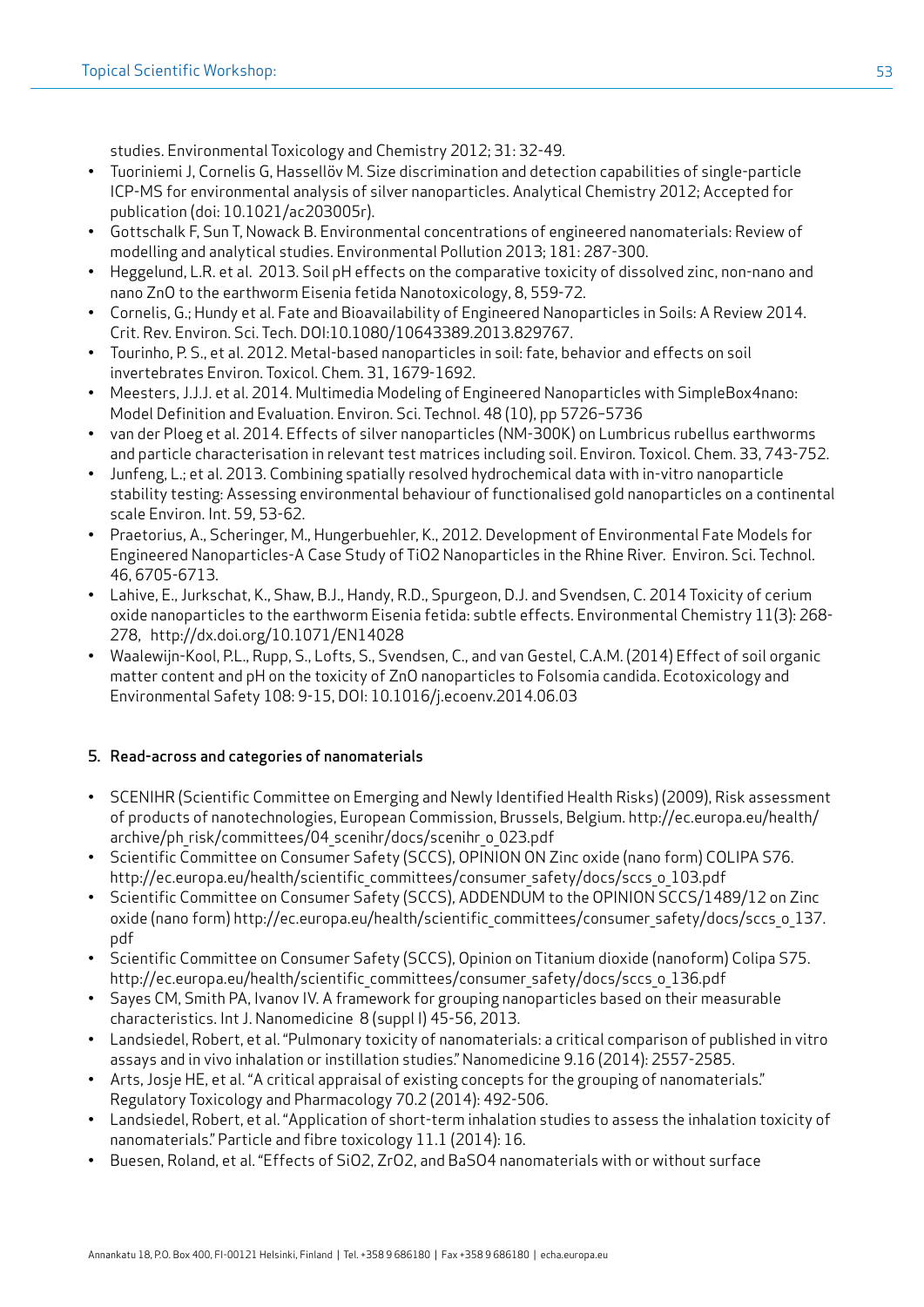studies. Environmental Toxicology and Chemistry 2012; 31: 32-49.

- Tuoriniemi J, Cornelis G, Hassellöv M. Size discrimination and detection capabilities of single-particle ICP-MS for environmental analysis of silver nanoparticles. Analytical Chemistry 2012; Accepted for publication (doi: 10.1021/ac203005r).
- Gottschalk F, Sun T, Nowack B. Environmental concentrations of engineered nanomaterials: Review of modelling and analytical studies. Environmental Pollution 2013; 181: 287-300.
- Heggelund, L.R. et al. 2013. Soil pH effects on the comparative toxicity of dissolved zinc, non-nano and nano ZnO to the earthworm Eisenia fetida Nanotoxicology, 8, 559-72.
- Cornelis, G.; Hundy et al. Fate and Bioavailability of Engineered Nanoparticles in Soils: A Review 2014. Crit. Rev. Environ. Sci. Tech. DOI:10.1080/10643389.2013.829767.
- Tourinho, P. S., et al. 2012. Metal-based nanoparticles in soil: fate, behavior and effects on soil invertebrates Environ. Toxicol. Chem. 31, 1679-1692.
- Meesters, J.J.J. et al. 2014. Multimedia Modeling of Engineered Nanoparticles with SimpleBox4nano: Model Definition and Evaluation. Environ. Sci. Technol. 48 (10), pp 5726–5736
- van der Ploeg et al. 2014. Effects of silver nanoparticles (NM-300K) on Lumbricus rubellus earthworms and particle characterisation in relevant test matrices including soil. Environ. Toxicol. Chem. 33, 743-752.
- Junfeng, L.; et al. 2013. Combining spatially resolved hydrochemical data with in-vitro nanoparticle stability testing: Assessing environmental behaviour of functionalised gold nanoparticles on a continental scale Environ. Int. 59, 53-62.
- Praetorius, A., Scheringer, M., Hungerbuehler, K., 2012. Development of Environmental Fate Models for Engineered Nanoparticles-A Case Study of TiO2 Nanoparticles in the Rhine River. Environ. Sci. Technol. 46, 6705-6713.
- Lahive, E., Jurkschat, K., Shaw, B.J., Handy, R.D., Spurgeon, D.J. and Svendsen, C. 2014 Toxicity of cerium oxide nanoparticles to the earthworm Eisenia fetida: subtle effects. Environmental Chemistry 11(3): 268-278, http://dx.doi.org/10.1071/EN14028
- Waalewijn-Kool, P.L., Rupp, S., Lofts, S., Svendsen, C., and van Gestel, C.A.M. (2014) Effect of soil organic matter content and pH on the toxicity of ZnO nanoparticles to Folsomia candida. Ecotoxicology and Environmental Safety 108: 9-15, DOI: 10.1016/j.ecoenv.2014.06.03

## 5. Read-across and categories of nanomaterials

- SCENIHR (Scientific Committee on Emerging and Newly Identified Health Risks) (2009), Risk assessment of products of nanotechnologies, European Commission, Brussels, Belgium. http://ec.europa.eu/health/archive/ph_risk/committees/04_scenihr/docs/scenihr_o_023.pdf
- Scientific Committee on Consumer Safety (SCCS), OPINION ON Zinc oxide (nano form) COLIPA S76. http://ec.europa.eu/health/scientific_committees/consumer_safety/docs/sccs_o_103.pdf
- Scientific Committee on Consumer Safety (SCCS), ADDENDUM to the OPINION SCCS/1489/12 on Zinc oxide (nano form) http://ec.europa.eu/health/scientific_committees/consumer_safety/docs/sccs_o_137.pdf
- Scientific Committee on Consumer Safety (SCCS), Opinion on Titanium dioxide (nanoform) Colipa S75. http://ec.europa.eu/health/scientific_committees/consumer_safety/docs/sccs_o_136.pdf
- Sayes CM, Smith PA, Ivanov IV. A framework for grouping nanoparticles based on their measurable characteristics. Int J. Nanomedicine 8 (suppl I) 45-56, 2013.
- Landsiedel, Robert, et al. "Pulmonary toxicity of nanomaterials: a critical comparison of published in vitro assays and in vivo inhalation or instillation studies." Nanomedicine 9.16 (2014): 2557-2585.
- Arts, Josje HE, et al. "A critical appraisal of existing concepts for the grouping of nanomaterials." Regulatory Toxicology and Pharmacology 70.2 (2014): 492-506.
- Landsiedel, Robert, et al. "Application of short-term inhalation studies to assess the inhalation toxicity of nanomaterials." Particle and fibre toxicology 11.1 (2014): 16.
- Buesen, Roland, et al. "Effects of SiO2, ZrO2, and BaSO4 nanomaterials with or without surface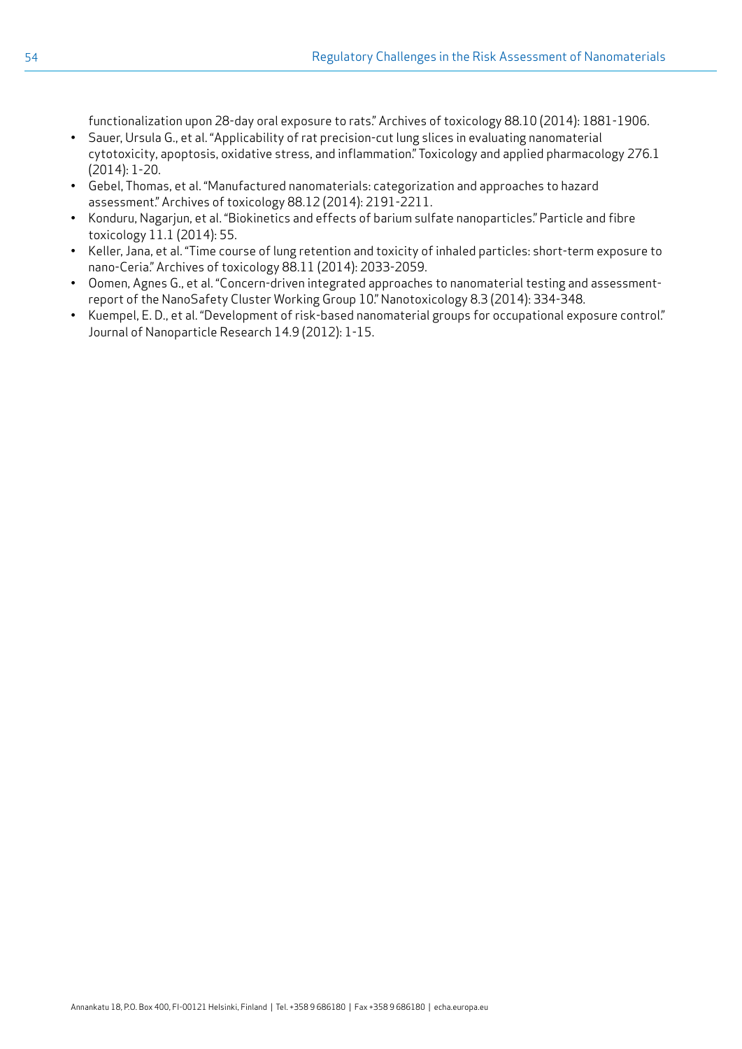functionalization upon 28-day oral exposure to rats." Archives of toxicology 88.10 (2014): 1881-1906.

- Sauer, Ursula G., et al. "Applicability of rat precision-cut lung slices in evaluating nanomaterial cytotoxicity, apoptosis, oxidative stress, and inflammation." Toxicology and applied pharmacology 276.1 (2014): 1-20.
- Gebel, Thomas, et al. "Manufactured nanomaterials: categorization and approaches to hazard assessment." Archives of toxicology 88.12 (2014): 2191-2211.
- Konduru, Nagarjun, et al. "Biokinetics and effects of barium sulfate nanoparticles." Particle and fibre toxicology 11.1 (2014): 55.
- Keller, Jana, et al. "Time course of lung retention and toxicity of inhaled particles: short-term exposure to nano-Ceria." Archives of toxicology 88.11 (2014): 2033-2059.
- Oomen, Agnes G., et al. "Concern-driven integrated approaches to nanomaterial testing and assessment-report of the NanoSafety Cluster Working Group 10." Nanotoxicology 8.3 (2014): 334-348.
- Kuempel, E. D., et al. "Development of risk-based nanomaterial groups for occupational exposure control." Journal of Nanoparticle Research 14.9 (2012): 1-15.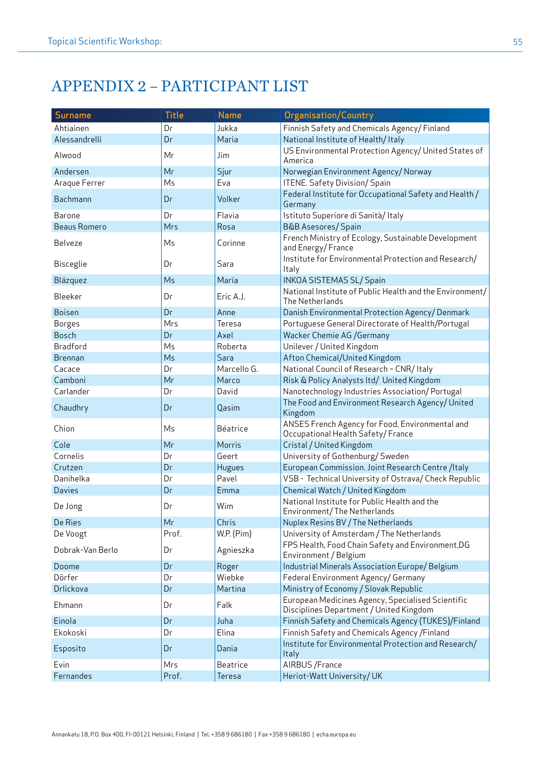# APPENDIX 2 – PARTICIPANT LIST

| Surname | Title | Name | Organisation/Country |
|---|---|---|---|
| Ahtiainen | Dr | Jukka | Finnish Safety and Chemicals Agency/ Finland |
| Alessandrelli | Dr | Maria | National Institute of Health/ Italy |
| Alwood | Mr | Jim | US Environmental Protection Agency/ United States of America |
| Andersen | Mr | Sjur | Norwegian Environment Agency/ Norway |
| Araque Ferrer | Ms | Eva | ITENE. Safety Division/ Spain |
| Bachmann | Dr | Volker | Federal Institute for Occupational Safety and Health / Germany |
| Barone | Dr | Flavia | Istituto Superiore di Sanità/ Italy |
| Beaus Romero | Mrs | Rosa | B&B Asesores/ Spain |
| Belveze | Ms | Corinne | French Ministry of Ecology, Sustainable Development and Energy/ France |
| Bisceglie | Dr | Sara | Institute for Environmental Protection and Research/ Italy |
| Blázquez | Ms | María | INKOA SISTEMAS SL/ Spain |
| Bleeker | Dr | Eric A.J. | National Institute of Public Health and the Environment/ The Netherlands |
| Boisen | Dr | Anne | Danish Environmental Protection Agency/ Denmark |
| Borges | Mrs | Teresa | Portuguese General Directorate of Health/Portugal |
| Bosch | Dr | Axel | Wacker Chemie AG /Germany |
| Bradford | Ms | Roberta | Unilever / United Kingdom |
| Brennan | Ms | Sara | Afton Chemical/United Kingdom |
| Cacace | Dr | Marcello G. | National Council of Research – CNR/ Italy |
| Camboni | Mr | Marco | Risk & Policy Analysts ltd/ United Kingdom |
| Carlander | Dr | David | Nanotechnology Industries Association/ Portugal |
| Chaudhry | Dr | Qasim | The Food and Environment Research Agency/ United Kingdom |
| Chion | Ms | Béatrice | ANSES French Agency for Food, Environmental and Occupational Health Safety/ France |
| Cole | Mr | Morris | Cristal / United Kingdom |
| Cornelis | Dr | Geert | University of Gothenburg/ Sweden |
| Crutzen | Dr | Hugues | European Commission. Joint Research Centre /Italy |
| Danihelka | Dr | Pavel | VSB - Technical University of Ostrava/ Check Republic |
| Davies | Dr | Emma | Chemical Watch / United Kingdom |
| De Jong | Dr | Wim | National Institute for Public Health and the Environment/ The Netherlands |
| De Ries | Mr | Chris | Nuplex Resins BV / The Netherlands |
| De Voogt | Prof. | W.P. (Pim) | University of Amsterdam / The Netherlands |
| Dobrak-Van Berlo | Dr | Agnieszka | FPS Health, Food Chain Safety and Environment,DG Environment / Belgium |
| Doome | Dr | Roger | Industrial Minerals Association Europe/ Belgium |
| Dörfer | Dr | Wiebke | Federal Environment Agency/ Germany |
| Drlickova | Dr | Martina | Ministry of Economy / Slovak Republic |
| Ehmann | Dr | Falk | European Medicines Agency, Specialised Scientific Disciplines Department / United Kingdom |
| Einola | Dr | Juha | Finnish Safety and Chemicals Agency (TUKES)/Finland |
| Ekokoski | Dr | Elina | Finnish Safety and Chemicals Agency /Finland |
| Esposito | Dr | Dania | Institute for Environmental Protection and Research/ Italy |
| Evin | Mrs | Beatrice | AIRBUS /France |
| Fernandes | Prof. | Teresa | Heriot-Watt University/ UK |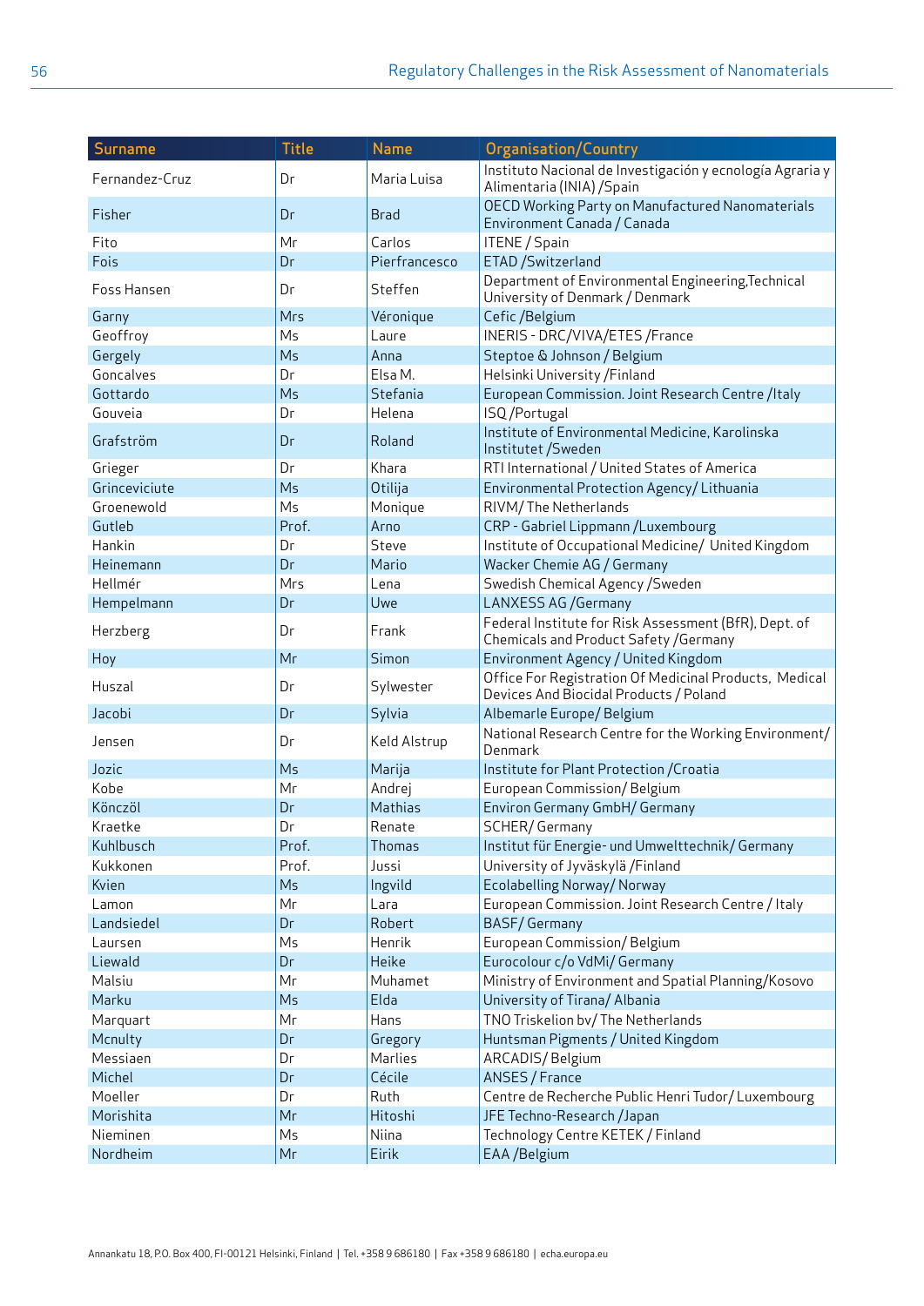| Surname | Title | Name | Organisation/Country |
|---|---|---|---|
| Fernandez-Cruz | Dr | Maria Luisa | Instituto Nacional de Investigación y ecnología Agraria y Alimentaria (INIA) /Spain |
| Fisher | Dr | Brad | OECD Working Party on Manufactured Nanomaterials Environment Canada / Canada |
| Fito | Mr | Carlos | ITENE / Spain |
| Fois | Dr | Pierfrancesco | ETAD /Switzerland |
| Foss Hansen | Dr | Steffen | Department of Environmental Engineering,Technical University of Denmark / Denmark |
| Garny | Mrs | Véronique | Cefic /Belgium |
| Geoffroy | Ms | Laure | INERIS - DRC/VIVA/ETES /France |
| Gergely | Ms | Anna | Steptoe & Johnson / Belgium |
| Goncalves | Dr | Elsa M. | Helsinki University /Finland |
| Gottardo | Ms | Stefania | European Commission. Joint Research Centre /Italy |
| Gouveia | Dr | Helena | ISQ /Portugal |
| Grafström | Dr | Roland | Institute of Environmental Medicine, Karolinska Institutet /Sweden |
| Grieger | Dr | Khara | RTI International / United States of America |
| Grinceviciute | Ms | Otilija | Environmental Protection Agency/ Lithuania |
| Groenewold | Ms | Monique | RIVM/ The Netherlands |
| Gutleb | Prof. | Arno | CRP - Gabriel Lippmann /Luxembourg |
| Hankin | Dr | Steve | Institute of Occupational Medicine/ United Kingdom |
| Heinemann | Dr | Mario | Wacker Chemie AG / Germany |
| Hellmér | Mrs | Lena | Swedish Chemical Agency /Sweden |
| Hempelmann | Dr | Uwe | LANXESS AG /Germany |
| Herzberg | Dr | Frank | Federal Institute for Risk Assessment (BfR), Dept. of Chemicals and Product Safety /Germany |
| Hoy | Mr | Simon | Environment Agency / United Kingdom |
| Huszal | Dr | Sylwester | Office For Registration Of Medicinal Products, Medical Devices And Biocidal Products / Poland |
| Jacobi | Dr | Sylvia | Albemarle Europe/ Belgium |
| Jensen | Dr | Keld Alstrup | National Research Centre for the Working Environment/ Denmark |
| Jozic | Ms | Marija | Institute for Plant Protection /Croatia |
| Kobe | Mr | Andrej | European Commission/ Belgium |
| Könczöl | Dr | Mathias | Environ Germany GmbH/ Germany |
| Kraetke | Dr | Renate | SCHER/ Germany |
| Kuhlbusch | Prof. | Thomas | Institut für Energie- und Umwelttechnik/ Germany |
| Kukkonen | Prof. | Jussi | University of Jyväskylä /Finland |
| Kvien | Ms | Ingvild | Ecolabelling Norway/ Norway |
| Lamon | Mr | Lara | European Commission. Joint Research Centre / Italy |
| Landsiedel | Dr | Robert | BASF/ Germany |
| Laursen | Ms | Henrik | European Commission/ Belgium |
| Liewald | Dr | Heike | Eurocolour c/o VdMi/ Germany |
| Malsiu | Mr | Muhamet | Ministry of Environment and Spatial Planning/Kosovo |
| Marku | Ms | Elda | University of Tirana/ Albania |
| Marquart | Mr | Hans | TNO Triskelion bv/ The Netherlands |
| Mcnulty | Dr | Gregory | Huntsman Pigments / United Kingdom |
| Messiaen | Dr | Marlies | ARCADIS/ Belgium |
| Michel | Dr | Cécile | ANSES / France |
| Moeller | Dr | Ruth | Centre de Recherche Public Henri Tudor/ Luxembourg |
| Morishita | Mr | Hitoshi | JFE Techno-Research /Japan |
| Nieminen | Ms | Niina | Technology Centre KETEK / Finland |
| Nordheim | Mr | Eirik | EAA /Belgium |

Annankatu 18, P.O. Box 400, FI-00121 Helsinki, Finland | Tel. +358 9 686180 | Fax +358 9 686180 | echa.europa.eu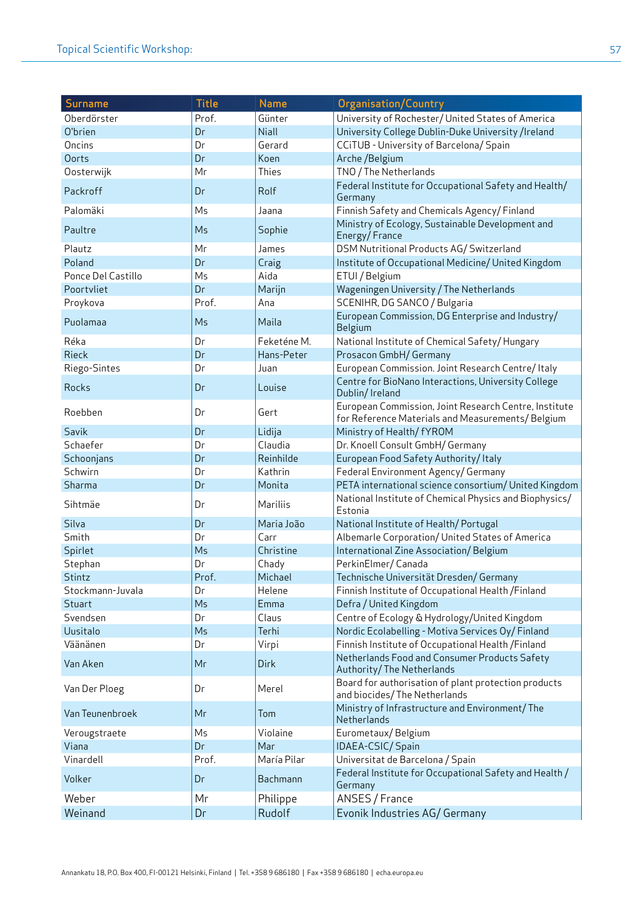| Surname | Title | Name | Organisation/Country |
|---|---|---|---|
| Oberdörster | Prof. | Günter | University of Rochester/ United States of America |
| O'brien | Dr | Niall | University College Dublin-Duke University /Ireland |
| Oncins | Dr | Gerard | CCiTUB - University of Barcelona/ Spain |
| Oorts | Dr | Koen | Arche /Belgium |
| Oosterwijk | Mr | Thies | TNO / The Netherlands |
| Packroff | Dr | Rolf | Federal Institute for Occupational Safety and Health/ Germany |
| Palomäki | Ms | Jaana | Finnish Safety and Chemicals Agency/ Finland |
| Paultre | Ms | Sophie | Ministry of Ecology, Sustainable Development and Energy/ France |
| Plautz | Mr | James | DSM Nutritional Products AG/ Switzerland |
| Poland | Dr | Craig | Institute of Occupational Medicine/ United Kingdom |
| Ponce Del Castillo | Ms | Aida | ETUI / Belgium |
| Poortvliet | Dr | Marijn | Wageningen University / The Netherlands |
| Proykova | Prof. | Ana | SCENIHR, DG SANCO / Bulgaria |
| Puolamaa | Ms | Maila | European Commission, DG Enterprise and Industry/ Belgium |
| Réka | Dr | Feketéne M. | National Institute of Chemical Safety/ Hungary |
| Rieck | Dr | Hans-Peter | Prosacon GmbH/ Germany |
| Riego-Sintes | Dr | Juan | European Commission. Joint Research Centre/ Italy |
| Rocks | Dr | Louise | Centre for BioNano Interactions, University College Dublin/ Ireland |
| Roebben | Dr | Gert | European Commission, Joint Research Centre, Institute for Reference Materials and Measurements/ Belgium |
| Savik | Dr | Lidija | Ministry of Health/ fYROM |
| Schaefer | Dr | Claudia | Dr. Knoell Consult GmbH/ Germany |
| Schoonjans | Dr | Reinhilde | European Food Safety Authority/ Italy |
| Schwirn | Dr | Kathrin | Federal Environment Agency/ Germany |
| Sharma | Dr | Monita | PETA international science consortium/ United Kingdom |
| Sihtmäe | Dr | Mariliis | National Institute of Chemical Physics and Biophysics/ Estonia |
| Silva | Dr | Maria João | National Institute of Health/ Portugal |
| Smith | Dr | Carr | Albemarle Corporation/ United States of America |
| Spirlet | Ms | Christine | International Zinc Association/ Belgium |
| Stephan | Dr | Chady | PerkinElmer/ Canada |
| Stintz | Prof. | Michael | Technische Universität Dresden/ Germany |
| Stockmann-Juvala | Dr | Helene | Finnish Institute of Occupational Health /Finland |
| Stuart | Ms | Emma | Defra / United Kingdom |
| Svendsen | Dr | Claus | Centre of Ecology & Hydrology/United Kingdom |
| Uusitalo | Ms | Terhi | Nordic Ecolabelling - Motiva Services Oy/ Finland |
| Väänänen | Dr | Virpi | Finnish Institute of Occupational Health /Finland |
| Van Aken | Mr | Dirk | Netherlands Food and Consumer Products Safety Authority/ The Netherlands |
| Van Der Ploeg | Dr | Merel | Board for authorisation of plant protection products and biocides/ The Netherlands |
| Van Teunenbroek | Mr | Tom | Ministry of Infrastructure and Environment/ The Netherlands |
| Verougstraete | Ms | Violaine | Eurometaux/ Belgium |
| Viana | Dr | Mar | IDAEA-CSIC/ Spain |
| Vinardell | Prof. | María Pilar | Universitat de Barcelona / Spain |
| Volker | Dr | Bachmann | Federal Institute for Occupational Safety and Health / Germany |
| Weber | Mr | Philippe | ANSES / France |
| Weinand | Dr | Rudolf | Evonik Industries AG/ Germany |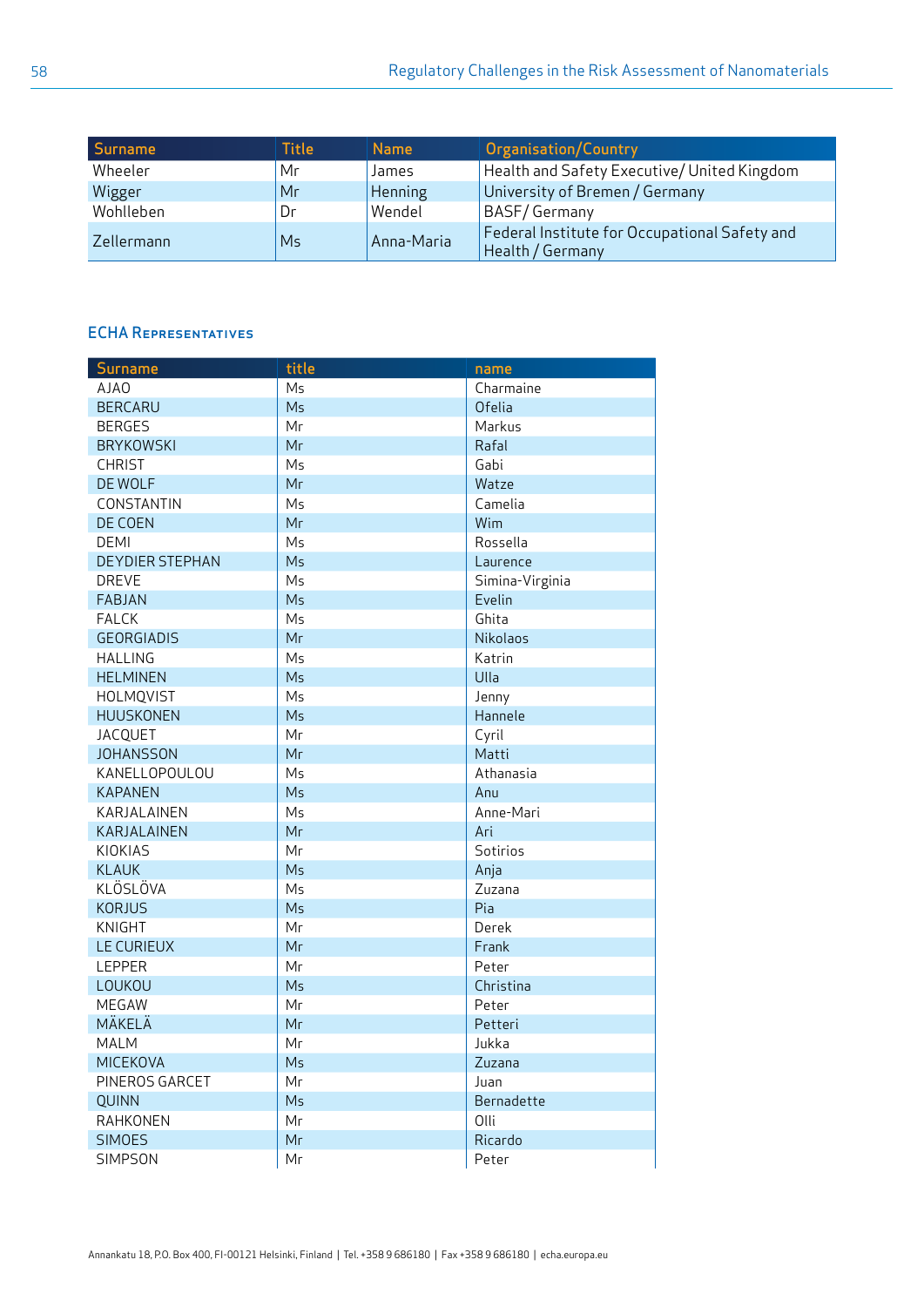| Surname | Title | Name | Organisation/Country |
|---|---|---|---|
| Wheeler | Mr | James | Health and Safety Executive/ United Kingdom |
| Wigger | Mr | Henning | University of Bremen / Germany |
| Wohlleben | Dr | Wendel | BASF/ Germany |
| Zellermann | Ms | Anna-Maria | Federal Institute for Occupational Safety and Health / Germany |

### ECHA Representatives

| Surname | title | name |
|---|---|---|
| AJAO | Ms | Charmaine |
| BERCARU | Ms | Ofelia |
| BERGES | Mr | Markus |
| BRYKOWSKI | Mr | Rafal |
| CHRIST | Ms | Gabi |
| DE WOLF | Mr | Watze |
| CONSTANTIN | Ms | Camelia |
| DE COEN | Mr | Wim |
| DEMI | Ms | Rossella |
| DEYDIER STEPHAN | Ms | Laurence |
| DREVE | Ms | Simina-Virginia |
| FABJAN | Ms | Evelin |
| FALCK | Ms | Ghita |
| GEORGIADIS | Mr | Nikolaos |
| HALLING | Ms | Katrin |
| HELMINEN | Ms | Ulla |
| HOLMQVIST | Ms | Jenny |
| HUUSKONEN | Ms | Hannele |
| JACQUET | Mr | Cyril |
| JOHANSSON | Mr | Matti |
| KANELLOPOULOU | Ms | Athanasia |
| KAPANEN | Ms | Anu |
| KARJALAINEN | Ms | Anne-Mari |
| KARJALAINEN | Mr | Ari |
| KIOKIAS | Mr | Sotirios |
| KLAUK | Ms | Anja |
| KLÖSLÖVA | Ms | Zuzana |
| KORJUS | Ms | Pia |
| KNIGHT | Mr | Derek |
| LE CURIEUX | Mr | Frank |
| LEPPER | Mr | Peter |
| LOUKOU | Ms | Christina |
| MEGAW | Mr | Peter |
| MÄKELÄ | Mr | Petteri |
| MALM | Mr | Jukka |
| MICEKOVA | Ms | Zuzana |
| PINEROS GARCET | Mr | Juan |
| QUINN | Ms | Bernadette |
| RAHKONEN | Mr | Olli |
| SIMOES | Mr | Ricardo |
| SIMPSON | Mr | Peter |

Annankatu 18, P.O. Box 400, FI-00121 Helsinki, Finland | Tel. +358 9 686180 | Fax +358 9 686180 | echa.europa.eu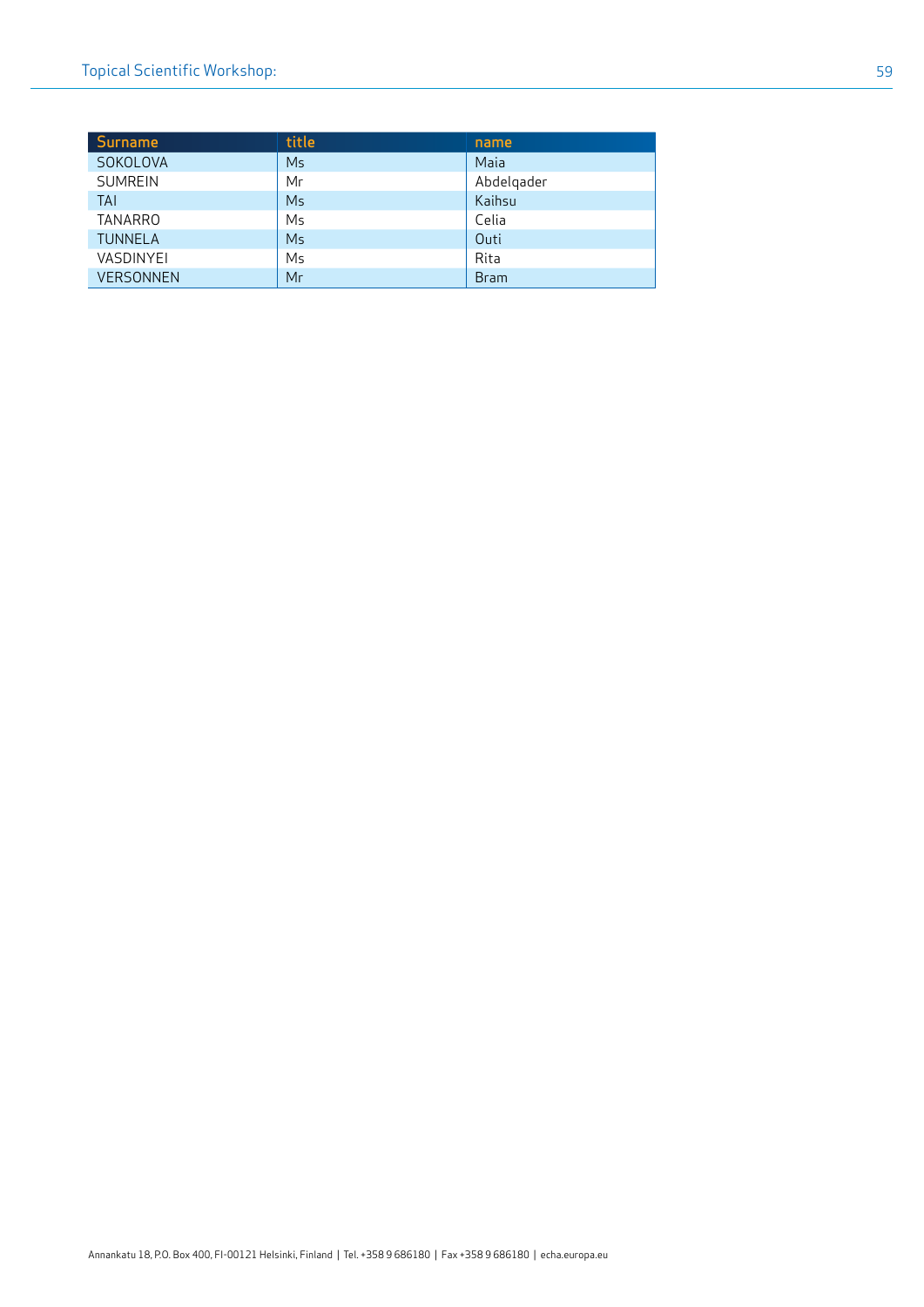| Surname | title | name |
|---|---|---|
| SOKOLOVA | Ms | Maia |
| SUMREIN | Mr | Abdelqader |
| TAI | Ms | Kaihsu |
| TANARRO | Ms | Celia |
| TUNNELA | Ms | Outi |
| VASDINYEI | Ms | Rita |
| VERSONNEN | Mr | Bram |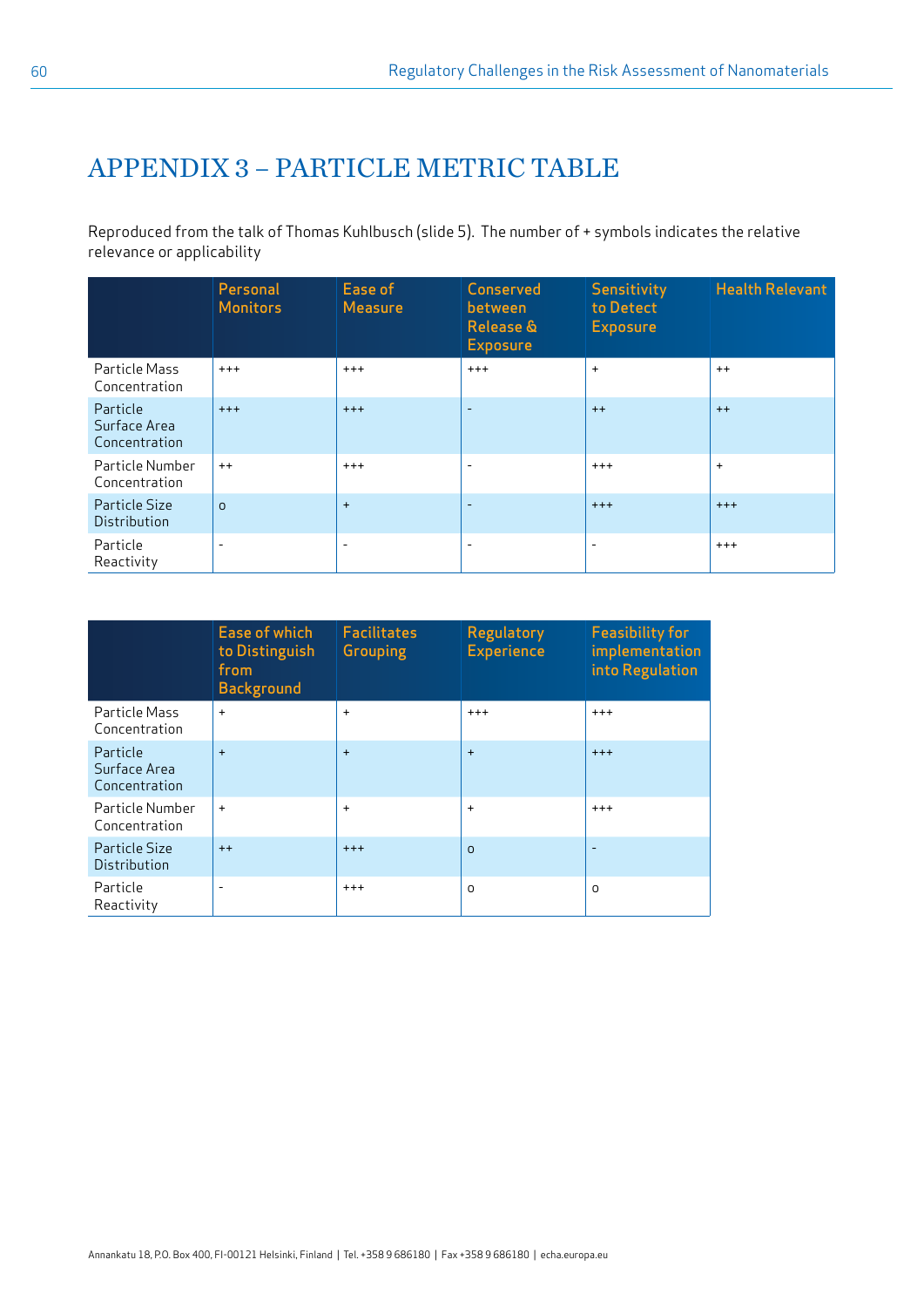# APPENDIX 3 – PARTICLE METRIC TABLE

Reproduced from the talk of Thomas Kuhlbusch (slide 5). The number of + symbols indicates the relative relevance or applicability

| | Personal Monitors | Ease of Measure | Conserved between Release & Exposure | Sensitivity to Detect Exposure | Health Relevant |
|---|---|---|---|---|---|
| Particle Mass Concentration | +++ | +++ | +++ | + | ++ |
| Particle Surface Area Concentration | +++ | +++ | - | ++ | ++ |
| Particle Number Concentration | ++ | +++ | - | +++ | + |
| Particle Size Distribution | o | + | - | +++ | +++ |
| Particle Reactivity | - | - | - | - | +++ |

| | Ease of which to Distinguish from Background | Facilitates Grouping | Regulatory Experience | Feasibility for implementation into Regulation |
|---|---|---|---|---|
| Particle Mass Concentration | + | + | +++ | +++ |
| Particle Surface Area Concentration | + | + | + | +++ |
| Particle Number Concentration | + | + | + | +++ |
| Particle Size Distribution | ++ | +++ | o | - |
| Particle Reactivity | - | +++ | o | o |

Annankatu 18, P.O. Box 400, FI-00121 Helsinki, Finland | Tel. +358 9 686180 | Fax +358 9 686180 | echa.europa.eu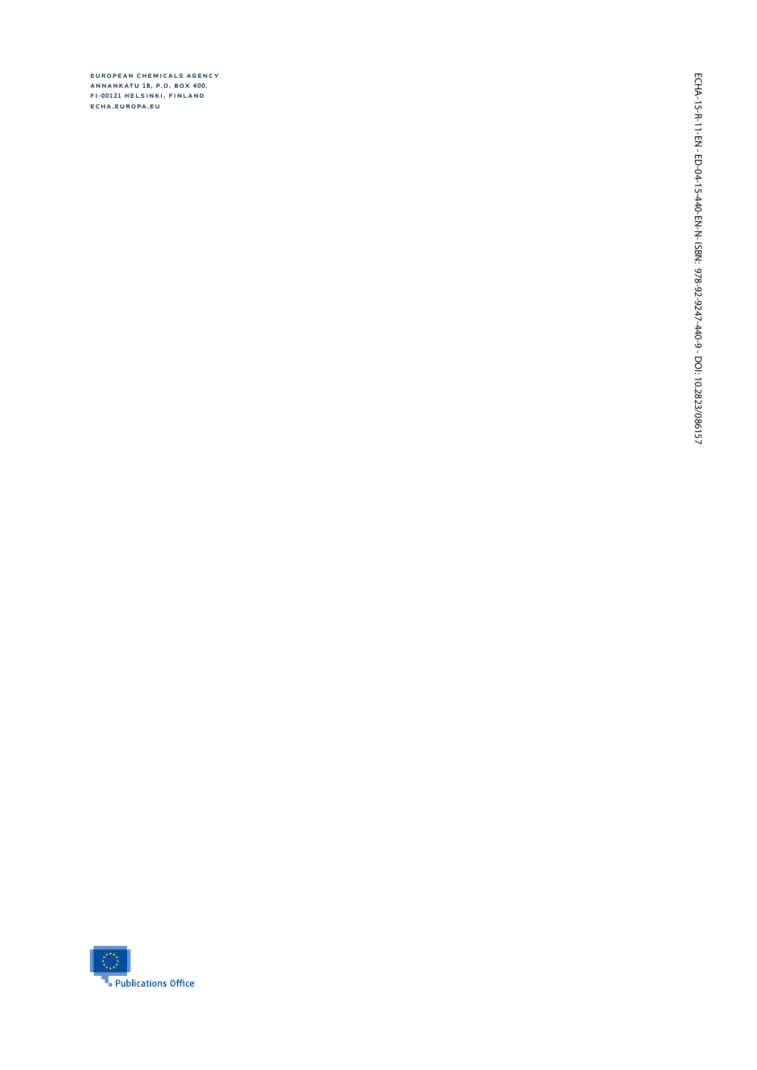EUROPEAN CHEMICALS AGENCY
ANNANKATU 18, P.O. BOX 400,
FI-00121 HELSINKI, FINLAND
ECHA.EUROPA.EU

ECHA-15-R-11-EN - ED-04-15-440-EN-N- ISBN: 978-92-9247-440-9 - DOI: 10.2823/086157

Publications Office